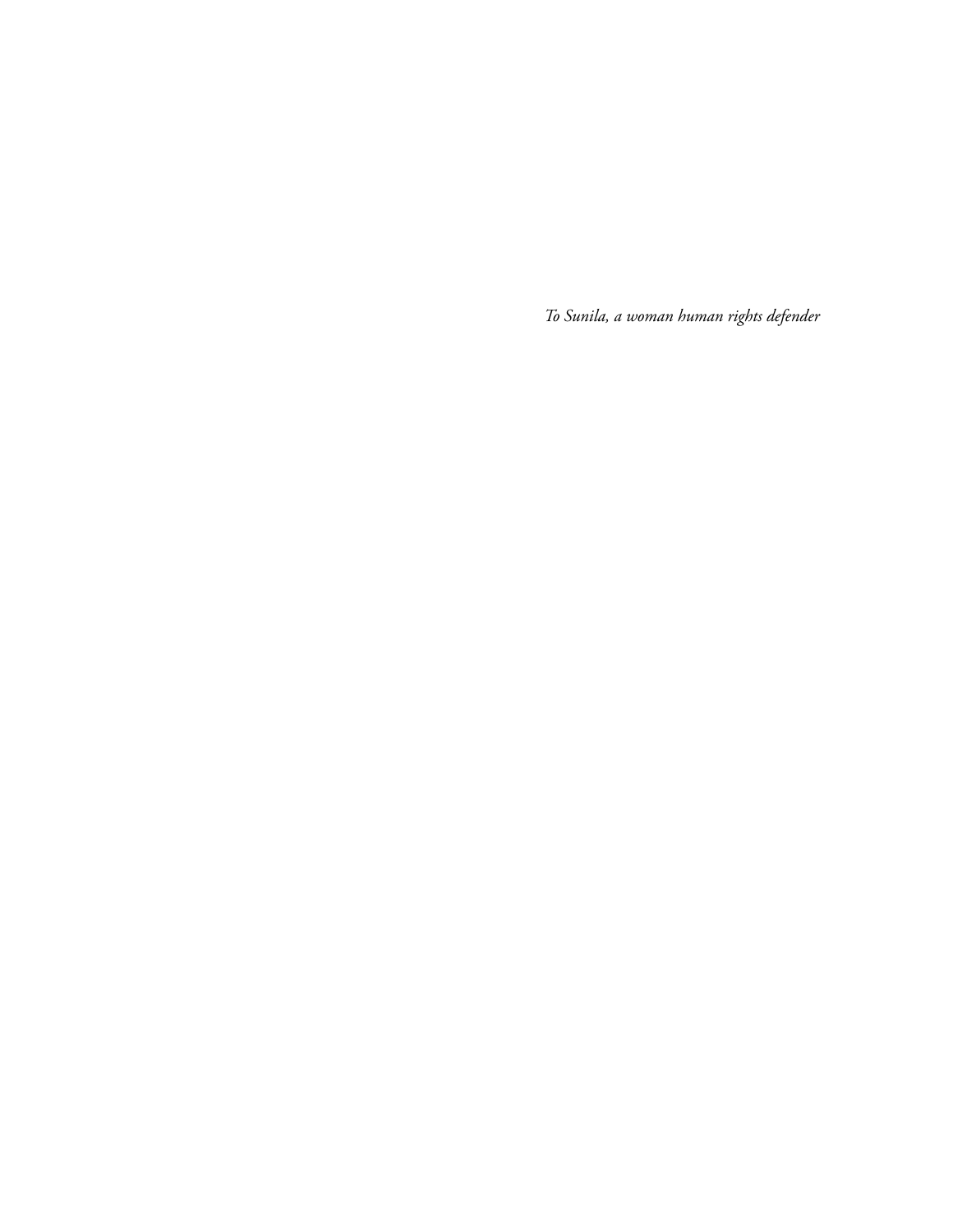*To Sunila, a woman human rights defender*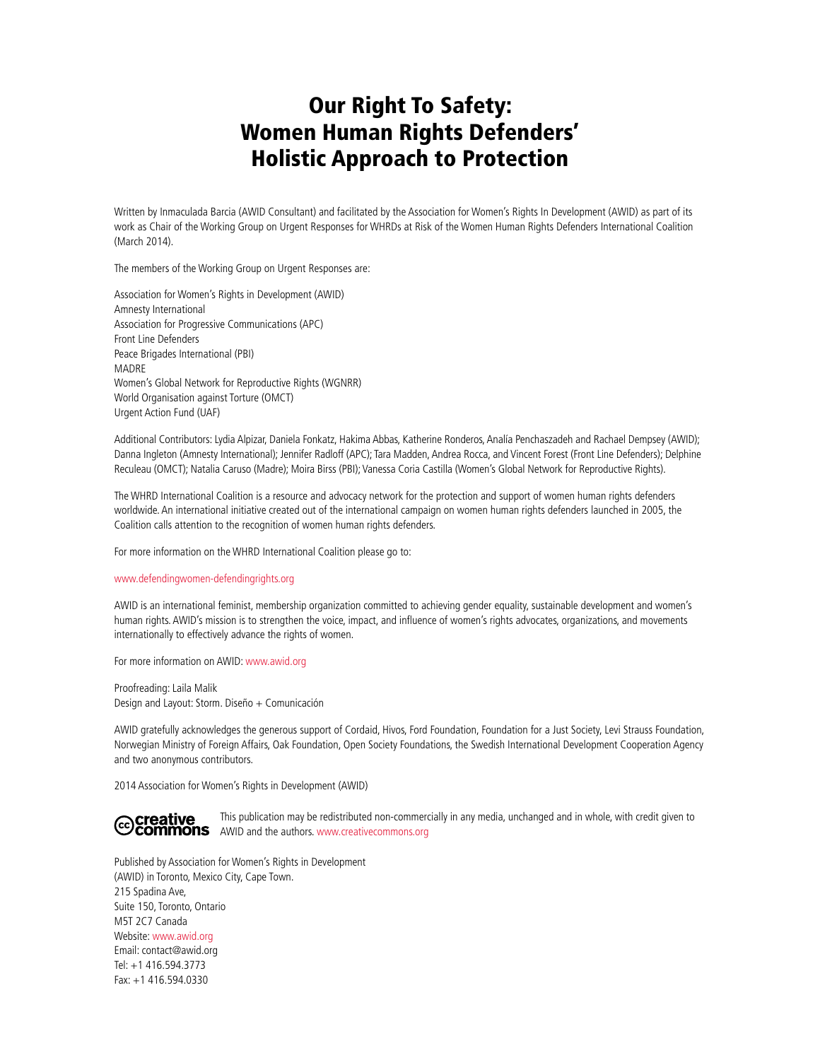# Our Right To Safety: Women Human Rights Defenders' Holistic Approach to Protection

Written by Inmaculada Barcia (AWID Consultant) and facilitated by the Association for Women's Rights In Development (AWID) as part of its work as Chair of the Working Group on Urgent Responses for WHRDs at Risk of the Women Human Rights Defenders International Coalition (March 2014).

The members of the Working Group on Urgent Responses are:

Association for Women's Rights in Development (AWID)
Amnesty International
Association for Progressive Communications (APC)
Front Line Defenders
Peace Brigades International (PBI)
MADRE
Women's Global Network for Reproductive Rights (WGNRR)
World Organisation against Torture (OMCT)
Urgent Action Fund (UAF)

Additional Contributors: Lydia Alpizar, Daniela Fonkatz, Hakima Abbas, Katherine Ronderos, Analía Penchaszadeh and Rachael Dempsey (AWID); Danna Ingleton (Amnesty International); Jennifer Radloff (APC); Tara Madden, Andrea Rocca, and Vincent Forest (Front Line Defenders); Delphine Reculeau (OMCT); Natalia Caruso (Madre); Moira Birss (PBI); Vanessa Coria Castilla (Women's Global Network for Reproductive Rights).

The WHRD International Coalition is a resource and advocacy network for the protection and support of women human rights defenders worldwide. An international initiative created out of the international campaign on women human rights defenders launched in 2005, the Coalition calls attention to the recognition of women human rights defenders.

For more information on the WHRD International Coalition please go to:

www.defendingwomen-defendingrights.org

AWID is an international feminist, membership organization committed to achieving gender equality, sustainable development and women's human rights. AWID's mission is to strengthen the voice, impact, and influence of women's rights advocates, organizations, and movements internationally to effectively advance the rights of women.

For more information on AWID: www.awid.org

Proofreading: Laila Malik
Design and Layout: Storm. Diseño + Comunicación

AWID gratefully acknowledges the generous support of Cordaid, Hivos, Ford Foundation, Foundation for a Just Society, Levi Strauss Foundation, Norwegian Ministry of Foreign Affairs, Oak Foundation, Open Society Foundations, the Swedish International Development Cooperation Agency and two anonymous contributors.

2014 Association for Women's Rights in Development (AWID)

creative commons — This publication may be redistributed non-commercially in any media, unchanged and in whole, with credit given to AWID and the authors. www.creativecommons.org

Published by Association for Women's Rights in Development (AWID) in Toronto, Mexico City, Cape Town.
215 Spadina Ave,
Suite 150, Toronto, Ontario
M5T 2C7 Canada
Website: www.awid.org
Email: contact@awid.org
Tel: +1 416.594.3773
Fax: +1 416.594.0330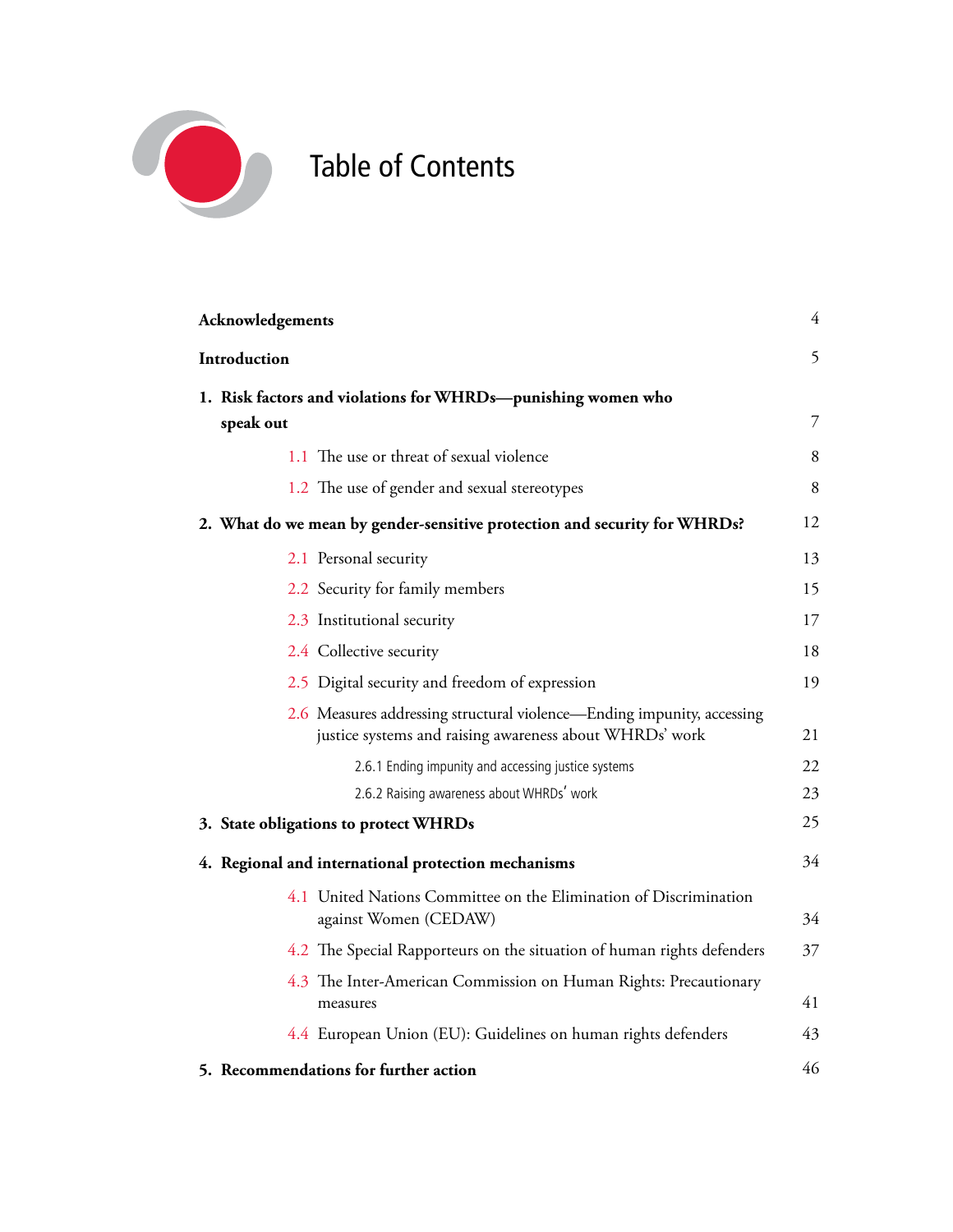# Table of Contents

| | |
|---|---|
| **Acknowledgements** | 4 |
| **Introduction** | 5 |
| **1. Risk factors and violations for WHRDs—punishing women who speak out** | 7 |
| 1.1 The use or threat of sexual violence | 8 |
| 1.2 The use of gender and sexual stereotypes | 8 |
| **2. What do we mean by gender-sensitive protection and security for WHRDs?** | 12 |
| 2.1 Personal security | 13 |
| 2.2 Security for family members | 15 |
| 2.3 Institutional security | 17 |
| 2.4 Collective security | 18 |
| 2.5 Digital security and freedom of expression | 19 |
| 2.6 Measures addressing structural violence—Ending impunity, accessing justice systems and raising awareness about WHRDs' work | 21 |
| 2.6.1 Ending impunity and accessing justice systems | 22 |
| 2.6.2 Raising awareness about WHRDs' work | 23 |
| **3. State obligations to protect WHRDs** | 25 |
| **4. Regional and international protection mechanisms** | 34 |
| 4.1 United Nations Committee on the Elimination of Discrimination against Women (CEDAW) | 34 |
| 4.2 The Special Rapporteurs on the situation of human rights defenders | 37 |
| 4.3 The Inter-American Commission on Human Rights: Precautionary measures | 41 |
| 4.4 European Union (EU): Guidelines on human rights defenders | 43 |
| **5. Recommendations for further action** | 46 |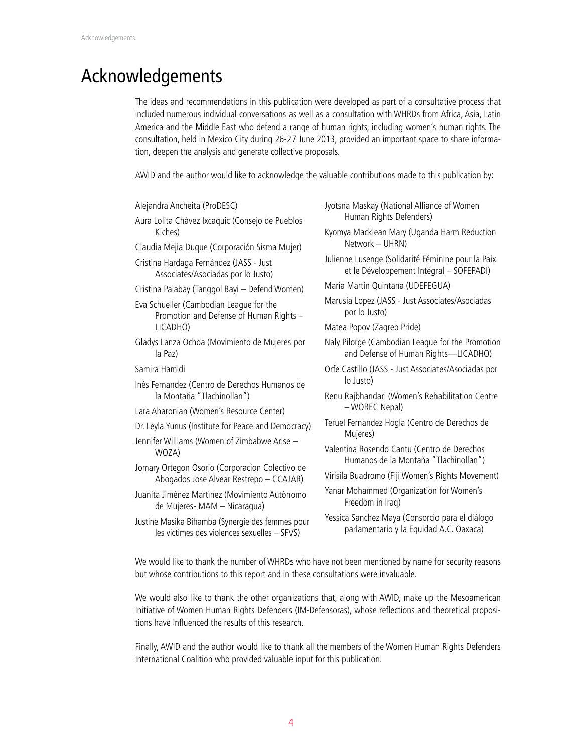# Acknowledgements

The ideas and recommendations in this publication were developed as part of a consultative process that included numerous individual conversations as well as a consultation with WHRDs from Africa, Asia, Latin America and the Middle East who defend a range of human rights, including women's human rights. The consultation, held in Mexico City during 26-27 June 2013, provided an important space to share information, deepen the analysis and generate collective proposals.

AWID and the author would like to acknowledge the valuable contributions made to this publication by:

- Alejandra Ancheita (ProDESC)
- Aura Lolita Chávez Ixcaquic (Consejo de Pueblos Kiches)
- Claudia Mejia Duque (Corporación Sisma Mujer)
- Cristina Hardaga Fernández (JASS - Just Associates/Asociadas por lo Justo)
- Cristina Palabay (Tanggol Bayi – Defend Women)
- Eva Schueller (Cambodian League for the Promotion and Defense of Human Rights – LICADHO)
- Gladys Lanza Ochoa (Movimiento de Mujeres por la Paz)
- Samira Hamidi
- Inés Fernandez (Centro de Derechos Humanos de la Montaña "Tlachinollan")
- Lara Aharonian (Women's Resource Center)
- Dr. Leyla Yunus (Institute for Peace and Democracy)
- Jennifer Williams (Women of Zimbabwe Arise – WOZA)
- Jomary Ortegon Osorio (Corporacion Colectivo de Abogados Jose Alvear Restrepo – CCAJAR)
- Juanita Jimènez Martìnez (Movimiento Autònomo de Mujeres- MAM – Nicaragua)
- Justine Masika Bihamba (Synergie des femmes pour les victimes des violences sexuelles – SFVS)
- Jyotsna Maskay (National Alliance of Women Human Rights Defenders)
- Kyomya Macklean Mary (Uganda Harm Reduction Network – UHRN)
- Julienne Lusenge (Solidarité Féminine pour la Paix et le Développement Intégral – SOFEPADI)
- María Martín Quintana (UDEFEGUA)
- Marusia Lopez (JASS - Just Associates/Asociadas por lo Justo)
- Matea Popov (Zagreb Pride)
- Naly Pilorge (Cambodian League for the Promotion and Defense of Human Rights—LICADHO)
- Orfe Castillo (JASS - Just Associates/Asociadas por lo Justo)
- Renu Rajbhandari (Women's Rehabilitation Centre – WOREC Nepal)
- Teruel Fernandez Hogla (Centro de Derechos de Mujeres)
- Valentina Rosendo Cantu (Centro de Derechos Humanos de la Montaña "Tlachinollan")
- Virisila Buadromo (Fiji Women's Rights Movement)
- Yanar Mohammed (Organization for Women's Freedom in Iraq)
- Yessica Sanchez Maya (Consorcio para el diálogo parlamentario y la Equidad A.C. Oaxaca)

We would like to thank the number of WHRDs who have not been mentioned by name for security reasons but whose contributions to this report and in these consultations were invaluable.

We would also like to thank the other organizations that, along with AWID, make up the Mesoamerican Initiative of Women Human Rights Defenders (IM-Defensoras), whose reflections and theoretical propositions have influenced the results of this research.

Finally, AWID and the author would like to thank all the members of the Women Human Rights Defenders International Coalition who provided valuable input for this publication.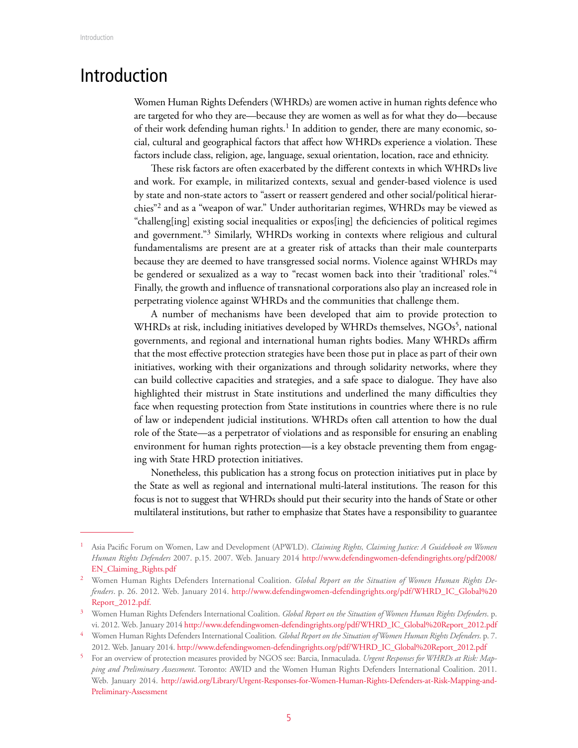# Introduction

Women Human Rights Defenders (WHRDs) are women active in human rights defence who are targeted for who they are—because they are women as well as for what they do—because of their work defending human rights.[1] In addition to gender, there are many economic, social, cultural and geographical factors that affect how WHRDs experience a violation. These factors include class, religion, age, language, sexual orientation, location, race and ethnicity.

These risk factors are often exacerbated by the different contexts in which WHRDs live and work. For example, in militarized contexts, sexual and gender-based violence is used by state and non-state actors to "assert or reassert gendered and other social/political hierarchies"[2] and as a "weapon of war." Under authoritarian regimes, WHRDs may be viewed as "challeng[ing] existing social inequalities or expos[ing] the deficiencies of political regimes and government."[3] Similarly, WHRDs working in contexts where religious and cultural fundamentalisms are present are at a greater risk of attacks than their male counterparts because they are deemed to have transgressed social norms. Violence against WHRDs may be gendered or sexualized as a way to "recast women back into their 'traditional' roles."[4] Finally, the growth and influence of transnational corporations also play an increased role in perpetrating violence against WHRDs and the communities that challenge them.

A number of mechanisms have been developed that aim to provide protection to WHRDs at risk, including initiatives developed by WHRDs themselves, NGOs[5], national governments, and regional and international human rights bodies. Many WHRDs affirm that the most effective protection strategies have been those put in place as part of their own initiatives, working with their organizations and through solidarity networks, where they can build collective capacities and strategies, and a safe space to dialogue. They have also highlighted their mistrust in State institutions and underlined the many difficulties they face when requesting protection from State institutions in countries where there is no rule of law or independent judicial institutions. WHRDs often call attention to how the dual role of the State—as a perpetrator of violations and as responsible for ensuring an enabling environment for human rights protection—is a key obstacle preventing them from engaging with State HRD protection initiatives.

Nonetheless, this publication has a strong focus on protection initiatives put in place by the State as well as regional and international multi-lateral institutions. The reason for this focus is not to suggest that WHRDs should put their security into the hands of State or other multilateral institutions, but rather to emphasize that States have a responsibility to guarantee

---

[1] Asia Pacific Forum on Women, Law and Development (APWLD). *Claiming Rights, Claiming Justice: A Guidebook on Women Human Rights Defenders* 2007. p.15. 2007. Web. January 2014 http://www.defendingwomen-defendingrights.org/pdf2008/EN_Claiming_Rights.pdf

[2] Women Human Rights Defenders International Coalition. *Global Report on the Situation of Women Human Rights Defenders*. p. 26. 2012. Web. January 2014. http://www.defendingwomen-defendingrights.org/pdf/WHRD_IC_Global%20Report_2012.pdf.

[3] Women Human Rights Defenders International Coalition. *Global Report on the Situation of Women Human Rights Defenders*. p. vi. 2012. Web. January 2014 http://www.defendingwomen-defendingrights.org/pdf/WHRD_IC_Global%20Report_2012.pdf

[4] Women Human Rights Defenders International Coalition. *Global Report on the Situation of Women Human Rights Defenders*. p. 7. 2012. Web. January 2014. http://www.defendingwomen-defendingrights.org/pdf/WHRD_IC_Global%20Report_2012.pdf

[5] For an overview of protection measures provided by NGOS see: Barcia, Inmaculada. *Urgent Responses for WHRDs at Risk: Mapping and Preliminary Assessment*. Toronto: AWID and the Women Human Rights Defenders International Coalition. 2011. Web. January 2014. http://awid.org/Library/Urgent-Responses-for-Women-Human-Rights-Defenders-at-Risk-Mapping-and-Preliminary-Assessment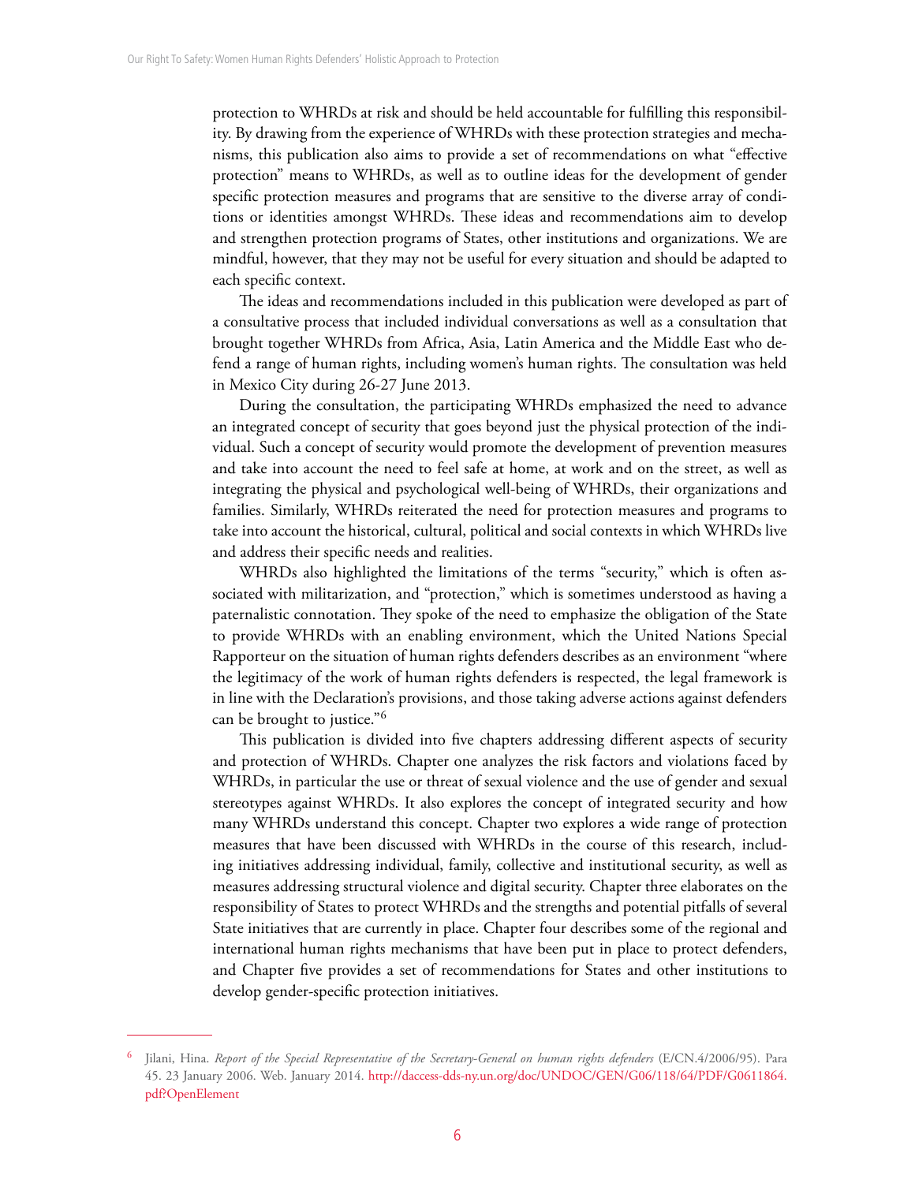protection to WHRDs at risk and should be held accountable for fulfilling this responsibility. By drawing from the experience of WHRDs with these protection strategies and mechanisms, this publication also aims to provide a set of recommendations on what "effective protection" means to WHRDs, as well as to outline ideas for the development of gender specific protection measures and programs that are sensitive to the diverse array of conditions or identities amongst WHRDs. These ideas and recommendations aim to develop and strengthen protection programs of States, other institutions and organizations. We are mindful, however, that they may not be useful for every situation and should be adapted to each specific context.

The ideas and recommendations included in this publication were developed as part of a consultative process that included individual conversations as well as a consultation that brought together WHRDs from Africa, Asia, Latin America and the Middle East who defend a range of human rights, including women's human rights. The consultation was held in Mexico City during 26-27 June 2013.

During the consultation, the participating WHRDs emphasized the need to advance an integrated concept of security that goes beyond just the physical protection of the individual. Such a concept of security would promote the development of prevention measures and take into account the need to feel safe at home, at work and on the street, as well as integrating the physical and psychological well-being of WHRDs, their organizations and families. Similarly, WHRDs reiterated the need for protection measures and programs to take into account the historical, cultural, political and social contexts in which WHRDs live and address their specific needs and realities.

WHRDs also highlighted the limitations of the terms "security," which is often associated with militarization, and "protection," which is sometimes understood as having a paternalistic connotation. They spoke of the need to emphasize the obligation of the State to provide WHRDs with an enabling environment, which the United Nations Special Rapporteur on the situation of human rights defenders describes as an environment "where the legitimacy of the work of human rights defenders is respected, the legal framework is in line with the Declaration's provisions, and those taking adverse actions against defenders can be brought to justice."[6]

This publication is divided into five chapters addressing different aspects of security and protection of WHRDs. Chapter one analyzes the risk factors and violations faced by WHRDs, in particular the use or threat of sexual violence and the use of gender and sexual stereotypes against WHRDs. It also explores the concept of integrated security and how many WHRDs understand this concept. Chapter two explores a wide range of protection measures that have been discussed with WHRDs in the course of this research, including initiatives addressing individual, family, collective and institutional security, as well as measures addressing structural violence and digital security. Chapter three elaborates on the responsibility of States to protect WHRDs and the strengths and potential pitfalls of several State initiatives that are currently in place. Chapter four describes some of the regional and international human rights mechanisms that have been put in place to protect defenders, and Chapter five provides a set of recommendations for States and other institutions to develop gender-specific protection initiatives.

---

[6] Jilani, Hina. *Report of the Special Representative of the Secretary-General on human rights defenders* (E/CN.4/2006/95). Para 45. 23 January 2006. Web. January 2014. http://daccess-dds-ny.un.org/doc/UNDOC/GEN/G06/118/64/PDF/G0611864.pdf?OpenElement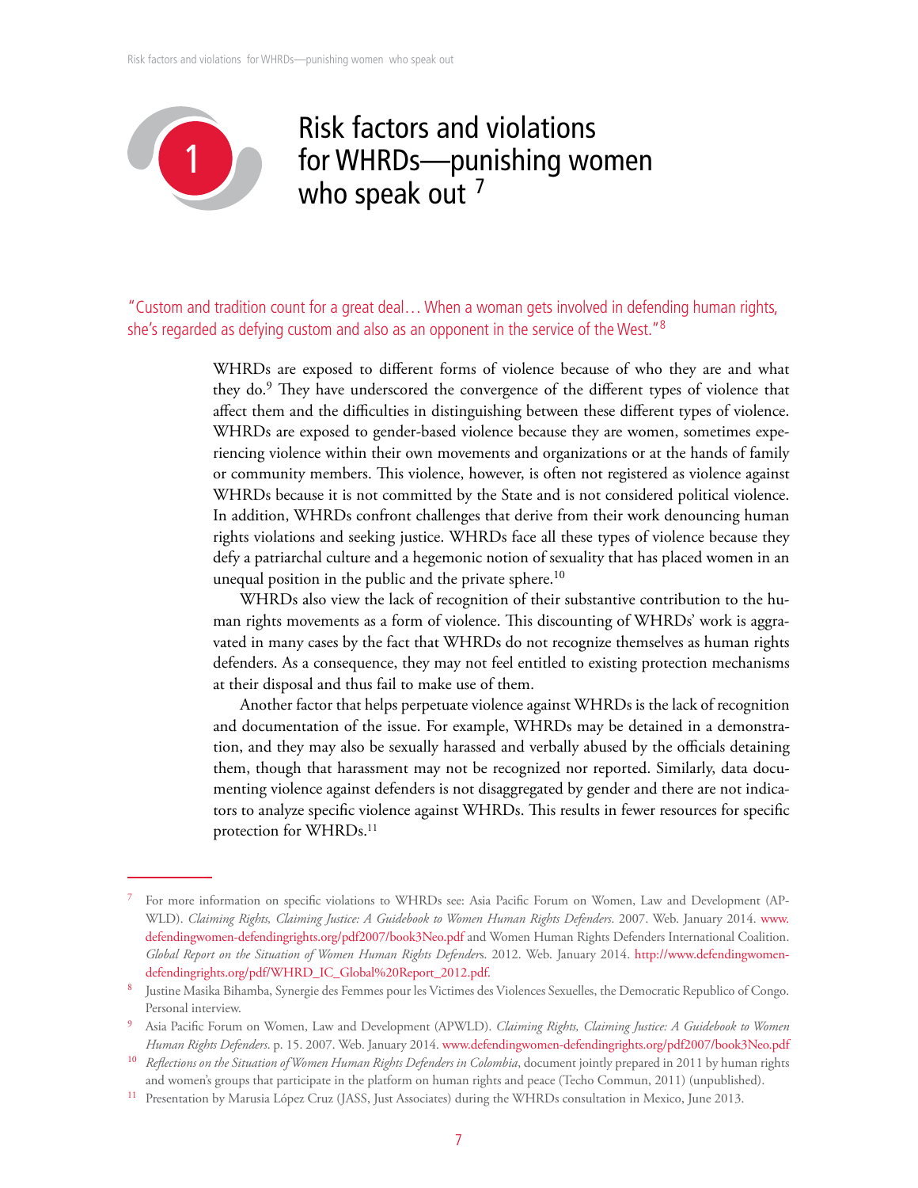# 1 Risk factors and violations for WHRDs—punishing women who speak out [7]

"Custom and tradition count for a great deal… When a woman gets involved in defending human rights, she's regarded as defying custom and also as an opponent in the service of the West."[8]

WHRDs are exposed to different forms of violence because of who they are and what they do.[9] They have underscored the convergence of the different types of violence that affect them and the difficulties in distinguishing between these different types of violence. WHRDs are exposed to gender-based violence because they are women, sometimes experiencing violence within their own movements and organizations or at the hands of family or community members. This violence, however, is often not registered as violence against WHRDs because it is not committed by the State and is not considered political violence. In addition, WHRDs confront challenges that derive from their work denouncing human rights violations and seeking justice. WHRDs face all these types of violence because they defy a patriarchal culture and a hegemonic notion of sexuality that has placed women in an unequal position in the public and the private sphere.[10]

WHRDs also view the lack of recognition of their substantive contribution to the human rights movements as a form of violence. This discounting of WHRDs' work is aggravated in many cases by the fact that WHRDs do not recognize themselves as human rights defenders. As a consequence, they may not feel entitled to existing protection mechanisms at their disposal and thus fail to make use of them.

Another factor that helps perpetuate violence against WHRDs is the lack of recognition and documentation of the issue. For example, WHRDs may be detained in a demonstration, and they may also be sexually harassed and verbally abused by the officials detaining them, though that harassment may not be recognized nor reported. Similarly, data documenting violence against defenders is not disaggregated by gender and there are not indicators to analyze specific violence against WHRDs. This results in fewer resources for specific protection for WHRDs.[11]

---

[7] For more information on specific violations to WHRDs see: Asia Pacific Forum on Women, Law and Development (APWLD). *Claiming Rights, Claiming Justice: A Guidebook to Women Human Rights Defenders*. 2007. Web. January 2014. www.defendingwomen-defendingrights.org/pdf2007/book3Neo.pdf and Women Human Rights Defenders International Coalition. *Global Report on the Situation of Women Human Rights Defenders*. 2012. Web. January 2014. http://www.defendingwomen-defendingrights.org/pdf/WHRD_IC_Global%20Report_2012.pdf.

[8] Justine Masika Bihamba, Synergie des Femmes pour les Victimes des Violences Sexuelles, the Democratic Republico of Congo. Personal interview.

[9] Asia Pacific Forum on Women, Law and Development (APWLD). *Claiming Rights, Claiming Justice: A Guidebook to Women Human Rights Defenders*. p. 15. 2007. Web. January 2014. www.defendingwomen-defendingrights.org/pdf2007/book3Neo.pdf

[10] *Reflections on the Situation of Women Human Rights Defenders in Colombia*, document jointly prepared in 2011 by human rights and women's groups that participate in the platform on human rights and peace (Techo Commun, 2011) (unpublished).

[11] Presentation by Marusia López Cruz (JASS, Just Associates) during the WHRDs consultation in Mexico, June 2013.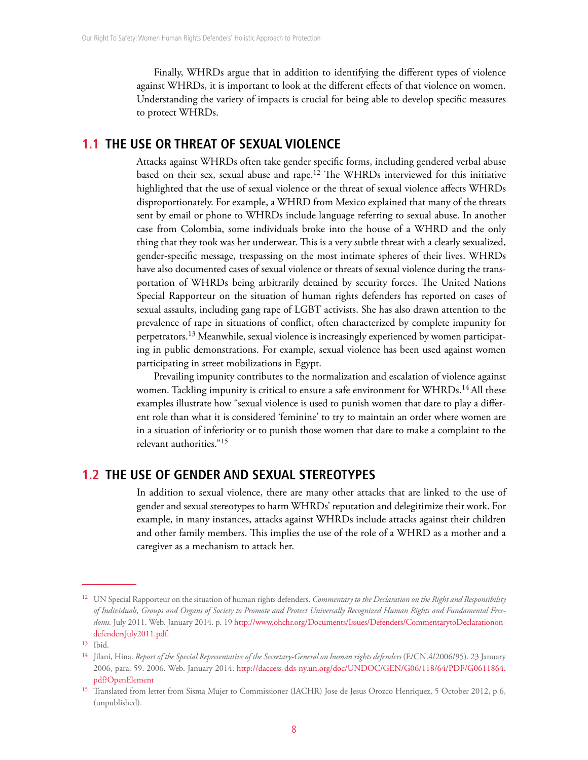Finally, WHRDs argue that in addition to identifying the different types of violence against WHRDs, it is important to look at the different effects of that violence on women. Understanding the variety of impacts is crucial for being able to develop specific measures to protect WHRDs.

## 1.1 THE USE OR THREAT OF SEXUAL VIOLENCE

Attacks against WHRDs often take gender specific forms, including gendered verbal abuse based on their sex, sexual abuse and rape.[12] The WHRDs interviewed for this initiative highlighted that the use of sexual violence or the threat of sexual violence affects WHRDs disproportionately. For example, a WHRD from Mexico explained that many of the threats sent by email or phone to WHRDs include language referring to sexual abuse. In another case from Colombia, some individuals broke into the house of a WHRD and the only thing that they took was her underwear. This is a very subtle threat with a clearly sexualized, gender-specific message, trespassing on the most intimate spheres of their lives. WHRDs have also documented cases of sexual violence or threats of sexual violence during the transportation of WHRDs being arbitrarily detained by security forces. The United Nations Special Rapporteur on the situation of human rights defenders has reported on cases of sexual assaults, including gang rape of LGBT activists. She has also drawn attention to the prevalence of rape in situations of conflict, often characterized by complete impunity for perpetrators.[13] Meanwhile, sexual violence is increasingly experienced by women participating in public demonstrations. For example, sexual violence has been used against women participating in street mobilizations in Egypt.

Prevailing impunity contributes to the normalization and escalation of violence against women. Tackling impunity is critical to ensure a safe environment for WHRDs.[14] All these examples illustrate how "sexual violence is used to punish women that dare to play a different role than what it is considered 'feminine' to try to maintain an order where women are in a situation of inferiority or to punish those women that dare to make a complaint to the relevant authorities."[15]

## 1.2 THE USE OF GENDER AND SEXUAL STEREOTYPES

In addition to sexual violence, there are many other attacks that are linked to the use of gender and sexual stereotypes to harm WHRDs' reputation and delegitimize their work. For example, in many instances, attacks against WHRDs include attacks against their children and other family members. This implies the use of the role of a WHRD as a mother and a caregiver as a mechanism to attack her.

---

[12] UN Special Rapporteur on the situation of human rights defenders. *Commentary to the Declaration on the Right and Responsibility of Individuals, Groups and Organs of Society to Promote and Protect Universally Recognized Human Rights and Fundamental Freedoms.* July 2011. Web. January 2014. p. 19 http://www.ohchr.org/Documents/Issues/Defenders/CommentarytoDeclarationondefendersJuly2011.pdf.

[13] Ibid.

[14] Jilani, Hina. *Report of the Special Representative of the Secretary-General on human rights defenders* (E/CN.4/2006/95). 23 January 2006, para. 59. 2006. Web. January 2014. http://daccess-dds-ny.un.org/doc/UNDOC/GEN/G06/118/64/PDF/G0611864.pdf?OpenElement

[15] Translated from letter from Sisma Mujer to Commissioner (IACHR) Jose de Jesus Orozco Henriquez, 5 October 2012, p 6, (unpublished).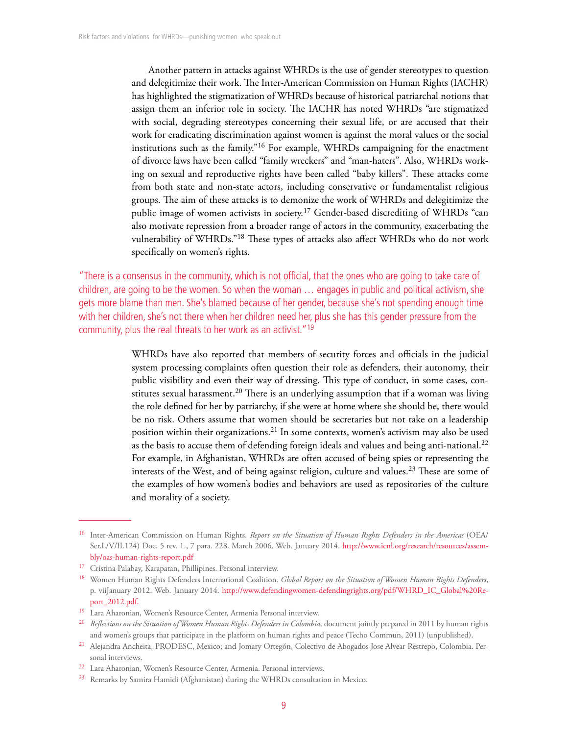Another pattern in attacks against WHRDs is the use of gender stereotypes to question and delegitimize their work. The Inter-American Commission on Human Rights (IACHR) has highlighted the stigmatization of WHRDs because of historical patriarchal notions that assign them an inferior role in society. The IACHR has noted WHRDs "are stigmatized with social, degrading stereotypes concerning their sexual life, or are accused that their work for eradicating discrimination against women is against the moral values or the social institutions such as the family."[16] For example, WHRDs campaigning for the enactment of divorce laws have been called "family wreckers" and "man-haters". Also, WHRDs working on sexual and reproductive rights have been called "baby killers". These attacks come from both state and non-state actors, including conservative or fundamentalist religious groups. The aim of these attacks is to demonize the work of WHRDs and delegitimize the public image of women activists in society.[17] Gender-based discrediting of WHRDs "can also motivate repression from a broader range of actors in the community, exacerbating the vulnerability of WHRDs."[18] These types of attacks also affect WHRDs who do not work specifically on women's rights.

> "There is a consensus in the community, which is not official, that the ones who are going to take care of children, are going to be the women. So when the woman … engages in public and political activism, she gets more blame than men. She's blamed because of her gender, because she's not spending enough time with her children, she's not there when her children need her, plus she has this gender pressure from the community, plus the real threats to her work as an activist."[19]

WHRDs have also reported that members of security forces and officials in the judicial system processing complaints often question their role as defenders, their autonomy, their public visibility and even their way of dressing. This type of conduct, in some cases, constitutes sexual harassment.[20] There is an underlying assumption that if a woman was living the role defined for her by patriarchy, if she were at home where she should be, there would be no risk. Others assume that women should be secretaries but not take on a leadership position within their organizations.[21] In some contexts, women's activism may also be used as the basis to accuse them of defending foreign ideals and values and being anti-national.[22] For example, in Afghanistan, WHRDs are often accused of being spies or representing the interests of the West, and of being against religion, culture and values.[23] These are some of the examples of how women's bodies and behaviors are used as repositories of the culture and morality of a society.

---

[16] Inter-American Commission on Human Rights. *Report on the Situation of Human Rights Defenders in the Americas* (OEA/Ser.L/V/II.124) Doc. 5 rev. 1., 7 para. 228. March 2006. Web. January 2014. http://www.icnl.org/research/resources/assembly/oas-human-rights-report.pdf

[17] Cristina Palabay, Karapatan, Phillipines. Personal interview.

[18] Women Human Rights Defenders International Coalition. *Global Report on the Situation of Women Human Rights Defenders*, p. viiJanuary 2012. Web. January 2014. http://www.defendingwomen-defendingrights.org/pdf/WHRD_IC_Global%20Report_2012.pdf.

[19] Lara Aharonian, Women's Resource Center, Armenia Personal interview.

[20] *Reflections on the Situation of Women Human Rights Defenders in Colombia,* document jointly prepared in 2011 by human rights and women's groups that participate in the platform on human rights and peace (Techo Commun, 2011) (unpublished).

[21] Alejandra Ancheita, PRODESC, Mexico; and Jomary Ortegón, Colectivo de Abogados Jose Alvear Restrepo, Colombia. Personal interviews.

[22] Lara Aharonian, Women's Resource Center, Armenia. Personal interviews.

[23] Remarks by Samira Hamidi (Afghanistan) during the WHRDs consultation in Mexico.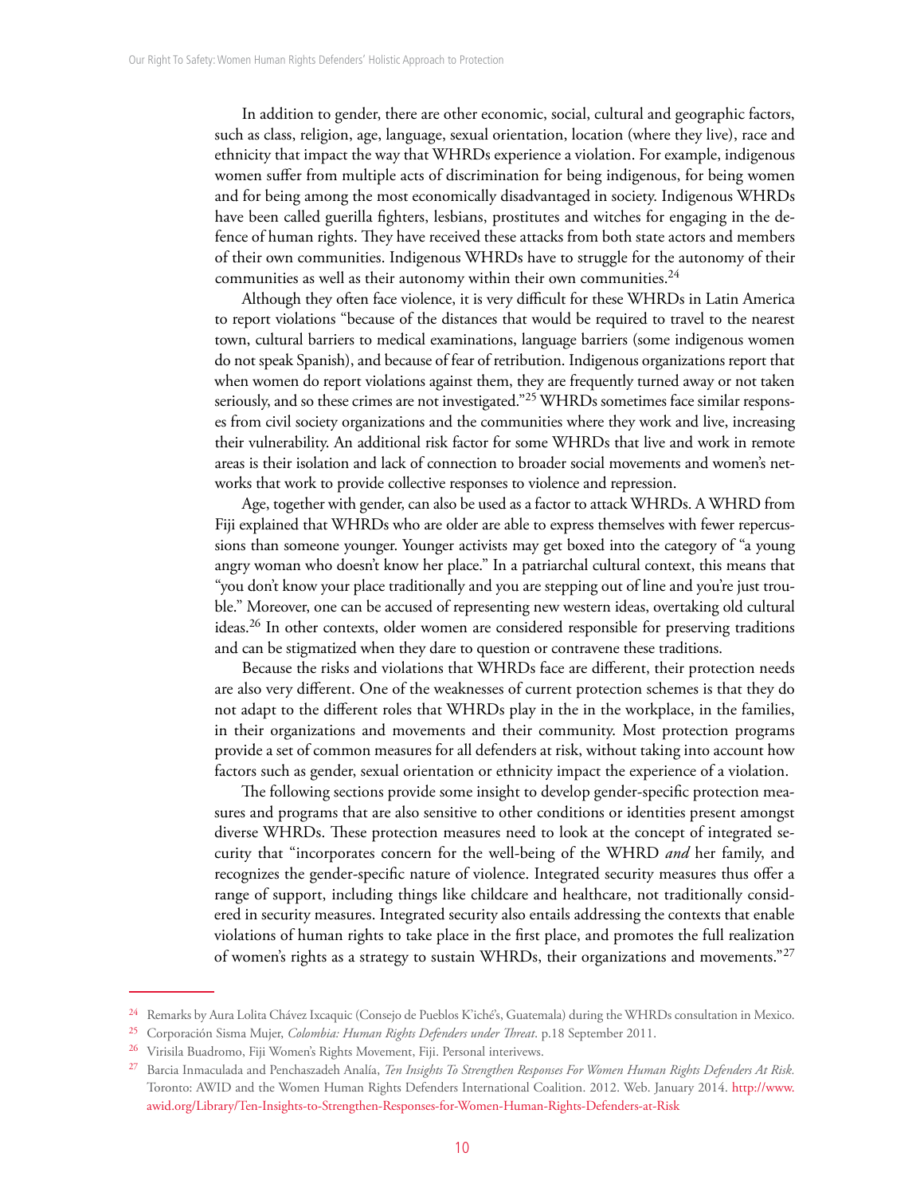In addition to gender, there are other economic, social, cultural and geographic factors, such as class, religion, age, language, sexual orientation, location (where they live), race and ethnicity that impact the way that WHRDs experience a violation. For example, indigenous women suffer from multiple acts of discrimination for being indigenous, for being women and for being among the most economically disadvantaged in society. Indigenous WHRDs have been called guerilla fighters, lesbians, prostitutes and witches for engaging in the defence of human rights. They have received these attacks from both state actors and members of their own communities. Indigenous WHRDs have to struggle for the autonomy of their communities as well as their autonomy within their own communities.[24]

Although they often face violence, it is very difficult for these WHRDs in Latin America to report violations "because of the distances that would be required to travel to the nearest town, cultural barriers to medical examinations, language barriers (some indigenous women do not speak Spanish), and because of fear of retribution. Indigenous organizations report that when women do report violations against them, they are frequently turned away or not taken seriously, and so these crimes are not investigated."[25] WHRDs sometimes face similar responses from civil society organizations and the communities where they work and live, increasing their vulnerability. An additional risk factor for some WHRDs that live and work in remote areas is their isolation and lack of connection to broader social movements and women's networks that work to provide collective responses to violence and repression.

Age, together with gender, can also be used as a factor to attack WHRDs. A WHRD from Fiji explained that WHRDs who are older are able to express themselves with fewer repercussions than someone younger. Younger activists may get boxed into the category of "a young angry woman who doesn't know her place." In a patriarchal cultural context, this means that "you don't know your place traditionally and you are stepping out of line and you're just trouble." Moreover, one can be accused of representing new western ideas, overtaking old cultural ideas.[26] In other contexts, older women are considered responsible for preserving traditions and can be stigmatized when they dare to question or contravene these traditions.

Because the risks and violations that WHRDs face are different, their protection needs are also very different. One of the weaknesses of current protection schemes is that they do not adapt to the different roles that WHRDs play in the in the workplace, in the families, in their organizations and movements and their community. Most protection programs provide a set of common measures for all defenders at risk, without taking into account how factors such as gender, sexual orientation or ethnicity impact the experience of a violation.

The following sections provide some insight to develop gender-specific protection measures and programs that are also sensitive to other conditions or identities present amongst diverse WHRDs. These protection measures need to look at the concept of integrated security that "incorporates concern for the well-being of the WHRD *and* her family, and recognizes the gender-specific nature of violence. Integrated security measures thus offer a range of support, including things like childcare and healthcare, not traditionally considered in security measures. Integrated security also entails addressing the contexts that enable violations of human rights to take place in the first place, and promotes the full realization of women's rights as a strategy to sustain WHRDs, their organizations and movements."[27]

---

[24] Remarks by Aura Lolita Chávez Ixcaquic (Consejo de Pueblos K'iché's, Guatemala) during the WHRDs consultation in Mexico.

[25] Corporación Sisma Mujer, *Colombia: Human Rights Defenders under Threat*. p.18 September 2011.

[26] Virisila Buadromo, Fiji Women's Rights Movement, Fiji. Personal interivews.

[27] Barcia Inmaculada and Penchaszadeh Analía, *Ten Insights To Strengthen Responses For Women Human Rights Defenders At Risk.* Toronto: AWID and the Women Human Rights Defenders International Coalition. 2012. Web. January 2014. http://www.awid.org/Library/Ten-Insights-to-Strengthen-Responses-for-Women-Human-Rights-Defenders-at-Risk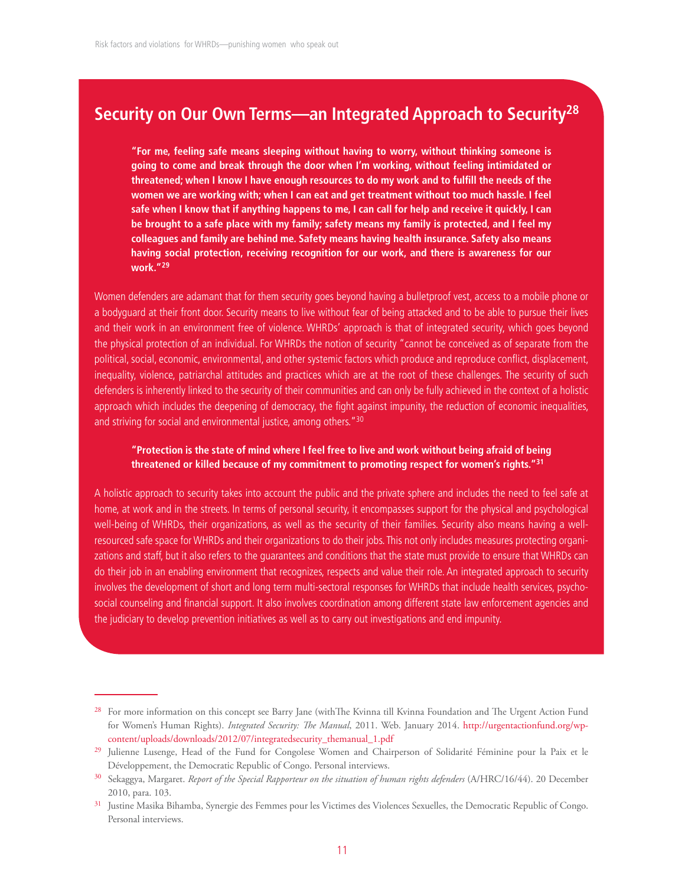## Security on Our Own Terms—an Integrated Approach to Security[28]

**"For me, feeling safe means sleeping without having to worry, without thinking someone is going to come and break through the door when I'm working, without feeling intimidated or threatened; when I know I have enough resources to do my work and to fulfill the needs of the women we are working with; when I can eat and get treatment without too much hassle. I feel safe when I know that if anything happens to me, I can call for help and receive it quickly, I can be brought to a safe place with my family; safety means my family is protected, and I feel my colleagues and family are behind me. Safety means having health insurance. Safety also means having social protection, receiving recognition for our work, and there is awareness for our work."[29]**

Women defenders are adamant that for them security goes beyond having a bulletproof vest, access to a mobile phone or a bodyguard at their front door. Security means to live without fear of being attacked and to be able to pursue their lives and their work in an environment free of violence. WHRDs' approach is that of integrated security, which goes beyond the physical protection of an individual. For WHRDs the notion of security "cannot be conceived as of separate from the political, social, economic, environmental, and other systemic factors which produce and reproduce conflict, displacement, inequality, violence, patriarchal attitudes and practices which are at the root of these challenges. The security of such defenders is inherently linked to the security of their communities and can only be fully achieved in the context of a holistic approach which includes the deepening of democracy, the fight against impunity, the reduction of economic inequalities, and striving for social and environmental justice, among others."[30]

**"Protection is the state of mind where I feel free to live and work without being afraid of being threatened or killed because of my commitment to promoting respect for women's rights."[31]**

A holistic approach to security takes into account the public and the private sphere and includes the need to feel safe at home, at work and in the streets. In terms of personal security, it encompasses support for the physical and psychological well-being of WHRDs, their organizations, as well as the security of their families. Security also means having a well-resourced safe space for WHRDs and their organizations to do their jobs. This not only includes measures protecting organizations and staff, but it also refers to the guarantees and conditions that the state must provide to ensure that WHRDs can do their job in an enabling environment that recognizes, respects and value their role. An integrated approach to security involves the development of short and long term multi-sectoral responses for WHRDs that include health services, psycho-social counseling and financial support. It also involves coordination among different state law enforcement agencies and the judiciary to develop prevention initiatives as well as to carry out investigations and end impunity.

---

[28] For more information on this concept see Barry Jane (with The Kvinna till Kvinna Foundation and The Urgent Action Fund for Women's Human Rights). *Integrated Security: The Manual*, 2011. Web. January 2014. http://urgentactionfund.org/wp-content/uploads/downloads/2012/07/integratedsecurity_themanual_1.pdf

[29] Julienne Lusenge, Head of the Fund for Congolese Women and Chairperson of Solidarité Féminine pour la Paix et le Développement, the Democratic Republic of Congo. Personal interviews.

[30] Sekaggya, Margaret. *Report of the Special Rapporteur on the situation of human rights defenders* (A/HRC/16/44). 20 December 2010, para. 103.

[31] Justine Masika Bihamba, Synergie des Femmes pour les Victimes des Violences Sexuelles, the Democratic Republic of Congo. Personal interviews.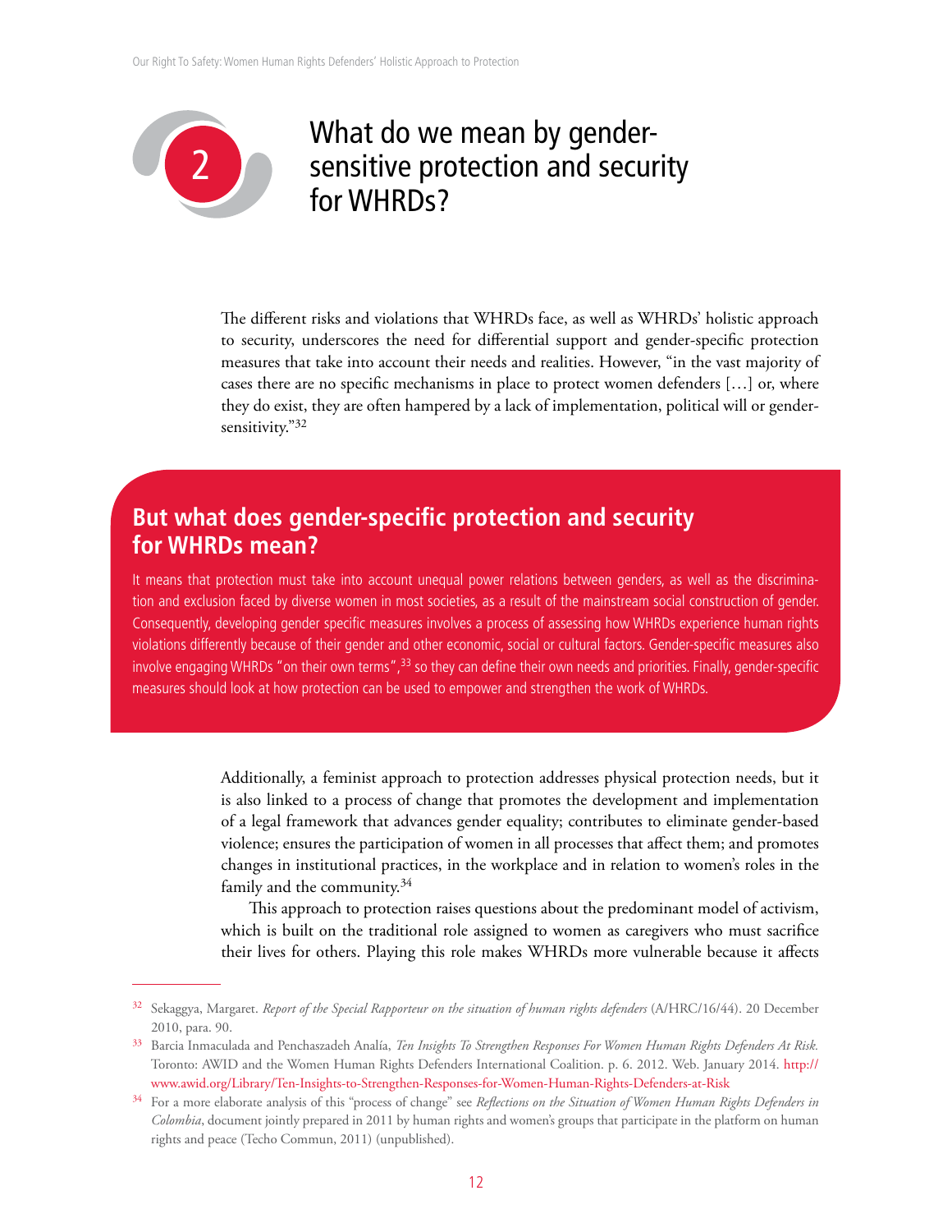# 2 What do we mean by gender-sensitive protection and security for WHRDs?

The different risks and violations that WHRDs face, as well as WHRDs' holistic approach to security, underscores the need for differential support and gender-specific protection measures that take into account their needs and realities. However, "in the vast majority of cases there are no specific mechanisms in place to protect women defenders […] or, where they do exist, they are often hampered by a lack of implementation, political will or gender-sensitivity."[32]

## But what does gender-specific protection and security for WHRDs mean?

It means that protection must take into account unequal power relations between genders, as well as the discrimination and exclusion faced by diverse women in most societies, as a result of the mainstream social construction of gender. Consequently, developing gender specific measures involves a process of assessing how WHRDs experience human rights violations differently because of their gender and other economic, social or cultural factors. Gender-specific measures also involve engaging WHRDs "on their own terms",[33] so they can define their own needs and priorities. Finally, gender-specific measures should look at how protection can be used to empower and strengthen the work of WHRDs.

Additionally, a feminist approach to protection addresses physical protection needs, but it is also linked to a process of change that promotes the development and implementation of a legal framework that advances gender equality; contributes to eliminate gender-based violence; ensures the participation of women in all processes that affect them; and promotes changes in institutional practices, in the workplace and in relation to women's roles in the family and the community.[34]

This approach to protection raises questions about the predominant model of activism, which is built on the traditional role assigned to women as caregivers who must sacrifice their lives for others. Playing this role makes WHRDs more vulnerable because it affects

---

[32] Sekaggya, Margaret. *Report of the Special Rapporteur on the situation of human rights defenders* (A/HRC/16/44). 20 December 2010, para. 90.

[33] Barcia Inmaculada and Penchaszadeh Analía, *Ten Insights To Strengthen Responses For Women Human Rights Defenders At Risk.* Toronto: AWID and the Women Human Rights Defenders International Coalition. p. 6. 2012. Web. January 2014. http://www.awid.org/Library/Ten-Insights-to-Strengthen-Responses-for-Women-Human-Rights-Defenders-at-Risk

[34] For a more elaborate analysis of this "process of change" see *Reflections on the Situation of Women Human Rights Defenders in Colombia*, document jointly prepared in 2011 by human rights and women's groups that participate in the platform on human rights and peace (Techo Commun, 2011) (unpublished).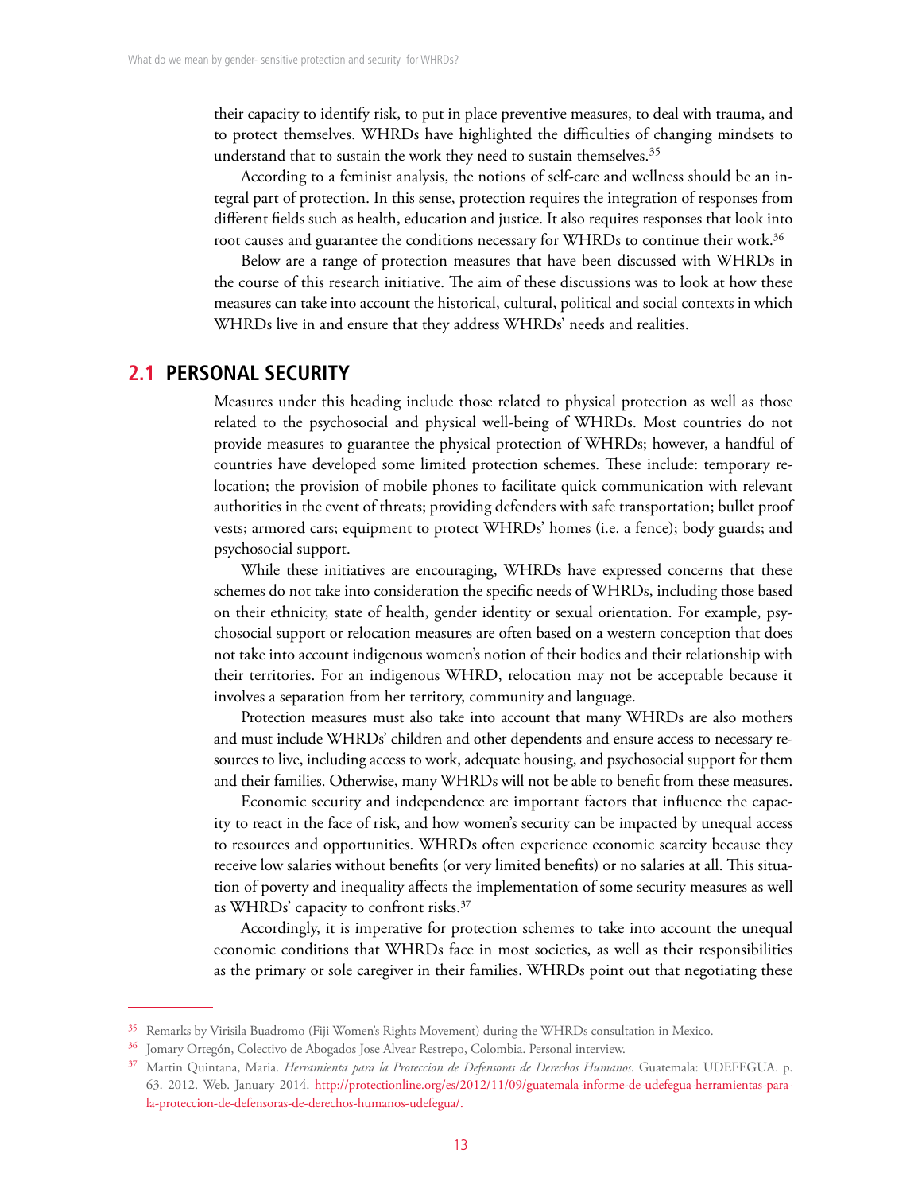their capacity to identify risk, to put in place preventive measures, to deal with trauma, and to protect themselves. WHRDs have highlighted the difficulties of changing mindsets to understand that to sustain the work they need to sustain themselves.[35]

According to a feminist analysis, the notions of self-care and wellness should be an integral part of protection. In this sense, protection requires the integration of responses from different fields such as health, education and justice. It also requires responses that look into root causes and guarantee the conditions necessary for WHRDs to continue their work.[36]

Below are a range of protection measures that have been discussed with WHRDs in the course of this research initiative. The aim of these discussions was to look at how these measures can take into account the historical, cultural, political and social contexts in which WHRDs live in and ensure that they address WHRDs' needs and realities.

## 2.1 PERSONAL SECURITY

Measures under this heading include those related to physical protection as well as those related to the psychosocial and physical well-being of WHRDs. Most countries do not provide measures to guarantee the physical protection of WHRDs; however, a handful of countries have developed some limited protection schemes. These include: temporary relocation; the provision of mobile phones to facilitate quick communication with relevant authorities in the event of threats; providing defenders with safe transportation; bullet proof vests; armored cars; equipment to protect WHRDs' homes (i.e. a fence); body guards; and psychosocial support.

While these initiatives are encouraging, WHRDs have expressed concerns that these schemes do not take into consideration the specific needs of WHRDs, including those based on their ethnicity, state of health, gender identity or sexual orientation. For example, psychosocial support or relocation measures are often based on a western conception that does not take into account indigenous women's notion of their bodies and their relationship with their territories. For an indigenous WHRD, relocation may not be acceptable because it involves a separation from her territory, community and language.

Protection measures must also take into account that many WHRDs are also mothers and must include WHRDs' children and other dependents and ensure access to necessary resources to live, including access to work, adequate housing, and psychosocial support for them and their families. Otherwise, many WHRDs will not be able to benefit from these measures.

Economic security and independence are important factors that influence the capacity to react in the face of risk, and how women's security can be impacted by unequal access to resources and opportunities. WHRDs often experience economic scarcity because they receive low salaries without benefits (or very limited benefits) or no salaries at all. This situation of poverty and inequality affects the implementation of some security measures as well as WHRDs' capacity to confront risks.[37]

Accordingly, it is imperative for protection schemes to take into account the unequal economic conditions that WHRDs face in most societies, as well as their responsibilities as the primary or sole caregiver in their families. WHRDs point out that negotiating these

---

[35] Remarks by Virisila Buadromo (Fiji Women's Rights Movement) during the WHRDs consultation in Mexico.

[36] Jomary Ortegón, Colectivo de Abogados Jose Alvear Restrepo, Colombia. Personal interview.

[37] Martin Quintana, Maria. *Herramienta para la Proteccion de Defensoras de Derechos Humanos*. Guatemala: UDEFEGUA. p. 63. 2012. Web. January 2014. http://protectionline.org/es/2012/11/09/guatemala-informe-de-udefegua-herramientas-para-la-proteccion-de-defensoras-de-derechos-humanos-udefegua/.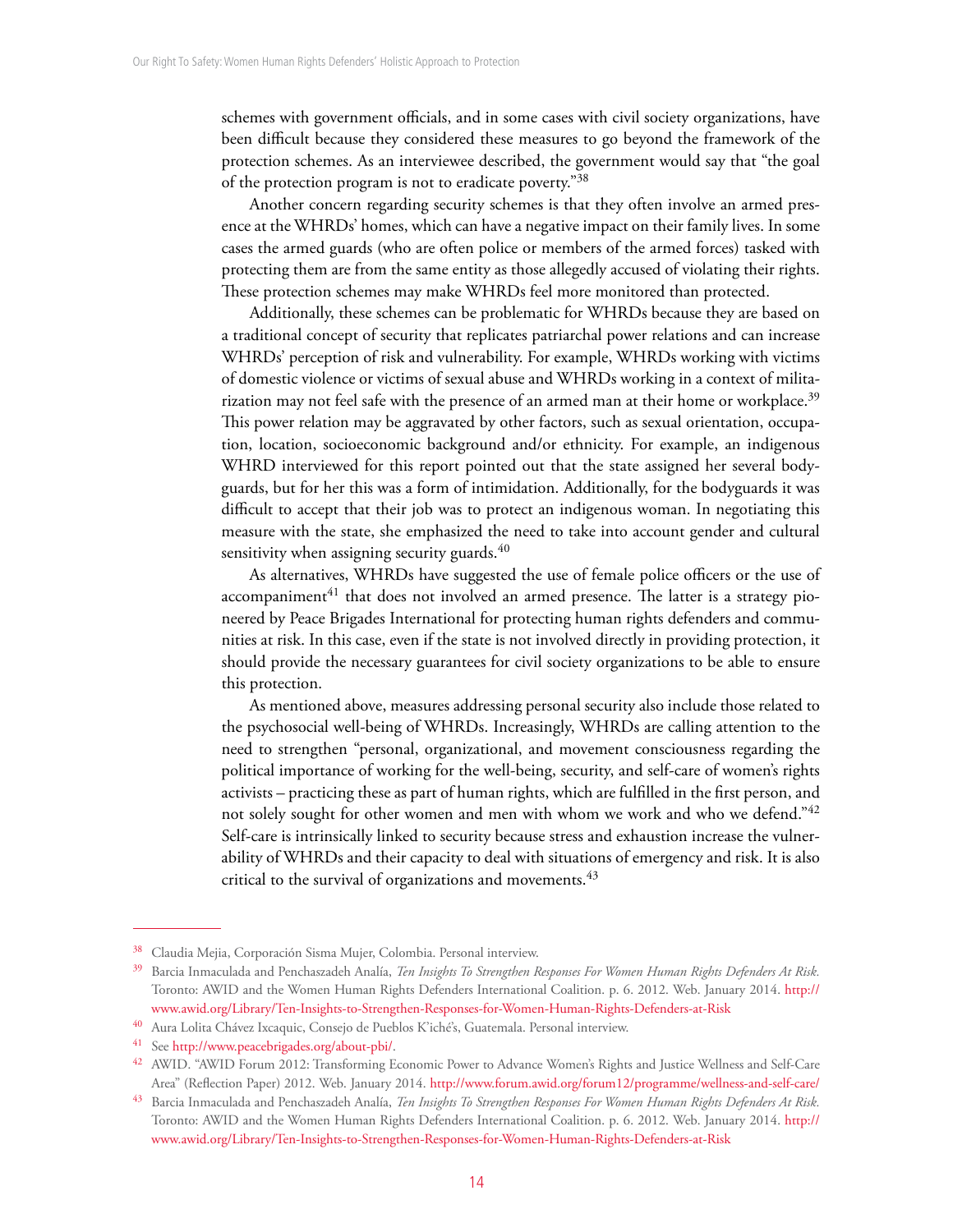schemes with government officials, and in some cases with civil society organizations, have been difficult because they considered these measures to go beyond the framework of the protection schemes. As an interviewee described, the government would say that "the goal of the protection program is not to eradicate poverty."[38]

Another concern regarding security schemes is that they often involve an armed presence at the WHRDs' homes, which can have a negative impact on their family lives. In some cases the armed guards (who are often police or members of the armed forces) tasked with protecting them are from the same entity as those allegedly accused of violating their rights. These protection schemes may make WHRDs feel more monitored than protected.

Additionally, these schemes can be problematic for WHRDs because they are based on a traditional concept of security that replicates patriarchal power relations and can increase WHRDs' perception of risk and vulnerability. For example, WHRDs working with victims of domestic violence or victims of sexual abuse and WHRDs working in a context of militarization may not feel safe with the presence of an armed man at their home or workplace.[39] This power relation may be aggravated by other factors, such as sexual orientation, occupation, location, socioeconomic background and/or ethnicity. For example, an indigenous WHRD interviewed for this report pointed out that the state assigned her several bodyguards, but for her this was a form of intimidation. Additionally, for the bodyguards it was difficult to accept that their job was to protect an indigenous woman. In negotiating this measure with the state, she emphasized the need to take into account gender and cultural sensitivity when assigning security guards.[40]

As alternatives, WHRDs have suggested the use of female police officers or the use of accompaniment[41] that does not involved an armed presence. The latter is a strategy pioneered by Peace Brigades International for protecting human rights defenders and communities at risk. In this case, even if the state is not involved directly in providing protection, it should provide the necessary guarantees for civil society organizations to be able to ensure this protection.

As mentioned above, measures addressing personal security also include those related to the psychosocial well-being of WHRDs. Increasingly, WHRDs are calling attention to the need to strengthen "personal, organizational, and movement consciousness regarding the political importance of working for the well-being, security, and self-care of women's rights activists – practicing these as part of human rights, which are fulfilled in the first person, and not solely sought for other women and men with whom we work and who we defend."[42] Self-care is intrinsically linked to security because stress and exhaustion increase the vulnerability of WHRDs and their capacity to deal with situations of emergency and risk. It is also critical to the survival of organizations and movements.[43]

---

[38] Claudia Mejia, Corporación Sisma Mujer, Colombia. Personal interview.

[39] Barcia Inmaculada and Penchaszadeh Analía, *Ten Insights To Strengthen Responses For Women Human Rights Defenders At Risk.* Toronto: AWID and the Women Human Rights Defenders International Coalition. p. 6. 2012. Web. January 2014. http://www.awid.org/Library/Ten-Insights-to-Strengthen-Responses-for-Women-Human-Rights-Defenders-at-Risk

[40] Aura Lolita Chávez Ixcaquic, Consejo de Pueblos K'iché's, Guatemala. Personal interview.

[41] See http://www.peacebrigades.org/about-pbi/.

[42] AWID. "AWID Forum 2012: Transforming Economic Power to Advance Women's Rights and Justice Wellness and Self-Care Area" (Reflection Paper) 2012. Web. January 2014. http://www.forum.awid.org/forum12/programme/wellness-and-self-care/

[43] Barcia Inmaculada and Penchaszadeh Analía, *Ten Insights To Strengthen Responses For Women Human Rights Defenders At Risk.* Toronto: AWID and the Women Human Rights Defenders International Coalition. p. 6. 2012. Web. January 2014. http://www.awid.org/Library/Ten-Insights-to-Strengthen-Responses-for-Women-Human-Rights-Defenders-at-Risk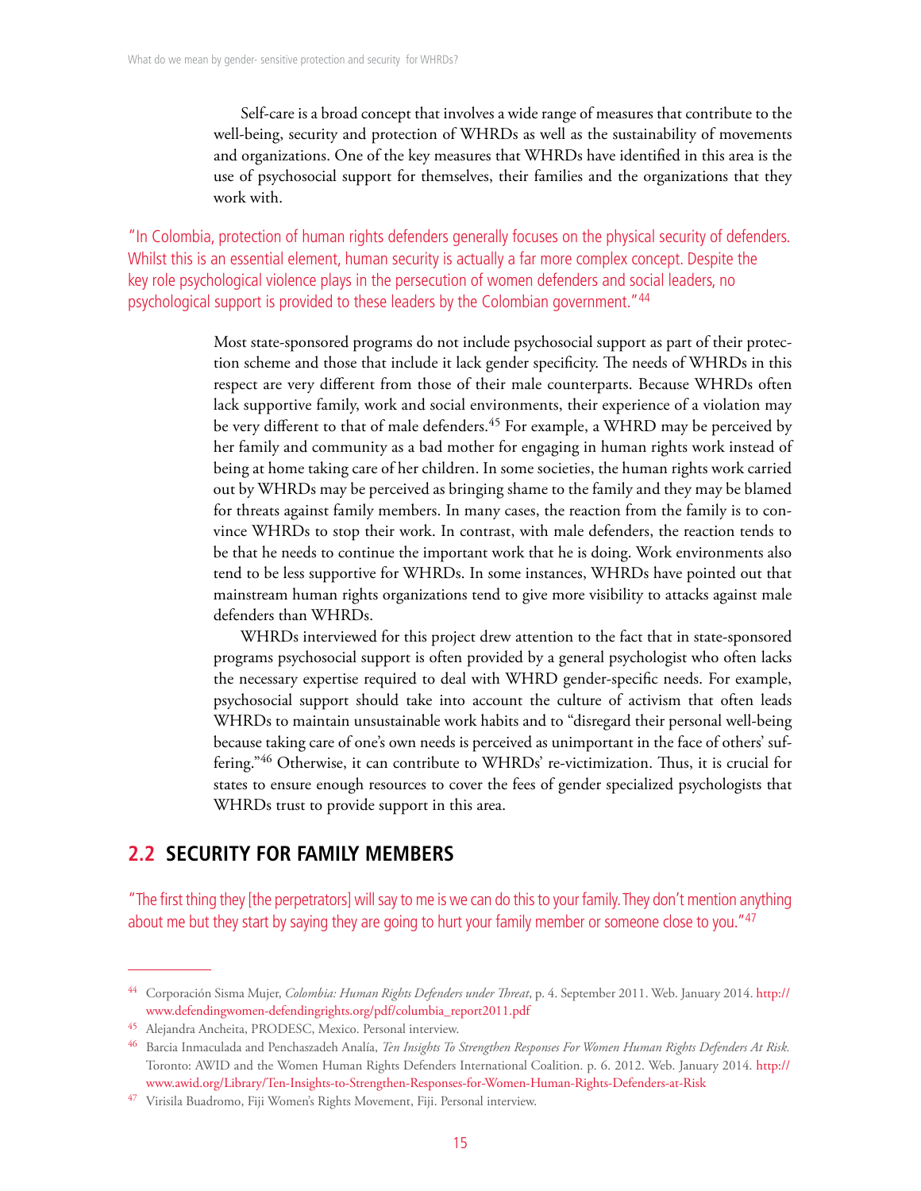Self-care is a broad concept that involves a wide range of measures that contribute to the well-being, security and protection of WHRDs as well as the sustainability of movements and organizations. One of the key measures that WHRDs have identified in this area is the use of psychosocial support for themselves, their families and the organizations that they work with.

"In Colombia, protection of human rights defenders generally focuses on the physical security of defenders. Whilst this is an essential element, human security is actually a far more complex concept. Despite the key role psychological violence plays in the persecution of women defenders and social leaders, no psychological support is provided to these leaders by the Colombian government."[44]

Most state-sponsored programs do not include psychosocial support as part of their protection scheme and those that include it lack gender specificity. The needs of WHRDs in this respect are very different from those of their male counterparts. Because WHRDs often lack supportive family, work and social environments, their experience of a violation may be very different to that of male defenders.[45] For example, a WHRD may be perceived by her family and community as a bad mother for engaging in human rights work instead of being at home taking care of her children. In some societies, the human rights work carried out by WHRDs may be perceived as bringing shame to the family and they may be blamed for threats against family members. In many cases, the reaction from the family is to convince WHRDs to stop their work. In contrast, with male defenders, the reaction tends to be that he needs to continue the important work that he is doing. Work environments also tend to be less supportive for WHRDs. In some instances, WHRDs have pointed out that mainstream human rights organizations tend to give more visibility to attacks against male defenders than WHRDs.

WHRDs interviewed for this project drew attention to the fact that in state-sponsored programs psychosocial support is often provided by a general psychologist who often lacks the necessary expertise required to deal with WHRD gender-specific needs. For example, psychosocial support should take into account the culture of activism that often leads WHRDs to maintain unsustainable work habits and to "disregard their personal well-being because taking care of one's own needs is perceived as unimportant in the face of others' suffering."[46] Otherwise, it can contribute to WHRDs' re-victimization. Thus, it is crucial for states to ensure enough resources to cover the fees of gender specialized psychologists that WHRDs trust to provide support in this area.

## 2.2 SECURITY FOR FAMILY MEMBERS

"The first thing they [the perpetrators] will say to me is we can do this to your family. They don't mention anything about me but they start by saying they are going to hurt your family member or someone close to you."[47]

---

[44] Corporación Sisma Mujer, *Colombia: Human Rights Defenders under Threat*, p. 4. September 2011. Web. January 2014. http://www.defendingwomen-defendingrights.org/pdf/columbia_report2011.pdf

[45] Alejandra Ancheita, PRODESC, Mexico. Personal interview.

[46] Barcia Inmaculada and Penchaszadeh Analía, *Ten Insights To Strengthen Responses For Women Human Rights Defenders At Risk.* Toronto: AWID and the Women Human Rights Defenders International Coalition. p. 6. 2012. Web. January 2014. http://www.awid.org/Library/Ten-Insights-to-Strengthen-Responses-for-Women-Human-Rights-Defenders-at-Risk

[47] Virisila Buadromo, Fiji Women's Rights Movement, Fiji. Personal interview.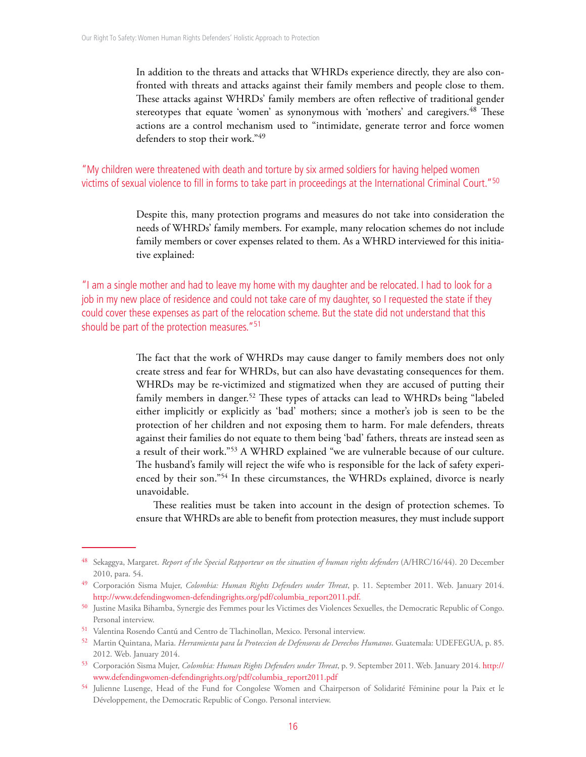In addition to the threats and attacks that WHRDs experience directly, they are also confronted with threats and attacks against their family members and people close to them. These attacks against WHRDs' family members are often reflective of traditional gender stereotypes that equate 'women' as synonymous with 'mothers' and caregivers.[48] These actions are a control mechanism used to "intimidate, generate terror and force women defenders to stop their work."[49]

"My children were threatened with death and torture by six armed soldiers for having helped women victims of sexual violence to fill in forms to take part in proceedings at the International Criminal Court."[50]

Despite this, many protection programs and measures do not take into consideration the needs of WHRDs' family members. For example, many relocation schemes do not include family members or cover expenses related to them. As a WHRD interviewed for this initiative explained:

"I am a single mother and had to leave my home with my daughter and be relocated. I had to look for a job in my new place of residence and could not take care of my daughter, so I requested the state if they could cover these expenses as part of the relocation scheme. But the state did not understand that this should be part of the protection measures."[51]

The fact that the work of WHRDs may cause danger to family members does not only create stress and fear for WHRDs, but can also have devastating consequences for them. WHRDs may be re-victimized and stigmatized when they are accused of putting their family members in danger.[52] These types of attacks can lead to WHRDs being "labeled either implicitly or explicitly as 'bad' mothers; since a mother's job is seen to be the protection of her children and not exposing them to harm. For male defenders, threats against their families do not equate to them being 'bad' fathers, threats are instead seen as a result of their work."[53] A WHRD explained "we are vulnerable because of our culture. The husband's family will reject the wife who is responsible for the lack of safety experienced by their son."[54] In these circumstances, the WHRDs explained, divorce is nearly unavoidable.

These realities must be taken into account in the design of protection schemes. To ensure that WHRDs are able to benefit from protection measures, they must include support

---

[48] Sekaggya, Margaret. *Report of the Special Rapporteur on the situation of human rights defenders* (A/HRC/16/44). 20 December 2010, para. 54.

[49] Corporación Sisma Mujer, *Colombia: Human Rights Defenders under Threat*, p. 11. September 2011. Web. January 2014. http://www.defendingwomen-defendingrights.org/pdf/columbia_report2011.pdf.

[50] Justine Masika Bihamba, Synergie des Femmes pour les Victimes des Violences Sexuelles, the Democratic Republic of Congo. Personal interview.

[51] Valentina Rosendo Cantú and Centro de Tlachinollan, Mexico. Personal interview.

[52] Martin Quintana, Maria. *Herramienta para la Proteccion de Defensoras de Derechos Humanos*. Guatemala: UDEFEGUA, p. 85. 2012. Web. January 2014.

[53] Corporación Sisma Mujer, *Colombia: Human Rights Defenders under Threat*, p. 9. September 2011. Web. January 2014. http://www.defendingwomen-defendingrights.org/pdf/columbia_report2011.pdf

[54] Julienne Lusenge, Head of the Fund for Congolese Women and Chairperson of Solidarité Féminine pour la Paix et le Développement, the Democratic Republic of Congo. Personal interview.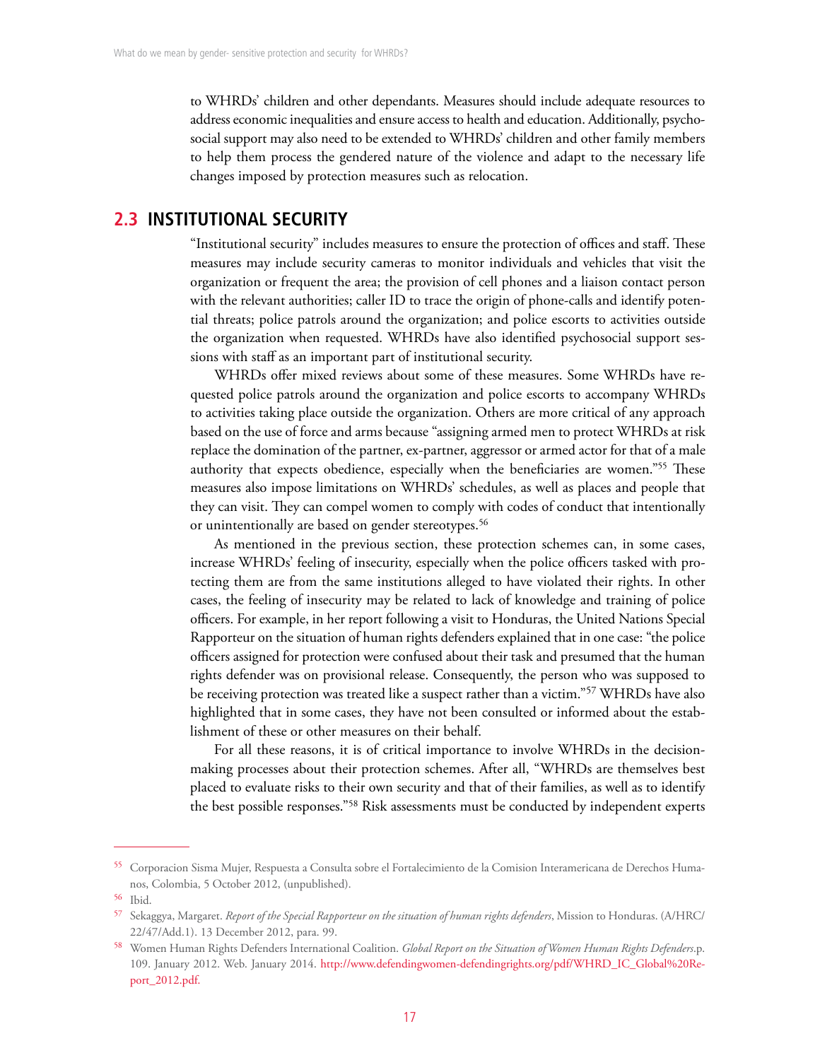to WHRDs' children and other dependants. Measures should include adequate resources to address economic inequalities and ensure access to health and education. Additionally, psychosocial support may also need to be extended to WHRDs' children and other family members to help them process the gendered nature of the violence and adapt to the necessary life changes imposed by protection measures such as relocation.

## 2.3 INSTITUTIONAL SECURITY

"Institutional security" includes measures to ensure the protection of offices and staff. These measures may include security cameras to monitor individuals and vehicles that visit the organization or frequent the area; the provision of cell phones and a liaison contact person with the relevant authorities; caller ID to trace the origin of phone-calls and identify potential threats; police patrols around the organization; and police escorts to activities outside the organization when requested. WHRDs have also identified psychosocial support sessions with staff as an important part of institutional security.

WHRDs offer mixed reviews about some of these measures. Some WHRDs have requested police patrols around the organization and police escorts to accompany WHRDs to activities taking place outside the organization. Others are more critical of any approach based on the use of force and arms because "assigning armed men to protect WHRDs at risk replace the domination of the partner, ex-partner, aggressor or armed actor for that of a male authority that expects obedience, especially when the beneficiaries are women."[55] These measures also impose limitations on WHRDs' schedules, as well as places and people that they can visit. They can compel women to comply with codes of conduct that intentionally or unintentionally are based on gender stereotypes.[56]

As mentioned in the previous section, these protection schemes can, in some cases, increase WHRDs' feeling of insecurity, especially when the police officers tasked with protecting them are from the same institutions alleged to have violated their rights. In other cases, the feeling of insecurity may be related to lack of knowledge and training of police officers. For example, in her report following a visit to Honduras, the United Nations Special Rapporteur on the situation of human rights defenders explained that in one case: "the police officers assigned for protection were confused about their task and presumed that the human rights defender was on provisional release. Consequently, the person who was supposed to be receiving protection was treated like a suspect rather than a victim."[57] WHRDs have also highlighted that in some cases, they have not been consulted or informed about the establishment of these or other measures on their behalf.

For all these reasons, it is of critical importance to involve WHRDs in the decision-making processes about their protection schemes. After all, "WHRDs are themselves best placed to evaluate risks to their own security and that of their families, as well as to identify the best possible responses."[58] Risk assessments must be conducted by independent experts

---

[55] Corporacion Sisma Mujer, Respuesta a Consulta sobre el Fortalecimiento de la Comision Interamericana de Derechos Humanos, Colombia, 5 October 2012, (unpublished).

[56] Ibid.

[57] Sekaggya, Margaret. *Report of the Special Rapporteur on the situation of human rights defenders*, Mission to Honduras. (A/HRC/22/47/Add.1). 13 December 2012, para. 99.

[58] Women Human Rights Defenders International Coalition. *Global Report on the Situation of Women Human Rights Defenders*.p. 109. January 2012. Web. January 2014. http://www.defendingwomen-defendingrights.org/pdf/WHRD_IC_Global%20Report_2012.pdf.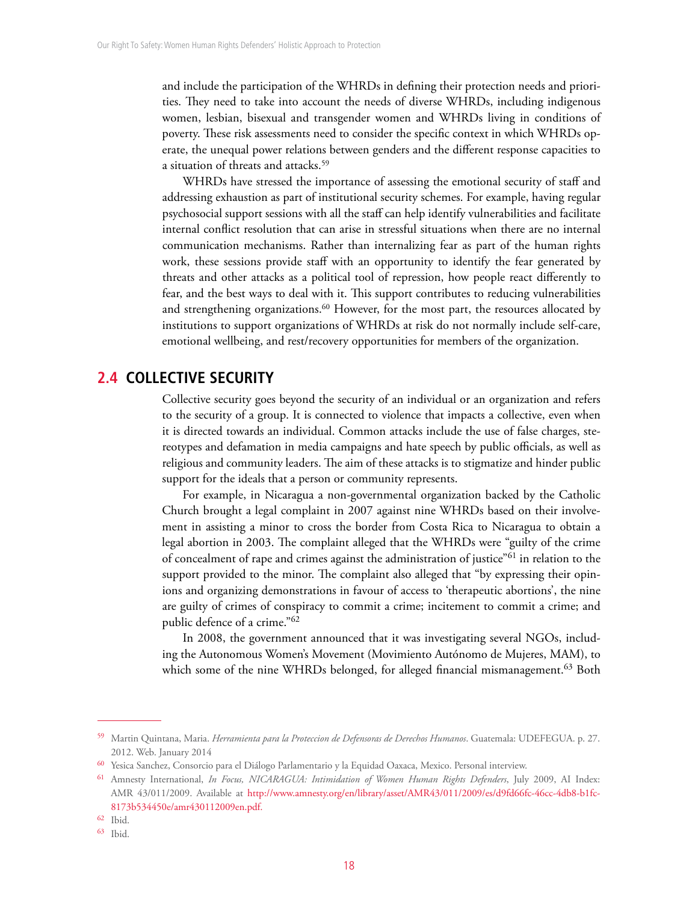and include the participation of the WHRDs in defining their protection needs and priorities. They need to take into account the needs of diverse WHRDs, including indigenous women, lesbian, bisexual and transgender women and WHRDs living in conditions of poverty. These risk assessments need to consider the specific context in which WHRDs operate, the unequal power relations between genders and the different response capacities to a situation of threats and attacks.[59]

WHRDs have stressed the importance of assessing the emotional security of staff and addressing exhaustion as part of institutional security schemes. For example, having regular psychosocial support sessions with all the staff can help identify vulnerabilities and facilitate internal conflict resolution that can arise in stressful situations when there are no internal communication mechanisms. Rather than internalizing fear as part of the human rights work, these sessions provide staff with an opportunity to identify the fear generated by threats and other attacks as a political tool of repression, how people react differently to fear, and the best ways to deal with it. This support contributes to reducing vulnerabilities and strengthening organizations.[60] However, for the most part, the resources allocated by institutions to support organizations of WHRDs at risk do not normally include self-care, emotional wellbeing, and rest/recovery opportunities for members of the organization.

## 2.4 COLLECTIVE SECURITY

Collective security goes beyond the security of an individual or an organization and refers to the security of a group. It is connected to violence that impacts a collective, even when it is directed towards an individual. Common attacks include the use of false charges, stereotypes and defamation in media campaigns and hate speech by public officials, as well as religious and community leaders. The aim of these attacks is to stigmatize and hinder public support for the ideals that a person or community represents.

For example, in Nicaragua a non-governmental organization backed by the Catholic Church brought a legal complaint in 2007 against nine WHRDs based on their involvement in assisting a minor to cross the border from Costa Rica to Nicaragua to obtain a legal abortion in 2003. The complaint alleged that the WHRDs were "guilty of the crime of concealment of rape and crimes against the administration of justice"[61] in relation to the support provided to the minor. The complaint also alleged that "by expressing their opinions and organizing demonstrations in favour of access to 'therapeutic abortions', the nine are guilty of crimes of conspiracy to commit a crime; incitement to commit a crime; and public defence of a crime."[62]

In 2008, the government announced that it was investigating several NGOs, including the Autonomous Women's Movement (Movimiento Autónomo de Mujeres, MAM), to which some of the nine WHRDs belonged, for alleged financial mismanagement.[63] Both

---

[59] Martin Quintana, Maria. *Herramienta para la Proteccion de Defensoras de Derechos Humanos*. Guatemala: UDEFEGUA. p. 27. 2012. Web. January 2014

[60] Yesica Sanchez, Consorcio para el Diálogo Parlamentario y la Equidad Oaxaca, Mexico. Personal interview.

[61] Amnesty International, *In Focus, NICARAGUA: Intimidation of Women Human Rights Defenders*, July 2009, AI Index: AMR 43/011/2009. Available at http://www.amnesty.org/en/library/asset/AMR43/011/2009/es/d9fd66fc-46cc-4db8-b1fc-8173b534450e/amr430112009en.pdf.

[62] Ibid.

[63] Ibid.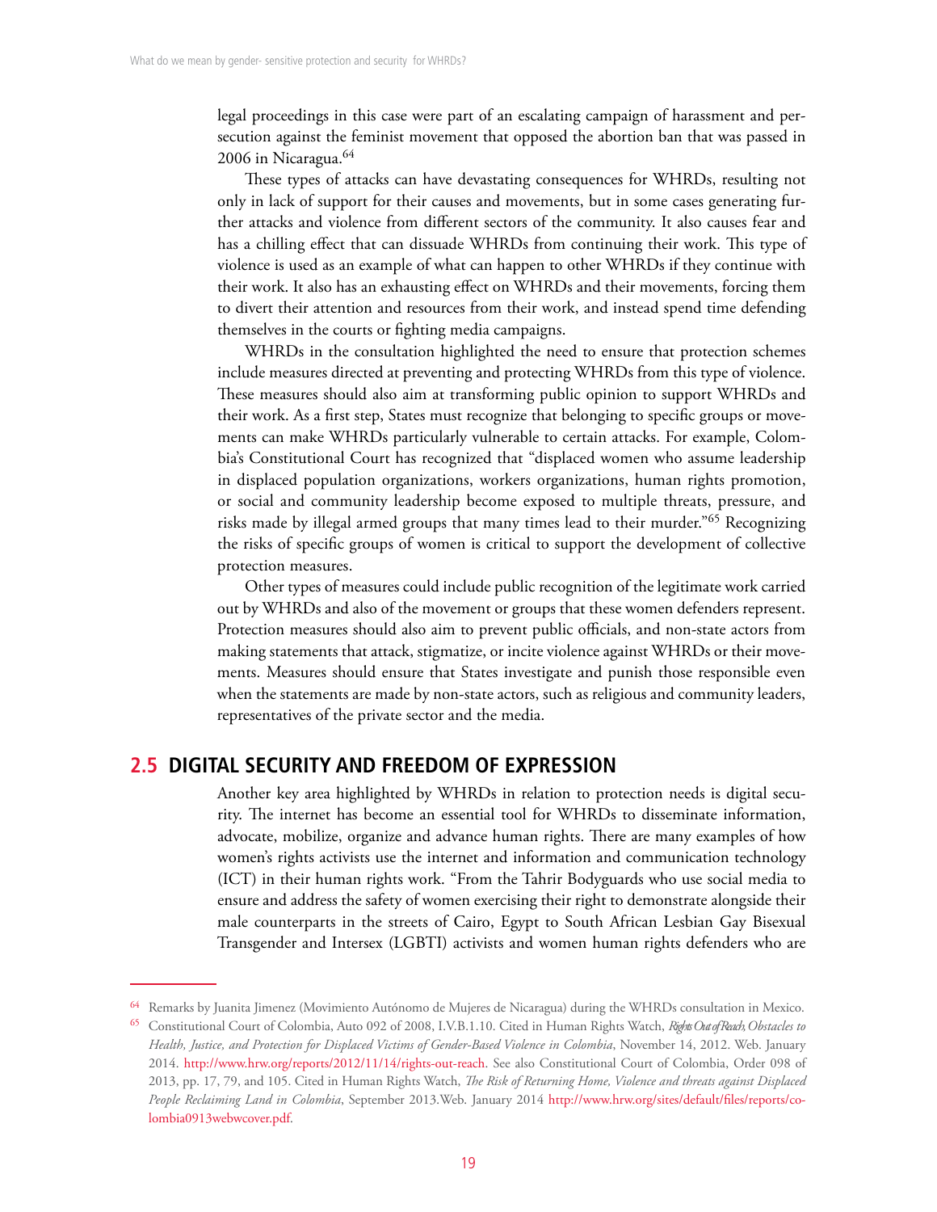legal proceedings in this case were part of an escalating campaign of harassment and persecution against the feminist movement that opposed the abortion ban that was passed in 2006 in Nicaragua.[64]

These types of attacks can have devastating consequences for WHRDs, resulting not only in lack of support for their causes and movements, but in some cases generating further attacks and violence from different sectors of the community. It also causes fear and has a chilling effect that can dissuade WHRDs from continuing their work. This type of violence is used as an example of what can happen to other WHRDs if they continue with their work. It also has an exhausting effect on WHRDs and their movements, forcing them to divert their attention and resources from their work, and instead spend time defending themselves in the courts or fighting media campaigns.

WHRDs in the consultation highlighted the need to ensure that protection schemes include measures directed at preventing and protecting WHRDs from this type of violence. These measures should also aim at transforming public opinion to support WHRDs and their work. As a first step, States must recognize that belonging to specific groups or movements can make WHRDs particularly vulnerable to certain attacks. For example, Colombia's Constitutional Court has recognized that "displaced women who assume leadership in displaced population organizations, workers organizations, human rights promotion, or social and community leadership become exposed to multiple threats, pressure, and risks made by illegal armed groups that many times lead to their murder."[65] Recognizing the risks of specific groups of women is critical to support the development of collective protection measures.

Other types of measures could include public recognition of the legitimate work carried out by WHRDs and also of the movement or groups that these women defenders represent. Protection measures should also aim to prevent public officials, and non-state actors from making statements that attack, stigmatize, or incite violence against WHRDs or their movements. Measures should ensure that States investigate and punish those responsible even when the statements are made by non-state actors, such as religious and community leaders, representatives of the private sector and the media.

## 2.5 DIGITAL SECURITY AND FREEDOM OF EXPRESSION

Another key area highlighted by WHRDs in relation to protection needs is digital security. The internet has become an essential tool for WHRDs to disseminate information, advocate, mobilize, organize and advance human rights. There are many examples of how women's rights activists use the internet and information and communication technology (ICT) in their human rights work. "From the Tahrir Bodyguards who use social media to ensure and address the safety of women exercising their right to demonstrate alongside their male counterparts in the streets of Cairo, Egypt to South African Lesbian Gay Bisexual Transgender and Intersex (LGBTI) activists and women human rights defenders who are

---

[64] Remarks by Juanita Jimenez (Movimiento Autónomo de Mujeres de Nicaragua) during the WHRDs consultation in Mexico.

[65] Constitutional Court of Colombia, Auto 092 of 2008, I.V.B.1.10. Cited in Human Rights Watch, *Rights Out of Reach, Obstacles to Health, Justice, and Protection for Displaced Victims of Gender-Based Violence in Colombia*, November 14, 2012. Web. January 2014. http://www.hrw.org/reports/2012/11/14/rights-out-reach. See also Constitutional Court of Colombia, Order 098 of 2013, pp. 17, 79, and 105. Cited in Human Rights Watch, *The Risk of Returning Home, Violence and threats against Displaced People Reclaiming Land in Colombia*, September 2013.Web. January 2014 http://www.hrw.org/sites/default/files/reports/colombia0913webwcover.pdf.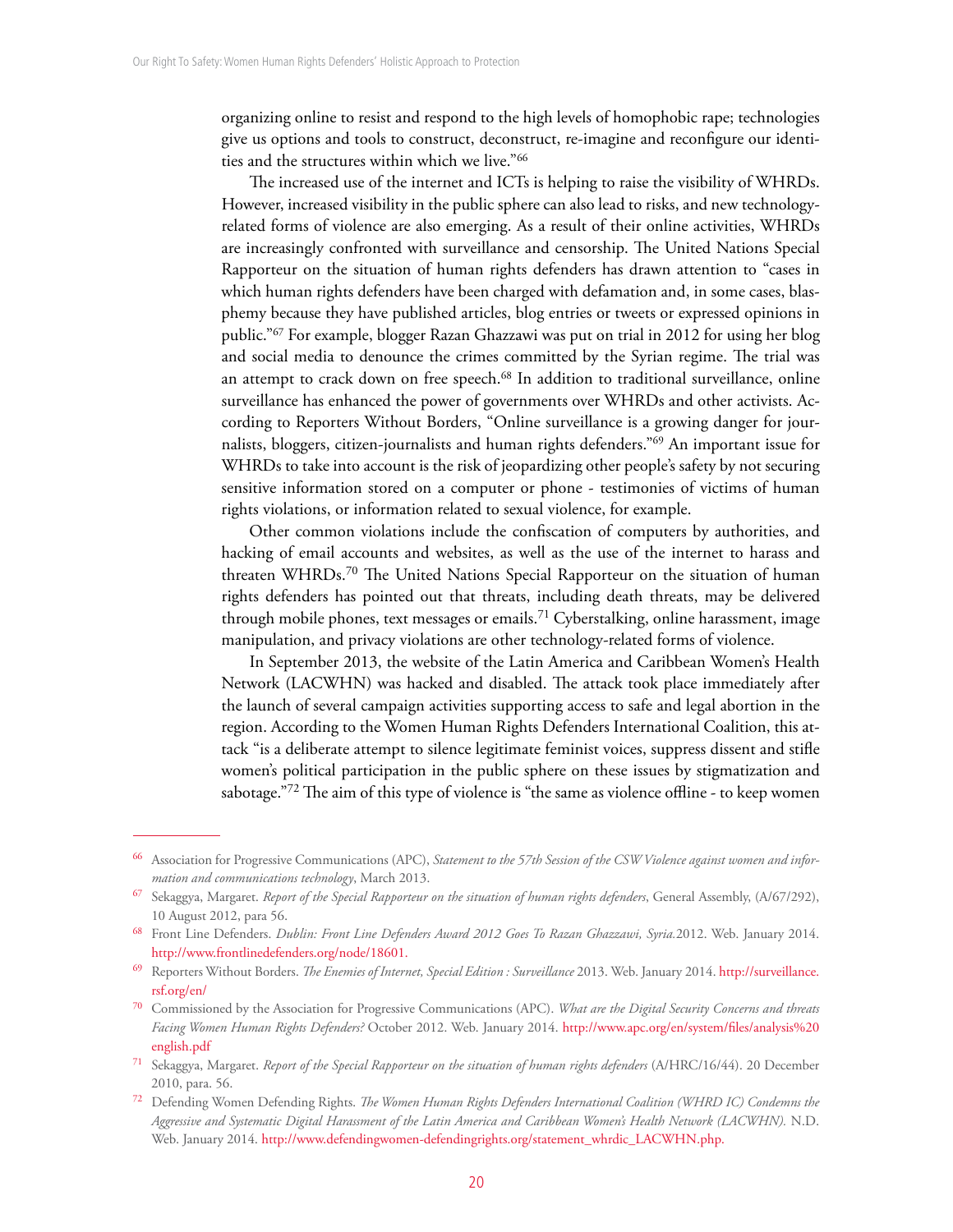organizing online to resist and respond to the high levels of homophobic rape; technologies give us options and tools to construct, deconstruct, re-imagine and reconfigure our identities and the structures within which we live."[66]

The increased use of the internet and ICTs is helping to raise the visibility of WHRDs. However, increased visibility in the public sphere can also lead to risks, and new technology-related forms of violence are also emerging. As a result of their online activities, WHRDs are increasingly confronted with surveillance and censorship. The United Nations Special Rapporteur on the situation of human rights defenders has drawn attention to "cases in which human rights defenders have been charged with defamation and, in some cases, blasphemy because they have published articles, blog entries or tweets or expressed opinions in public."[67] For example, blogger Razan Ghazzawi was put on trial in 2012 for using her blog and social media to denounce the crimes committed by the Syrian regime. The trial was an attempt to crack down on free speech.[68] In addition to traditional surveillance, online surveillance has enhanced the power of governments over WHRDs and other activists. According to Reporters Without Borders, "Online surveillance is a growing danger for journalists, bloggers, citizen-journalists and human rights defenders."[69] An important issue for WHRDs to take into account is the risk of jeopardizing other people's safety by not securing sensitive information stored on a computer or phone - testimonies of victims of human rights violations, or information related to sexual violence, for example.

Other common violations include the confiscation of computers by authorities, and hacking of email accounts and websites, as well as the use of the internet to harass and threaten WHRDs.[70] The United Nations Special Rapporteur on the situation of human rights defenders has pointed out that threats, including death threats, may be delivered through mobile phones, text messages or emails.[71] Cyberstalking, online harassment, image manipulation, and privacy violations are other technology-related forms of violence.

In September 2013, the website of the Latin America and Caribbean Women's Health Network (LACWHN) was hacked and disabled. The attack took place immediately after the launch of several campaign activities supporting access to safe and legal abortion in the region. According to the Women Human Rights Defenders International Coalition, this attack "is a deliberate attempt to silence legitimate feminist voices, suppress dissent and stifle women's political participation in the public sphere on these issues by stigmatization and sabotage."[72] The aim of this type of violence is "the same as violence offline - to keep women

---

[66] Association for Progressive Communications (APC), *Statement to the 57th Session of the CSW Violence against women and information and communications technology*, March 2013.

[67] Sekaggya, Margaret. *Report of the Special Rapporteur on the situation of human rights defenders*, General Assembly, (A/67/292), 10 August 2012, para 56.

[68] Front Line Defenders. *Dublin: Front Line Defenders Award 2012 Goes To Razan Ghazzawi, Syria.*2012. Web. January 2014. http://www.frontlinedefenders.org/node/18601.

[69] Reporters Without Borders. *The Enemies of Internet, Special Edition : Surveillance* 2013. Web. January 2014. http://surveillance.rsf.org/en/

[70] Commissioned by the Association for Progressive Communications (APC). *What are the Digital Security Concerns and threats Facing Women Human Rights Defenders?* October 2012. Web. January 2014. http://www.apc.org/en/system/files/analysis%20english.pdf

[71] Sekaggya, Margaret. *Report of the Special Rapporteur on the situation of human rights defenders* (A/HRC/16/44). 20 December 2010, para. 56.

[72] Defending Women Defending Rights. *The Women Human Rights Defenders International Coalition (WHRD IC) Condemns the Aggressive and Systematic Digital Harassment of the Latin America and Caribbean Women's Health Network (LACWHN).* N.D. Web. January 2014. http://www.defendingwomen-defendingrights.org/statement_whrdic_LACWHN.php.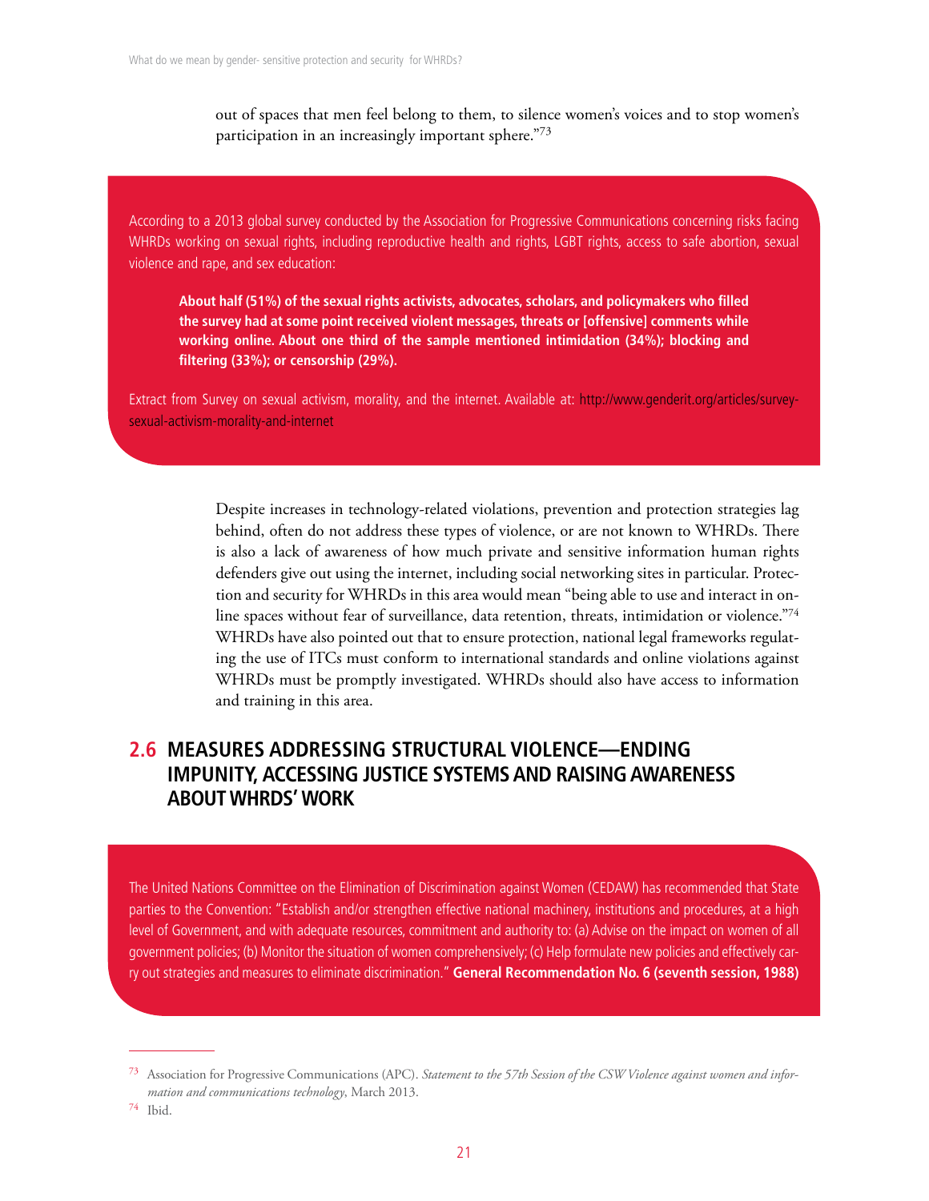out of spaces that men feel belong to them, to silence women's voices and to stop women's participation in an increasingly important sphere."[73]

> According to a 2013 global survey conducted by the Association for Progressive Communications concerning risks facing WHRDs working on sexual rights, including reproductive health and rights, LGBT rights, access to safe abortion, sexual violence and rape, and sex education:
>
> **About half (51%) of the sexual rights activists, advocates, scholars, and policymakers who filled the survey had at some point received violent messages, threats or [offensive] comments while working online. About one third of the sample mentioned intimidation (34%); blocking and filtering (33%); or censorship (29%).**
>
> Extract from Survey on sexual activism, morality, and the internet. Available at: http://www.genderit.org/articles/survey-sexual-activism-morality-and-internet

Despite increases in technology-related violations, prevention and protection strategies lag behind, often do not address these types of violence, or are not known to WHRDs. There is also a lack of awareness of how much private and sensitive information human rights defenders give out using the internet, including social networking sites in particular. Protection and security for WHRDs in this area would mean "being able to use and interact in online spaces without fear of surveillance, data retention, threats, intimidation or violence."[74] WHRDs have also pointed out that to ensure protection, national legal frameworks regulating the use of ITCs must conform to international standards and online violations against WHRDs must be promptly investigated. WHRDs should also have access to information and training in this area.

## 2.6 MEASURES ADDRESSING STRUCTURAL VIOLENCE—ENDING IMPUNITY, ACCESSING JUSTICE SYSTEMS AND RAISING AWARENESS ABOUT WHRDS' WORK

> The United Nations Committee on the Elimination of Discrimination against Women (CEDAW) has recommended that State parties to the Convention: "Establish and/or strengthen effective national machinery, institutions and procedures, at a high level of Government, and with adequate resources, commitment and authority to: (a) Advise on the impact on women of all government policies; (b) Monitor the situation of women comprehensively; (c) Help formulate new policies and effectively carry out strategies and measures to eliminate discrimination." **General Recommendation No. 6 (seventh session, 1988)**

---

[73] Association for Progressive Communications (APC). *Statement to the 57th Session of the CSW Violence against women and information and communications technology*, March 2013.

[74] Ibid.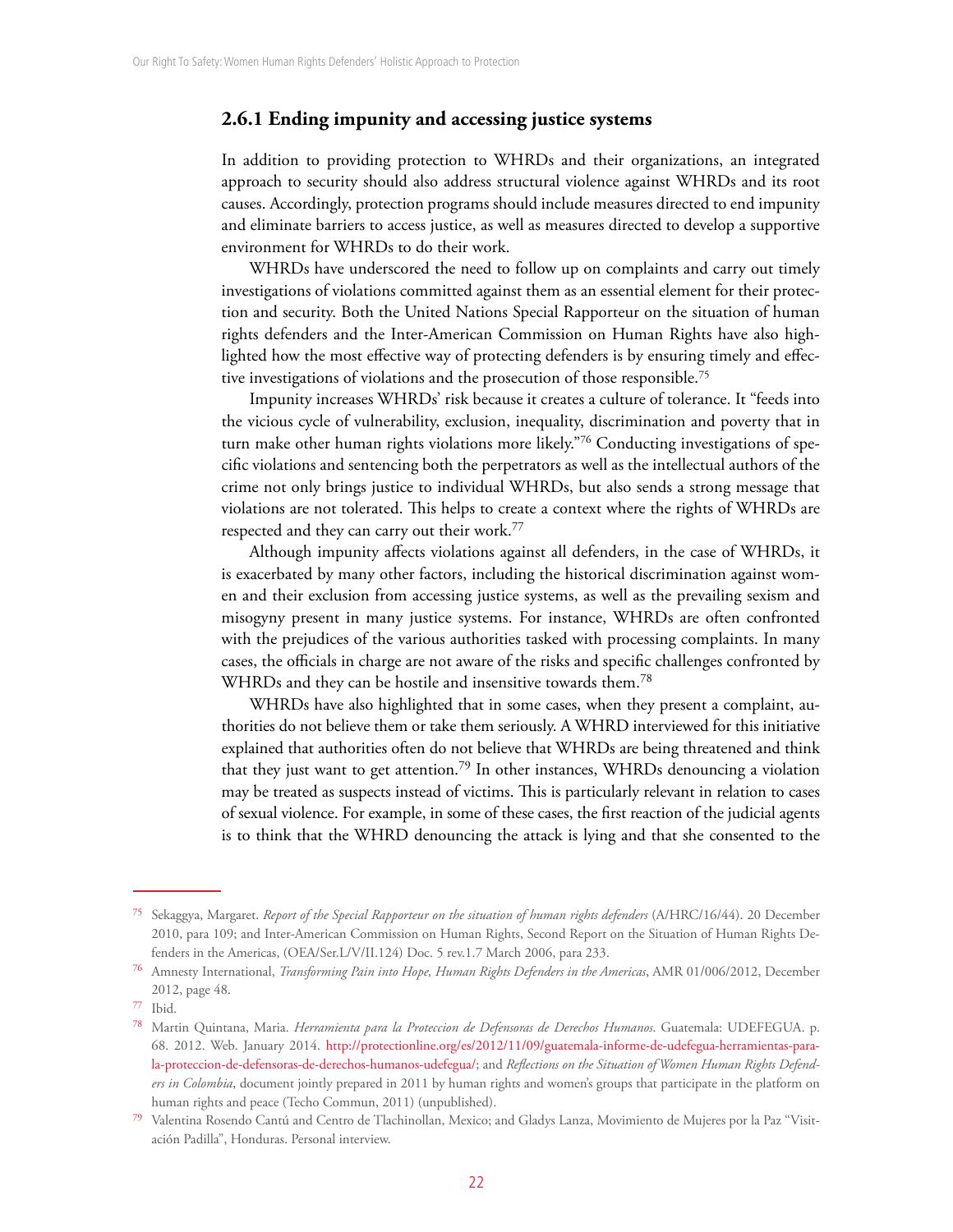### 2.6.1 Ending impunity and accessing justice systems

In addition to providing protection to WHRDs and their organizations, an integrated approach to security should also address structural violence against WHRDs and its root causes. Accordingly, protection programs should include measures directed to end impunity and eliminate barriers to access justice, as well as measures directed to develop a supportive environment for WHRDs to do their work.

WHRDs have underscored the need to follow up on complaints and carry out timely investigations of violations committed against them as an essential element for their protection and security. Both the United Nations Special Rapporteur on the situation of human rights defenders and the Inter-American Commission on Human Rights have also highlighted how the most effective way of protecting defenders is by ensuring timely and effective investigations of violations and the prosecution of those responsible.[75]

Impunity increases WHRDs' risk because it creates a culture of tolerance. It "feeds into the vicious cycle of vulnerability, exclusion, inequality, discrimination and poverty that in turn make other human rights violations more likely."[76] Conducting investigations of specific violations and sentencing both the perpetrators as well as the intellectual authors of the crime not only brings justice to individual WHRDs, but also sends a strong message that violations are not tolerated. This helps to create a context where the rights of WHRDs are respected and they can carry out their work.[77]

Although impunity affects violations against all defenders, in the case of WHRDs, it is exacerbated by many other factors, including the historical discrimination against women and their exclusion from accessing justice systems, as well as the prevailing sexism and misogyny present in many justice systems. For instance, WHRDs are often confronted with the prejudices of the various authorities tasked with processing complaints. In many cases, the officials in charge are not aware of the risks and specific challenges confronted by WHRDs and they can be hostile and insensitive towards them.[78]

WHRDs have also highlighted that in some cases, when they present a complaint, authorities do not believe them or take them seriously. A WHRD interviewed for this initiative explained that authorities often do not believe that WHRDs are being threatened and think that they just want to get attention.[79] In other instances, WHRDs denouncing a violation may be treated as suspects instead of victims. This is particularly relevant in relation to cases of sexual violence. For example, in some of these cases, the first reaction of the judicial agents is to think that the WHRD denouncing the attack is lying and that she consented to the

---

[75] Sekaggya, Margaret. *Report of the Special Rapporteur on the situation of human rights defenders* (A/HRC/16/44). 20 December 2010, para 109; and Inter-American Commission on Human Rights, Second Report on the Situation of Human Rights Defenders in the Americas, (OEA/Ser.L/V/II.124) Doc. 5 rev.1.7 March 2006, para 233.

[76] Amnesty International, *Transforming Pain into Hope, Human Rights Defenders in the Americas*, AMR 01/006/2012, December 2012, page 48.

[77] Ibid.

[78] Martin Quintana, Maria. *Herramienta para la Proteccion de Defensoras de Derechos Humanos*. Guatemala: UDEFEGUA. p. 68. 2012. Web. January 2014. http://protectionline.org/es/2012/11/09/guatemala-informe-de-udefegua-herramientas-para-la-proteccion-de-defensoras-de-derechos-humanos-udefegua/; and *Reflections on the Situation of Women Human Rights Defenders in Colombia*, document jointly prepared in 2011 by human rights and women's groups that participate in the platform on human rights and peace (Techo Commun, 2011) (unpublished).

[79] Valentina Rosendo Cantú and Centro de Tlachinollan, Mexico; and Gladys Lanza, Movimiento de Mujeres por la Paz "Visitación Padilla", Honduras. Personal interview.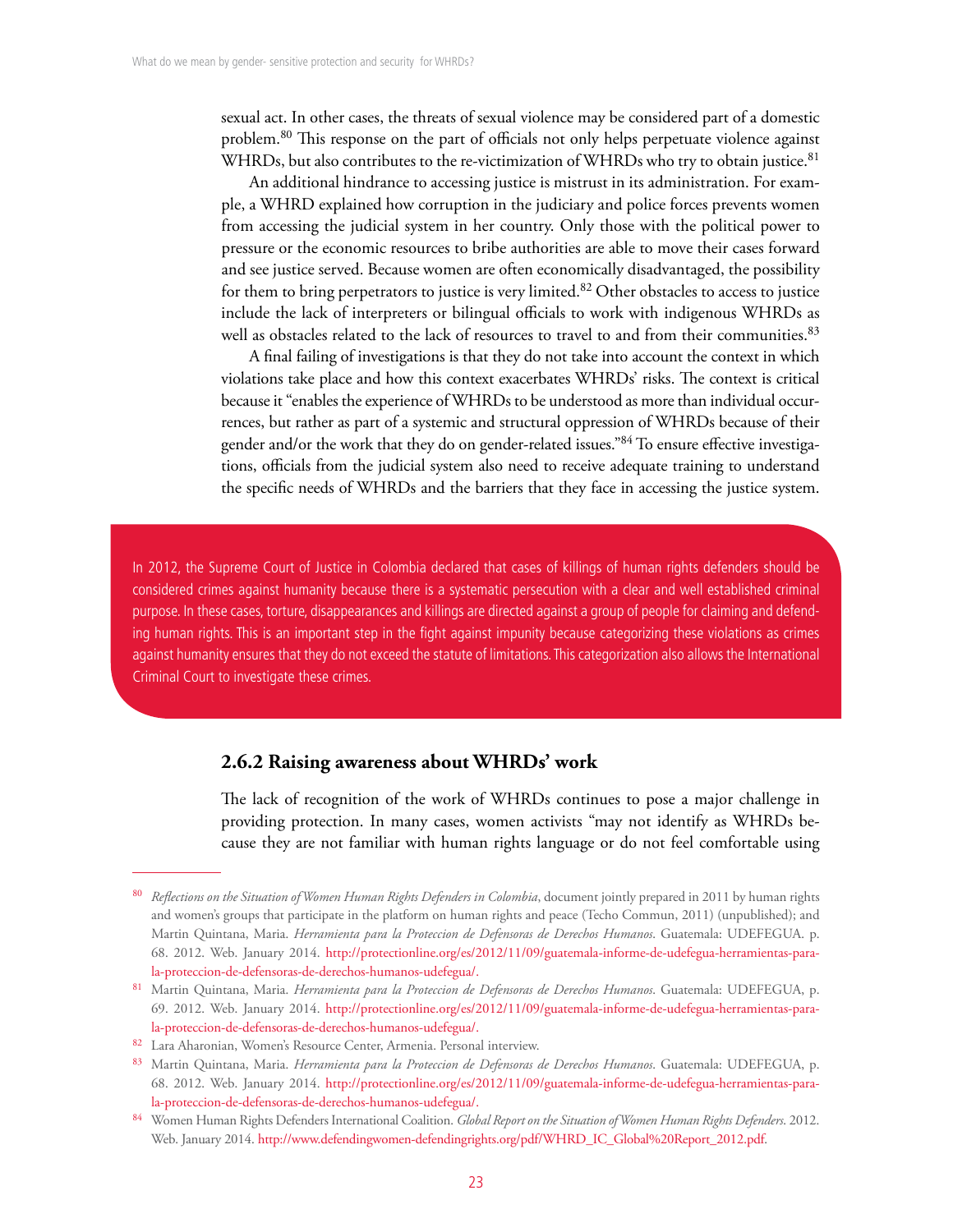sexual act. In other cases, the threats of sexual violence may be considered part of a domestic problem.[80] This response on the part of officials not only helps perpetuate violence against WHRDs, but also contributes to the re-victimization of WHRDs who try to obtain justice.[81]

An additional hindrance to accessing justice is mistrust in its administration. For example, a WHRD explained how corruption in the judiciary and police forces prevents women from accessing the judicial system in her country. Only those with the political power to pressure or the economic resources to bribe authorities are able to move their cases forward and see justice served. Because women are often economically disadvantaged, the possibility for them to bring perpetrators to justice is very limited.[82] Other obstacles to access to justice include the lack of interpreters or bilingual officials to work with indigenous WHRDs as well as obstacles related to the lack of resources to travel to and from their communities.[83]

A final failing of investigations is that they do not take into account the context in which violations take place and how this context exacerbates WHRDs' risks. The context is critical because it "enables the experience of WHRDs to be understood as more than individual occurrences, but rather as part of a systemic and structural oppression of WHRDs because of their gender and/or the work that they do on gender-related issues."[84] To ensure effective investigations, officials from the judicial system also need to receive adequate training to understand the specific needs of WHRDs and the barriers that they face in accessing the justice system.

In 2012, the Supreme Court of Justice in Colombia declared that cases of killings of human rights defenders should be considered crimes against humanity because there is a systematic persecution with a clear and well established criminal purpose. In these cases, torture, disappearances and killings are directed against a group of people for claiming and defending human rights. This is an important step in the fight against impunity because categorizing these violations as crimes against humanity ensures that they do not exceed the statute of limitations. This categorization also allows the International Criminal Court to investigate these crimes.

### 2.6.2 Raising awareness about WHRDs' work

The lack of recognition of the work of WHRDs continues to pose a major challenge in providing protection. In many cases, women activists "may not identify as WHRDs because they are not familiar with human rights language or do not feel comfortable using

---

[80] *Reflections on the Situation of Women Human Rights Defenders in Colombia*, document jointly prepared in 2011 by human rights and women's groups that participate in the platform on human rights and peace (Techo Commun, 2011) (unpublished); and Martin Quintana, Maria. *Herramienta para la Proteccion de Defensoras de Derechos Humanos*. Guatemala: UDEFEGUA. p. 68. 2012. Web. January 2014. http://protectionline.org/es/2012/11/09/guatemala-informe-de-udefegua-herramientas-para-la-proteccion-de-defensoras-de-derechos-humanos-udefegua/.

[81] Martin Quintana, Maria. *Herramienta para la Proteccion de Defensoras de Derechos Humanos*. Guatemala: UDEFEGUA, p. 69. 2012. Web. January 2014. http://protectionline.org/es/2012/11/09/guatemala-informe-de-udefegua-herramientas-para-la-proteccion-de-defensoras-de-derechos-humanos-udefegua/.

[82] Lara Aharonian, Women's Resource Center, Armenia. Personal interview.

[83] Martin Quintana, Maria. *Herramienta para la Proteccion de Defensoras de Derechos Humanos*. Guatemala: UDEFEGUA, p. 68. 2012. Web. January 2014. http://protectionline.org/es/2012/11/09/guatemala-informe-de-udefegua-herramientas-para-la-proteccion-de-defensoras-de-derechos-humanos-udefegua/.

[84] Women Human Rights Defenders International Coalition. *Global Report on the Situation of Women Human Rights Defenders*. 2012. Web. January 2014. http://www.defendingwomen-defendingrights.org/pdf/WHRD_IC_Global%20Report_2012.pdf.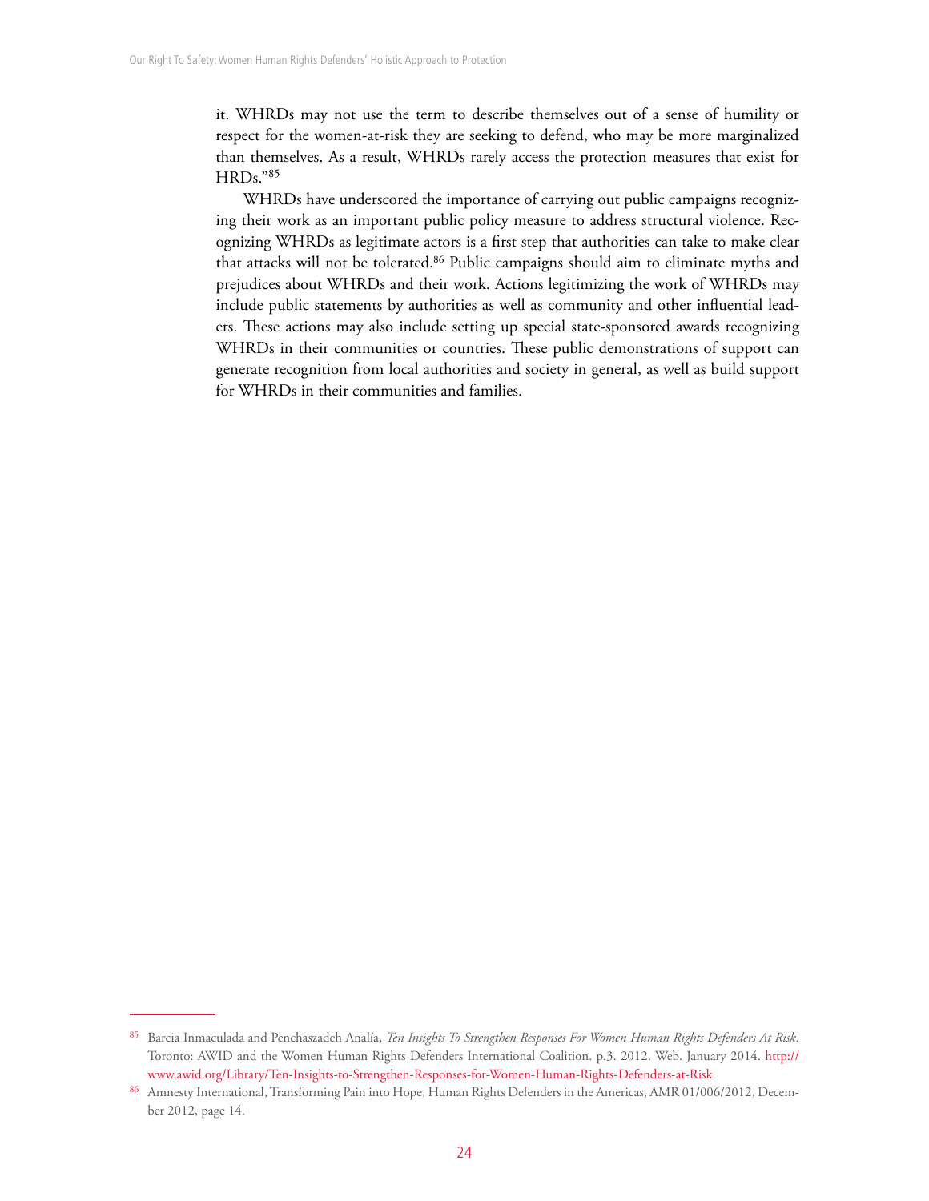it. WHRDs may not use the term to describe themselves out of a sense of humility or respect for the women-at-risk they are seeking to defend, who may be more marginalized than themselves. As a result, WHRDs rarely access the protection measures that exist for HRDs."[85]

WHRDs have underscored the importance of carrying out public campaigns recognizing their work as an important public policy measure to address structural violence. Recognizing WHRDs as legitimate actors is a first step that authorities can take to make clear that attacks will not be tolerated.[86] Public campaigns should aim to eliminate myths and prejudices about WHRDs and their work. Actions legitimizing the work of WHRDs may include public statements by authorities as well as community and other influential leaders. These actions may also include setting up special state-sponsored awards recognizing WHRDs in their communities or countries. These public demonstrations of support can generate recognition from local authorities and society in general, as well as build support for WHRDs in their communities and families.

---

[85] Barcia Inmaculada and Penchaszadeh Analía, *Ten Insights To Strengthen Responses For Women Human Rights Defenders At Risk*. Toronto: AWID and the Women Human Rights Defenders International Coalition. p.3. 2012. Web. January 2014. http://www.awid.org/Library/Ten-Insights-to-Strengthen-Responses-for-Women-Human-Rights-Defenders-at-Risk

[86] Amnesty International, Transforming Pain into Hope, Human Rights Defenders in the Americas, AMR 01/006/2012, December 2012, page 14.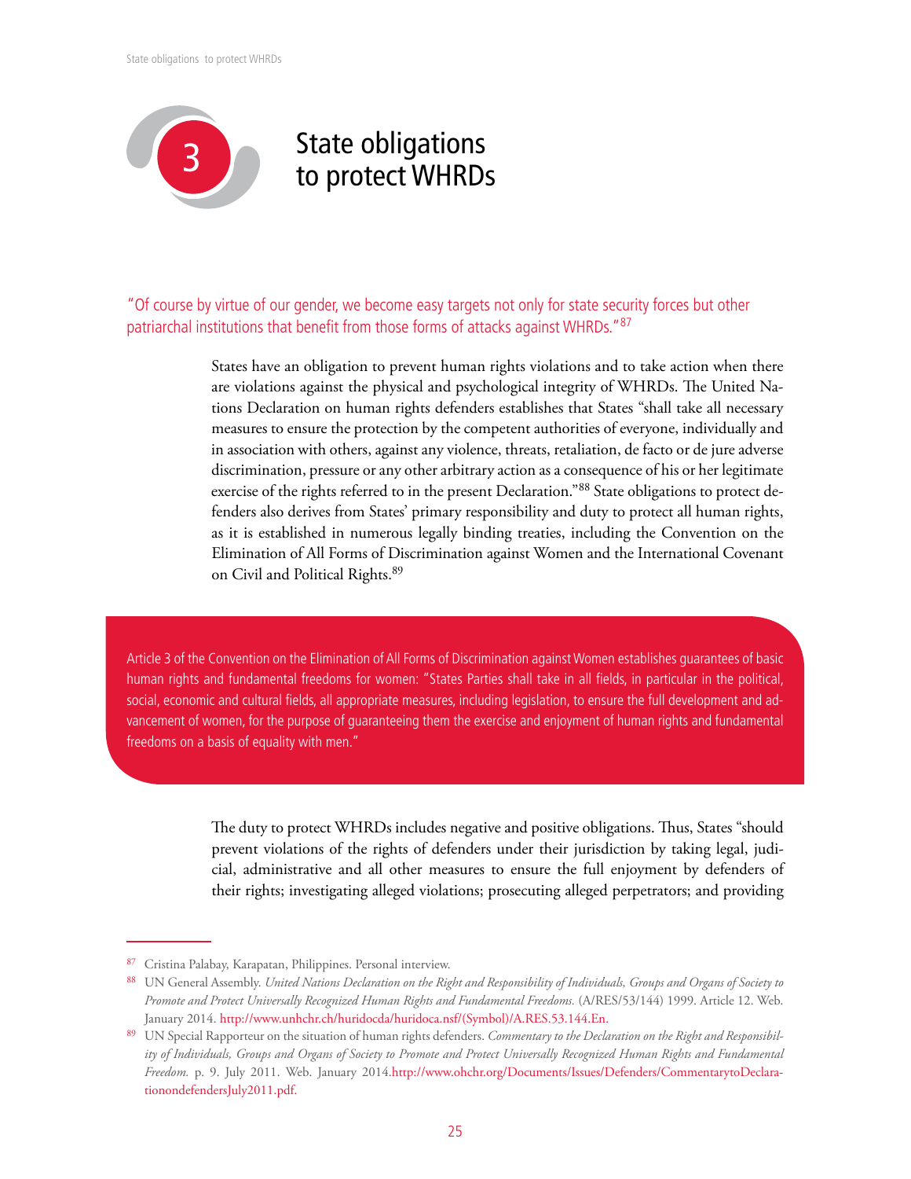# 3 State obligations to protect WHRDs

"Of course by virtue of our gender, we become easy targets not only for state security forces but other patriarchal institutions that benefit from those forms of attacks against WHRDs."[87]

States have an obligation to prevent human rights violations and to take action when there are violations against the physical and psychological integrity of WHRDs. The United Nations Declaration on human rights defenders establishes that States "shall take all necessary measures to ensure the protection by the competent authorities of everyone, individually and in association with others, against any violence, threats, retaliation, de facto or de jure adverse discrimination, pressure or any other arbitrary action as a consequence of his or her legitimate exercise of the rights referred to in the present Declaration."[88] State obligations to protect defenders also derives from States' primary responsibility and duty to protect all human rights, as it is established in numerous legally binding treaties, including the Convention on the Elimination of All Forms of Discrimination against Women and the International Covenant on Civil and Political Rights.[89]

Article 3 of the Convention on the Elimination of All Forms of Discrimination against Women establishes guarantees of basic human rights and fundamental freedoms for women: "States Parties shall take in all fields, in particular in the political, social, economic and cultural fields, all appropriate measures, including legislation, to ensure the full development and advancement of women, for the purpose of guaranteeing them the exercise and enjoyment of human rights and fundamental freedoms on a basis of equality with men."

The duty to protect WHRDs includes negative and positive obligations. Thus, States "should prevent violations of the rights of defenders under their jurisdiction by taking legal, judicial, administrative and all other measures to ensure the full enjoyment by defenders of their rights; investigating alleged violations; prosecuting alleged perpetrators; and providing

---

[87] Cristina Palabay, Karapatan, Philippines. Personal interview.

[88] UN General Assembly. *United Nations Declaration on the Right and Responsibility of Individuals, Groups and Organs of Society to Promote and Protect Universally Recognized Human Rights and Fundamental Freedoms.* (A/RES/53/144) 1999. Article 12. Web. January 2014. http://www.unhchr.ch/huridocda/huridoca.nsf/(Symbol)/A.RES.53.144.En.

[89] UN Special Rapporteur on the situation of human rights defenders. *Commentary to the Declaration on the Right and Responsibility of Individuals, Groups and Organs of Society to Promote and Protect Universally Recognized Human Rights and Fundamental Freedom.* p. 9. July 2011. Web. January 2014.http://www.ohchr.org/Documents/Issues/Defenders/CommentarytoDeclarationondefendersJuly2011.pdf.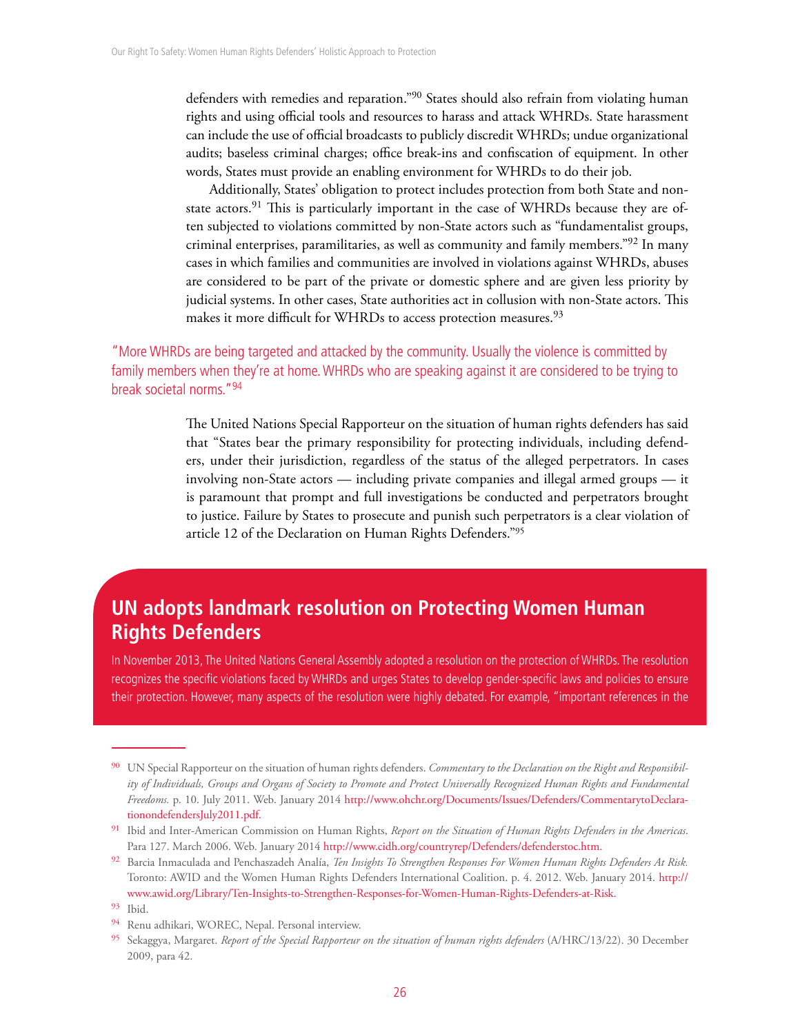defenders with remedies and reparation."[90] States should also refrain from violating human rights and using official tools and resources to harass and attack WHRDs. State harassment can include the use of official broadcasts to publicly discredit WHRDs; undue organizational audits; baseless criminal charges; office break-ins and confiscation of equipment. In other words, States must provide an enabling environment for WHRDs to do their job.

Additionally, States' obligation to protect includes protection from both State and non-state actors.[91] This is particularly important in the case of WHRDs because they are often subjected to violations committed by non-State actors such as "fundamentalist groups, criminal enterprises, paramilitaries, as well as community and family members."[92] In many cases in which families and communities are involved in violations against WHRDs, abuses are considered to be part of the private or domestic sphere and are given less priority by judicial systems. In other cases, State authorities act in collusion with non-State actors. This makes it more difficult for WHRDs to access protection measures.[93]

"More WHRDs are being targeted and attacked by the community. Usually the violence is committed by family members when they're at home. WHRDs who are speaking against it are considered to be trying to break societal norms."[94]

The United Nations Special Rapporteur on the situation of human rights defenders has said that "States bear the primary responsibility for protecting individuals, including defenders, under their jurisdiction, regardless of the status of the alleged perpetrators. In cases involving non-State actors — including private companies and illegal armed groups — it is paramount that prompt and full investigations be conducted and perpetrators brought to justice. Failure by States to prosecute and punish such perpetrators is a clear violation of article 12 of the Declaration on Human Rights Defenders."[95]

## UN adopts landmark resolution on Protecting Women Human Rights Defenders

In November 2013, The United Nations General Assembly adopted a resolution on the protection of WHRDs. The resolution recognizes the specific violations faced by WHRDs and urges States to develop gender-specific laws and policies to ensure their protection. However, many aspects of the resolution were highly debated. For example, "important references in the

---

[90] UN Special Rapporteur on the situation of human rights defenders. *Commentary to the Declaration on the Right and Responsibility of Individuals, Groups and Organs of Society to Promote and Protect Universally Recognized Human Rights and Fundamental Freedoms.* p. 10. July 2011. Web. January 2014 http://www.ohchr.org/Documents/Issues/Defenders/CommentarytoDeclarationondefendersJuly2011.pdf.

[91] Ibid and Inter-American Commission on Human Rights, *Report on the Situation of Human Rights Defenders in the Americas*. Para 127. March 2006. Web. January 2014 http://www.cidh.org/countryrep/Defenders/defenderstoc.htm.

[92] Barcia Inmaculada and Penchaszadeh Analía, *Ten Insights To Strengthen Responses For Women Human Rights Defenders At Risk.* Toronto: AWID and the Women Human Rights Defenders International Coalition. p. 4. 2012. Web. January 2014. http://www.awid.org/Library/Ten-Insights-to-Strengthen-Responses-for-Women-Human-Rights-Defenders-at-Risk.

[93] Ibid.

[94] Renu adhikari, WOREC, Nepal. Personal interview.

[95] Sekaggya, Margaret. *Report of the Special Rapporteur on the situation of human rights defenders* (A/HRC/13/22). 30 December 2009, para 42.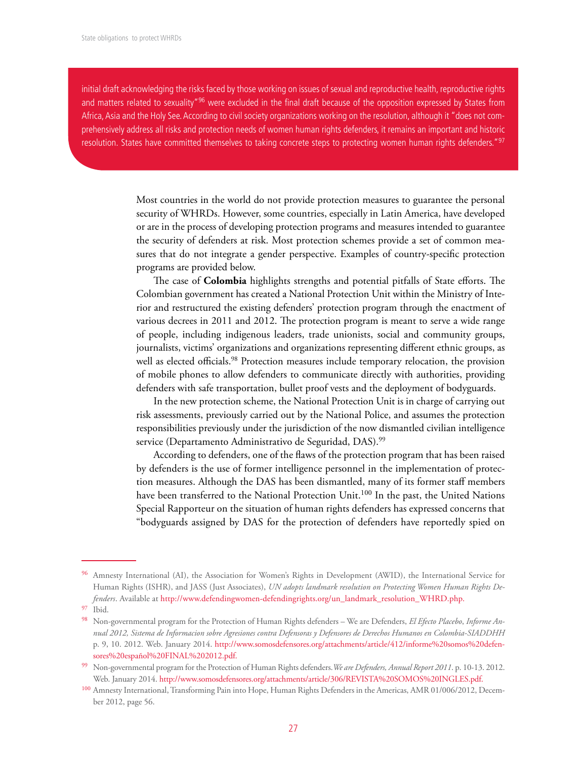initial draft acknowledging the risks faced by those working on issues of sexual and reproductive health, reproductive rights and matters related to sexuality"[96] were excluded in the final draft because of the opposition expressed by States from Africa, Asia and the Holy See. According to civil society organizations working on the resolution, although it "does not comprehensively address all risks and protection needs of women human rights defenders, it remains an important and historic resolution. States have committed themselves to taking concrete steps to protecting women human rights defenders."[97]

Most countries in the world do not provide protection measures to guarantee the personal security of WHRDs. However, some countries, especially in Latin America, have developed or are in the process of developing protection programs and measures intended to guarantee the security of defenders at risk. Most protection schemes provide a set of common measures that do not integrate a gender perspective. Examples of country-specific protection programs are provided below.

The case of **Colombia** highlights strengths and potential pitfalls of State efforts. The Colombian government has created a National Protection Unit within the Ministry of Interior and restructured the existing defenders' protection program through the enactment of various decrees in 2011 and 2012. The protection program is meant to serve a wide range of people, including indigenous leaders, trade unionists, social and community groups, journalists, victims' organizations and organizations representing different ethnic groups, as well as elected officials.[98] Protection measures include temporary relocation, the provision of mobile phones to allow defenders to communicate directly with authorities, providing defenders with safe transportation, bullet proof vests and the deployment of bodyguards.

In the new protection scheme, the National Protection Unit is in charge of carrying out risk assessments, previously carried out by the National Police, and assumes the protection responsibilities previously under the jurisdiction of the now dismantled civilian intelligence service (Departamento Administrativo de Seguridad, DAS).[99]

According to defenders, one of the flaws of the protection program that has been raised by defenders is the use of former intelligence personnel in the implementation of protection measures. Although the DAS has been dismantled, many of its former staff members have been transferred to the National Protection Unit.[100] In the past, the United Nations Special Rapporteur on the situation of human rights defenders has expressed concerns that "bodyguards assigned by DAS for the protection of defenders have reportedly spied on

---

[96] Amnesty International (AI), the Association for Women's Rights in Development (AWID), the International Service for Human Rights (ISHR), and JASS (Just Associates), *UN adopts landmark resolution on Protecting Women Human Rights Defenders*. Available at http://www.defendingwomen-defendingrights.org/un_landmark_resolution_WHRD.php.

[97] Ibid.

[98] Non-governmental program for the Protection of Human Rights defenders – We are Defenders, *El Efecto Placebo*, *Informe Anual 2012, Sistema de Informacion sobre Agresiones contra Defensoras y Defensores de Derechos Humanos en Colombia-SIADDHH* p. 9, 10. 2012. Web. January 2014. http://www.somosdefensores.org/attachments/article/412/informe%20somos%20defensores%20español%20FINAL%202012.pdf.

[99] Non-governmental program for the Protection of Human Rights defenders. *We are Defenders, Annual Report 2011*. p. 10-13. 2012. Web. January 2014. http://www.somosdefensores.org/attachments/article/306/REVISTA%20SOMOS%20INGLES.pdf.

[100] Amnesty International, Transforming Pain into Hope, Human Rights Defenders in the Americas, AMR 01/006/2012, December 2012, page 56.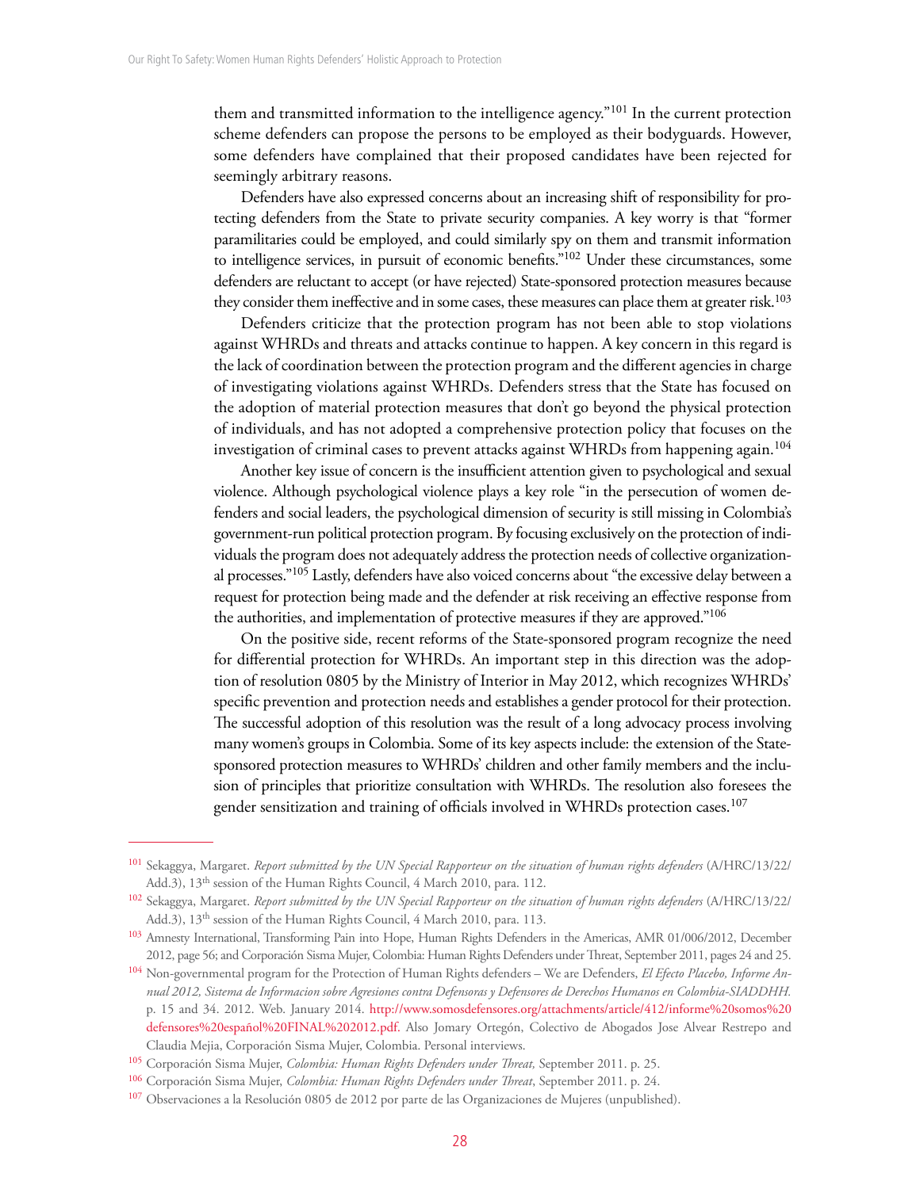them and transmitted information to the intelligence agency."[101] In the current protection scheme defenders can propose the persons to be employed as their bodyguards. However, some defenders have complained that their proposed candidates have been rejected for seemingly arbitrary reasons.

Defenders have also expressed concerns about an increasing shift of responsibility for protecting defenders from the State to private security companies. A key worry is that "former paramilitaries could be employed, and could similarly spy on them and transmit information to intelligence services, in pursuit of economic benefits."[102] Under these circumstances, some defenders are reluctant to accept (or have rejected) State-sponsored protection measures because they consider them ineffective and in some cases, these measures can place them at greater risk.[103]

Defenders criticize that the protection program has not been able to stop violations against WHRDs and threats and attacks continue to happen. A key concern in this regard is the lack of coordination between the protection program and the different agencies in charge of investigating violations against WHRDs. Defenders stress that the State has focused on the adoption of material protection measures that don't go beyond the physical protection of individuals, and has not adopted a comprehensive protection policy that focuses on the investigation of criminal cases to prevent attacks against WHRDs from happening again.[104]

Another key issue of concern is the insufficient attention given to psychological and sexual violence. Although psychological violence plays a key role "in the persecution of women defenders and social leaders, the psychological dimension of security is still missing in Colombia's government-run political protection program. By focusing exclusively on the protection of individuals the program does not adequately address the protection needs of collective organizational processes."[105] Lastly, defenders have also voiced concerns about "the excessive delay between a request for protection being made and the defender at risk receiving an effective response from the authorities, and implementation of protective measures if they are approved."[106]

On the positive side, recent reforms of the State-sponsored program recognize the need for differential protection for WHRDs. An important step in this direction was the adoption of resolution 0805 by the Ministry of Interior in May 2012, which recognizes WHRDs' specific prevention and protection needs and establishes a gender protocol for their protection. The successful adoption of this resolution was the result of a long advocacy process involving many women's groups in Colombia. Some of its key aspects include: the extension of the State-sponsored protection measures to WHRDs' children and other family members and the inclusion of principles that prioritize consultation with WHRDs. The resolution also foresees the gender sensitization and training of officials involved in WHRDs protection cases.[107]

---

[101] Sekaggya, Margaret. *Report submitted by the UN Special Rapporteur on the situation of human rights defenders* (A/HRC/13/22/Add.3), 13th session of the Human Rights Council, 4 March 2010, para. 112.

[102] Sekaggya, Margaret. *Report submitted by the UN Special Rapporteur on the situation of human rights defenders* (A/HRC/13/22/Add.3), 13th session of the Human Rights Council, 4 March 2010, para. 113.

[103] Amnesty International, Transforming Pain into Hope, Human Rights Defenders in the Americas, AMR 01/006/2012, December 2012, page 56; and Corporación Sisma Mujer, Colombia: Human Rights Defenders under Threat, September 2011, pages 24 and 25.

[104] Non-governmental program for the Protection of Human Rights defenders – We are Defenders, *El Efecto Placebo, Informe Anual 2012, Sistema de Informacion sobre Agresiones contra Defensoras y Defensores de Derechos Humanos en Colombia-SIADDHH.* p. 15 and 34. 2012. Web. January 2014. http://www.somosdefensores.org/attachments/article/412/informe%20somos%20defensores%20español%20FINAL%202012.pdf. Also Jomary Ortegón, Colectivo de Abogados Jose Alvear Restrepo and Claudia Mejia, Corporación Sisma Mujer, Colombia. Personal interviews.

[105] Corporación Sisma Mujer, *Colombia: Human Rights Defenders under Threat,* September 2011. p. 25.

[106] Corporación Sisma Mujer, *Colombia: Human Rights Defenders under Threat*, September 2011. p. 24.

[107] Observaciones a la Resolución 0805 de 2012 por parte de las Organizaciones de Mujeres (unpublished).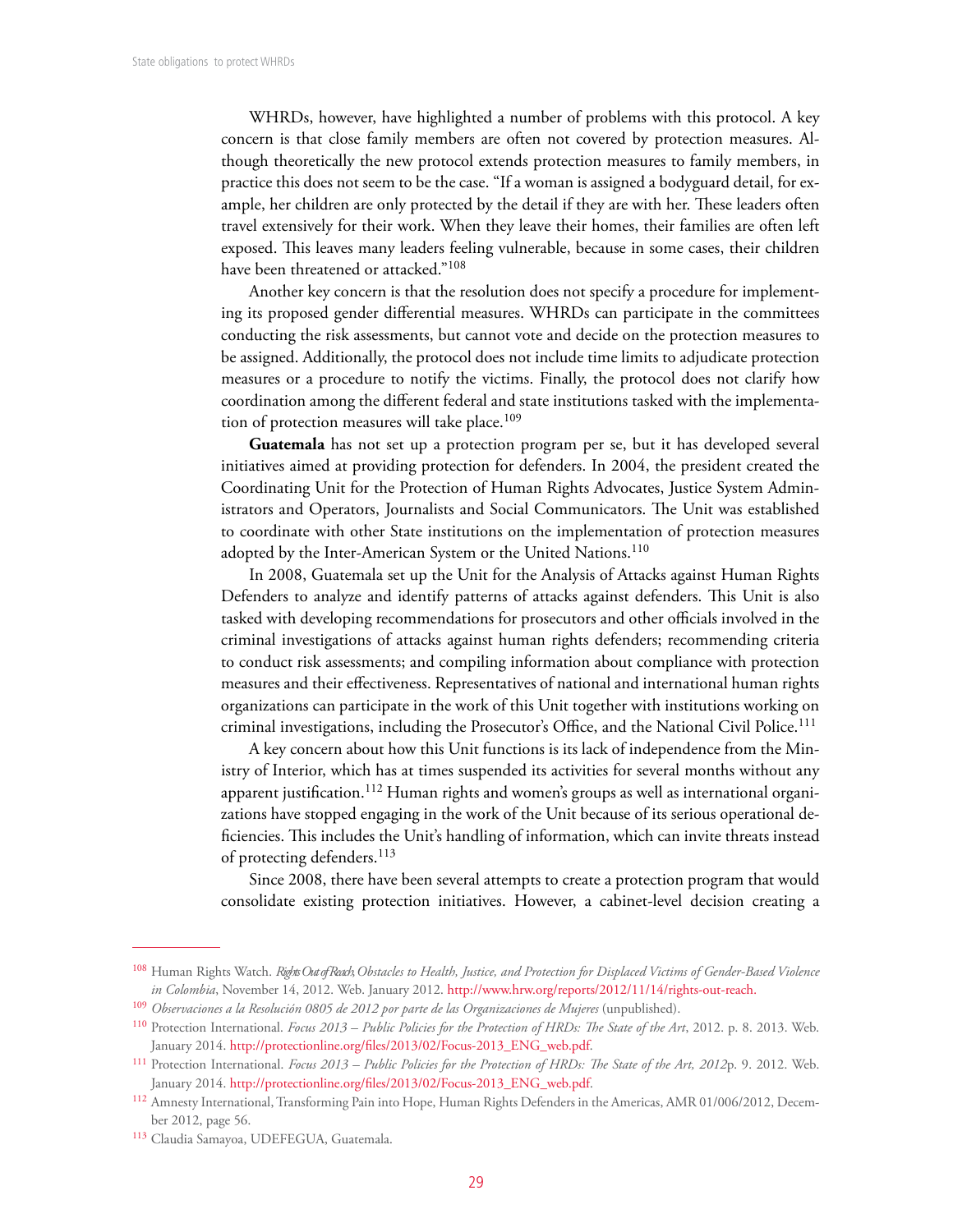WHRDs, however, have highlighted a number of problems with this protocol. A key concern is that close family members are often not covered by protection measures. Although theoretically the new protocol extends protection measures to family members, in practice this does not seem to be the case. "If a woman is assigned a bodyguard detail, for example, her children are only protected by the detail if they are with her. These leaders often travel extensively for their work. When they leave their homes, their families are often left exposed. This leaves many leaders feeling vulnerable, because in some cases, their children have been threatened or attacked."[108]

Another key concern is that the resolution does not specify a procedure for implementing its proposed gender differential measures. WHRDs can participate in the committees conducting the risk assessments, but cannot vote and decide on the protection measures to be assigned. Additionally, the protocol does not include time limits to adjudicate protection measures or a procedure to notify the victims. Finally, the protocol does not clarify how coordination among the different federal and state institutions tasked with the implementation of protection measures will take place.[109]

**Guatemala** has not set up a protection program per se, but it has developed several initiatives aimed at providing protection for defenders. In 2004, the president created the Coordinating Unit for the Protection of Human Rights Advocates, Justice System Administrators and Operators, Journalists and Social Communicators. The Unit was established to coordinate with other State institutions on the implementation of protection measures adopted by the Inter-American System or the United Nations.[110]

In 2008, Guatemala set up the Unit for the Analysis of Attacks against Human Rights Defenders to analyze and identify patterns of attacks against defenders. This Unit is also tasked with developing recommendations for prosecutors and other officials involved in the criminal investigations of attacks against human rights defenders; recommending criteria to conduct risk assessments; and compiling information about compliance with protection measures and their effectiveness. Representatives of national and international human rights organizations can participate in the work of this Unit together with institutions working on criminal investigations, including the Prosecutor's Office, and the National Civil Police.[111]

A key concern about how this Unit functions is its lack of independence from the Ministry of Interior, which has at times suspended its activities for several months without any apparent justification.[112] Human rights and women's groups as well as international organizations have stopped engaging in the work of the Unit because of its serious operational deficiencies. This includes the Unit's handling of information, which can invite threats instead of protecting defenders.[113]

Since 2008, there have been several attempts to create a protection program that would consolidate existing protection initiatives. However, a cabinet-level decision creating a

---

[108] Human Rights Watch. *Rights Out of Reach, Obstacles to Health, Justice, and Protection for Displaced Victims of Gender-Based Violence in Colombia*, November 14, 2012. Web. January 2012. http://www.hrw.org/reports/2012/11/14/rights-out-reach.

[109] *Observaciones a la Resolución 0805 de 2012 por parte de las Organizaciones de Mujeres* (unpublished).

[110] Protection International. *Focus 2013 – Public Policies for the Protection of HRDs: The State of the Art*, 2012. p. 8. 2013. Web. January 2014. http://protectionline.org/files/2013/02/Focus-2013_ENG_web.pdf.

[111] Protection International. *Focus 2013 – Public Policies for the Protection of HRDs: The State of the Art, 2012*p. 9. 2012. Web. January 2014. http://protectionline.org/files/2013/02/Focus-2013_ENG_web.pdf.

[112] Amnesty International, Transforming Pain into Hope, Human Rights Defenders in the Americas, AMR 01/006/2012, December 2012, page 56.

[113] Claudia Samayoa, UDEFEGUA, Guatemala.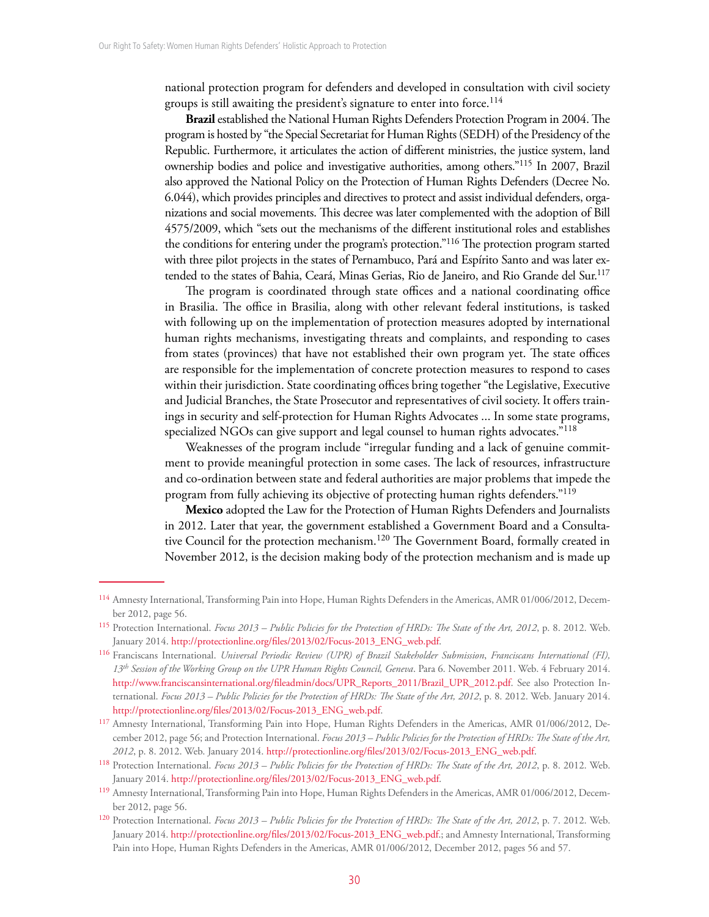national protection program for defenders and developed in consultation with civil society groups is still awaiting the president's signature to enter into force.[114]

**Brazil** established the National Human Rights Defenders Protection Program in 2004. The program is hosted by "the Special Secretariat for Human Rights (SEDH) of the Presidency of the Republic. Furthermore, it articulates the action of different ministries, the justice system, land ownership bodies and police and investigative authorities, among others."[115] In 2007, Brazil also approved the National Policy on the Protection of Human Rights Defenders (Decree No. 6.044), which provides principles and directives to protect and assist individual defenders, organizations and social movements. This decree was later complemented with the adoption of Bill 4575/2009, which "sets out the mechanisms of the different institutional roles and establishes the conditions for entering under the program's protection."[116] The protection program started with three pilot projects in the states of Pernambuco, Pará and Espírito Santo and was later extended to the states of Bahia, Ceará, Minas Gerias, Rio de Janeiro, and Rio Grande del Sur.[117]

The program is coordinated through state offices and a national coordinating office in Brasilia. The office in Brasilia, along with other relevant federal institutions, is tasked with following up on the implementation of protection measures adopted by international human rights mechanisms, investigating threats and complaints, and responding to cases from states (provinces) that have not established their own program yet. The state offices are responsible for the implementation of concrete protection measures to respond to cases within their jurisdiction. State coordinating offices bring together "the Legislative, Executive and Judicial Branches, the State Prosecutor and representatives of civil society. It offers trainings in security and self-protection for Human Rights Advocates ... In some state programs, specialized NGOs can give support and legal counsel to human rights advocates."[118]

Weaknesses of the program include "irregular funding and a lack of genuine commitment to provide meaningful protection in some cases. The lack of resources, infrastructure and co-ordination between state and federal authorities are major problems that impede the program from fully achieving its objective of protecting human rights defenders."[119]

**Mexico** adopted the Law for the Protection of Human Rights Defenders and Journalists in 2012. Later that year, the government established a Government Board and a Consultative Council for the protection mechanism.[120] The Government Board, formally created in November 2012, is the decision making body of the protection mechanism and is made up

---

[114] Amnesty International, Transforming Pain into Hope, Human Rights Defenders in the Americas, AMR 01/006/2012, December 2012, page 56.

[115] Protection International. *Focus 2013 – Public Policies for the Protection of HRDs: The State of the Art, 2012*, p. 8. 2012. Web. January 2014. http://protectionline.org/files/2013/02/Focus-2013_ENG_web.pdf.

[116] Franciscans International. *Universal Periodic Review (UPR) of Brazil Stakeholder Submission, Franciscans International (FI), 13th Session of the Working Group on the UPR Human Rights Council, Geneva*. Para 6. November 2011. Web. 4 February 2014. http://www.franciscansinternational.org/fileadmin/docs/UPR_Reports_2011/Brazil_UPR_2012.pdf. See also Protection International. *Focus 2013 – Public Policies for the Protection of HRDs: The State of the Art, 2012*, p. 8. 2012. Web. January 2014. http://protectionline.org/files/2013/02/Focus-2013_ENG_web.pdf.

[117] Amnesty International, Transforming Pain into Hope, Human Rights Defenders in the Americas, AMR 01/006/2012, December 2012, page 56; and Protection International. *Focus 2013 – Public Policies for the Protection of HRDs: The State of the Art, 2012*, p. 8. 2012. Web. January 2014. http://protectionline.org/files/2013/02/Focus-2013_ENG_web.pdf.

[118] Protection International. *Focus 2013 – Public Policies for the Protection of HRDs: The State of the Art, 2012*, p. 8. 2012. Web. January 2014. http://protectionline.org/files/2013/02/Focus-2013_ENG_web.pdf.

[119] Amnesty International, Transforming Pain into Hope, Human Rights Defenders in the Americas, AMR 01/006/2012, December 2012, page 56.

[120] Protection International. *Focus 2013 – Public Policies for the Protection of HRDs: The State of the Art, 2012*, p. 7. 2012. Web. January 2014. http://protectionline.org/files/2013/02/Focus-2013_ENG_web.pdf.; and Amnesty International, Transforming Pain into Hope, Human Rights Defenders in the Americas, AMR 01/006/2012, December 2012, pages 56 and 57.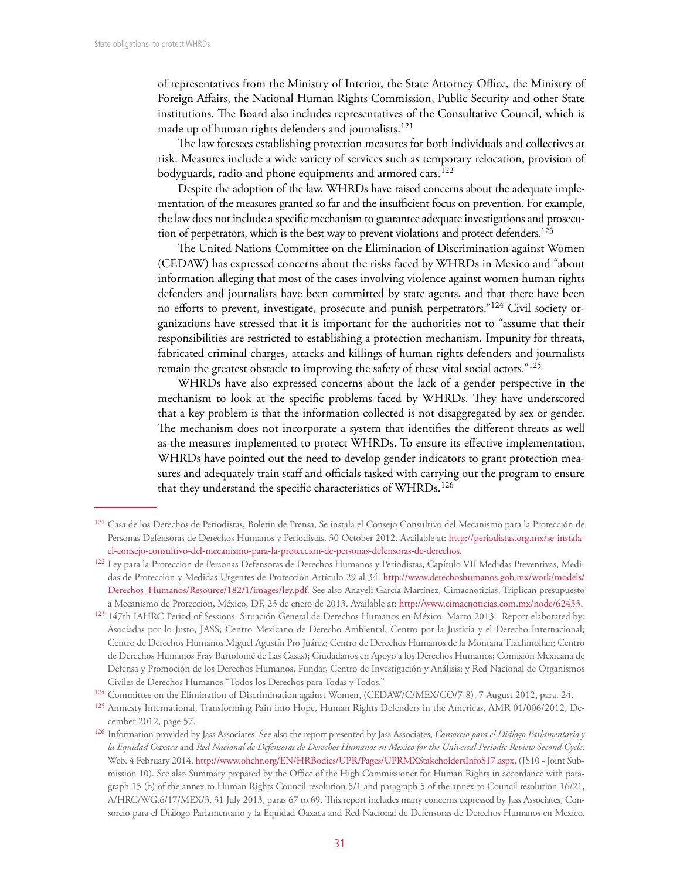of representatives from the Ministry of Interior, the State Attorney Office, the Ministry of Foreign Affairs, the National Human Rights Commission, Public Security and other State institutions. The Board also includes representatives of the Consultative Council, which is made up of human rights defenders and journalists.[121]

The law foresees establishing protection measures for both individuals and collectives at risk. Measures include a wide variety of services such as temporary relocation, provision of bodyguards, radio and phone equipments and armored cars.[122]

Despite the adoption of the law, WHRDs have raised concerns about the adequate implementation of the measures granted so far and the insufficient focus on prevention. For example, the law does not include a specific mechanism to guarantee adequate investigations and prosecution of perpetrators, which is the best way to prevent violations and protect defenders.[123]

The United Nations Committee on the Elimination of Discrimination against Women (CEDAW) has expressed concerns about the risks faced by WHRDs in Mexico and "about information alleging that most of the cases involving violence against women human rights defenders and journalists have been committed by state agents, and that there have been no efforts to prevent, investigate, prosecute and punish perpetrators."[124] Civil society organizations have stressed that it is important for the authorities not to "assume that their responsibilities are restricted to establishing a protection mechanism. Impunity for threats, fabricated criminal charges, attacks and killings of human rights defenders and journalists remain the greatest obstacle to improving the safety of these vital social actors."[125]

WHRDs have also expressed concerns about the lack of a gender perspective in the mechanism to look at the specific problems faced by WHRDs. They have underscored that a key problem is that the information collected is not disaggregated by sex or gender. The mechanism does not incorporate a system that identifies the different threats as well as the measures implemented to protect WHRDs. To ensure its effective implementation, WHRDs have pointed out the need to develop gender indicators to grant protection measures and adequately train staff and officials tasked with carrying out the program to ensure that they understand the specific characteristics of WHRDs.[126]

---

[121] Casa de los Derechos de Periodistas, Boletin de Prensa, Se instala el Consejo Consultivo del Mecanismo para la Protección de Personas Defensoras de Derechos Humanos y Periodistas, 30 October 2012. Available at: http://periodistas.org.mx/se-instala-el-consejo-consultivo-del-mecanismo-para-la-proteccion-de-personas-defensoras-de-derechos.

[122] Ley para la Proteccion de Personas Defensoras de Derechos Humanos y Periodistas, Capítulo VII Medidas Preventivas, Medidas de Protección y Medidas Urgentes de Protección Artículo 29 al 34. http://www.derechoshumanos.gob.mx/work/models/Derechos_Humanos/Resource/182/1/images/ley.pdf. See also Anayeli García Martínez, Cimacnoticias, Triplican presupuesto a Mecanismo de Protección, México, DF, 23 de enero de 2013. Available at: http://www.cimacnoticias.com.mx/node/62433.

[123] 147th IAHRC Period of Sessions. Situación General de Derechos Humanos en México. Marzo 2013. Report elaborated by: Asociadas por lo Justo, JASS; Centro Mexicano de Derecho Ambiental; Centro por la Justicia y el Derecho Internacional; Centro de Derechos Humanos Miguel Agustín Pro Juárez; Centro de Derechos Humanos de la Montaña Tlachinollan; Centro de Derechos Humanos Fray Bartolomé de Las Casas); Ciudadanos en Apoyo a los Derechos Humanos; Comisión Mexicana de Defensa y Promoción de los Derechos Humanos, Fundar, Centro de Investigación y Análisis; y Red Nacional de Organismos Civiles de Derechos Humanos "Todos los Derechos para Todas y Todos."

[124] Committee on the Elimination of Discrimination against Women, (CEDAW/C/MEX/CO/7-8), 7 August 2012, para. 24.

[125] Amnesty International, Transforming Pain into Hope, Human Rights Defenders in the Americas, AMR 01/006/2012, December 2012, page 57.

[126] Information provided by Jass Associates. See also the report presented by Jass Associates, *Consorcio para el Diálogo Parlamentario y la Equidad Oaxaca* and *Red Nacional de Defensoras de Derechos Humanos en Mexico for the Universal Periodic Review Second Cycle*. Web. 4 February 2014. http://www.ohchr.org/EN/HRBodies/UPR/Pages/UPRMXStakeholdersInfoS17.aspx, (JS10 - Joint Submission 10). See also Summary prepared by the Office of the High Commissioner for Human Rights in accordance with paragraph 15 (b) of the annex to Human Rights Council resolution 5/1 and paragraph 5 of the annex to Council resolution 16/21, A/HRC/WG.6/17/MEX/3, 31 July 2013, paras 67 to 69. This report includes many concerns expressed by Jass Associates, Consorcio para el Diálogo Parlamentario y la Equidad Oaxaca and Red Nacional de Defensoras de Derechos Humanos en Mexico.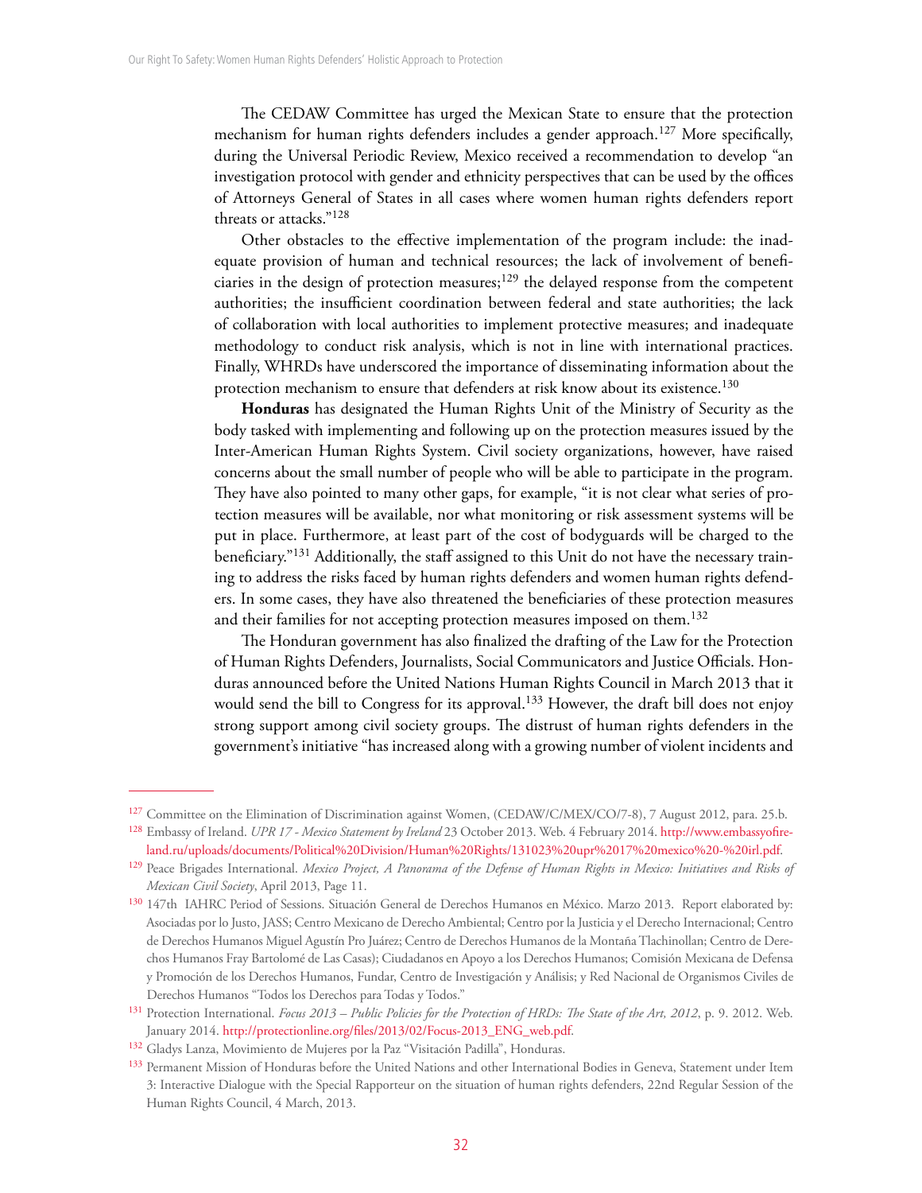The CEDAW Committee has urged the Mexican State to ensure that the protection mechanism for human rights defenders includes a gender approach.[127] More specifically, during the Universal Periodic Review, Mexico received a recommendation to develop "an investigation protocol with gender and ethnicity perspectives that can be used by the offices of Attorneys General of States in all cases where women human rights defenders report threats or attacks."[128]

Other obstacles to the effective implementation of the program include: the inadequate provision of human and technical resources; the lack of involvement of beneficiaries in the design of protection measures;[129] the delayed response from the competent authorities; the insufficient coordination between federal and state authorities; the lack of collaboration with local authorities to implement protective measures; and inadequate methodology to conduct risk analysis, which is not in line with international practices. Finally, WHRDs have underscored the importance of disseminating information about the protection mechanism to ensure that defenders at risk know about its existence.[130]

**Honduras** has designated the Human Rights Unit of the Ministry of Security as the body tasked with implementing and following up on the protection measures issued by the Inter-American Human Rights System. Civil society organizations, however, have raised concerns about the small number of people who will be able to participate in the program. They have also pointed to many other gaps, for example, "it is not clear what series of protection measures will be available, nor what monitoring or risk assessment systems will be put in place. Furthermore, at least part of the cost of bodyguards will be charged to the beneficiary."[131] Additionally, the staff assigned to this Unit do not have the necessary training to address the risks faced by human rights defenders and women human rights defenders. In some cases, they have also threatened the beneficiaries of these protection measures and their families for not accepting protection measures imposed on them.[132]

The Honduran government has also finalized the drafting of the Law for the Protection of Human Rights Defenders, Journalists, Social Communicators and Justice Officials. Honduras announced before the United Nations Human Rights Council in March 2013 that it would send the bill to Congress for its approval.[133] However, the draft bill does not enjoy strong support among civil society groups. The distrust of human rights defenders in the government's initiative "has increased along with a growing number of violent incidents and

---

[127] Committee on the Elimination of Discrimination against Women, (CEDAW/C/MEX/CO/7-8), 7 August 2012, para. 25.b.

[128] Embassy of Ireland. *UPR 17 - Mexico Statement by Ireland* 23 October 2013. Web. 4 February 2014. http://www.embassyofireland.ru/uploads/documents/Political%20Division/Human%20Rights/131023%20upr%2017%20mexico%20-%20irl.pdf.

[129] Peace Brigades International. *Mexico Project, A Panorama of the Defense of Human Rights in Mexico: Initiatives and Risks of Mexican Civil Society*, April 2013, Page 11.

[130] 147th IAHRC Period of Sessions. Situación General de Derechos Humanos en México. Marzo 2013. Report elaborated by: Asociadas por lo Justo, JASS; Centro Mexicano de Derecho Ambiental; Centro por la Justicia y el Derecho Internacional; Centro de Derechos Humanos Miguel Agustín Pro Juárez; Centro de Derechos Humanos de la Montaña Tlachinollan; Centro de Derechos Humanos Fray Bartolomé de Las Casas); Ciudadanos en Apoyo a los Derechos Humanos; Comisión Mexicana de Defensa y Promoción de los Derechos Humanos, Fundar, Centro de Investigación y Análisis; y Red Nacional de Organismos Civiles de Derechos Humanos "Todos los Derechos para Todas y Todos."

[131] Protection International. *Focus 2013 – Public Policies for the Protection of HRDs: The State of the Art, 2012*, p. 9. 2012. Web. January 2014. http://protectionline.org/files/2013/02/Focus-2013_ENG_web.pdf.

[132] Gladys Lanza, Movimiento de Mujeres por la Paz "Visitación Padilla", Honduras.

[133] Permanent Mission of Honduras before the United Nations and other International Bodies in Geneva, Statement under Item 3: Interactive Dialogue with the Special Rapporteur on the situation of human rights defenders, 22nd Regular Session of the Human Rights Council, 4 March, 2013.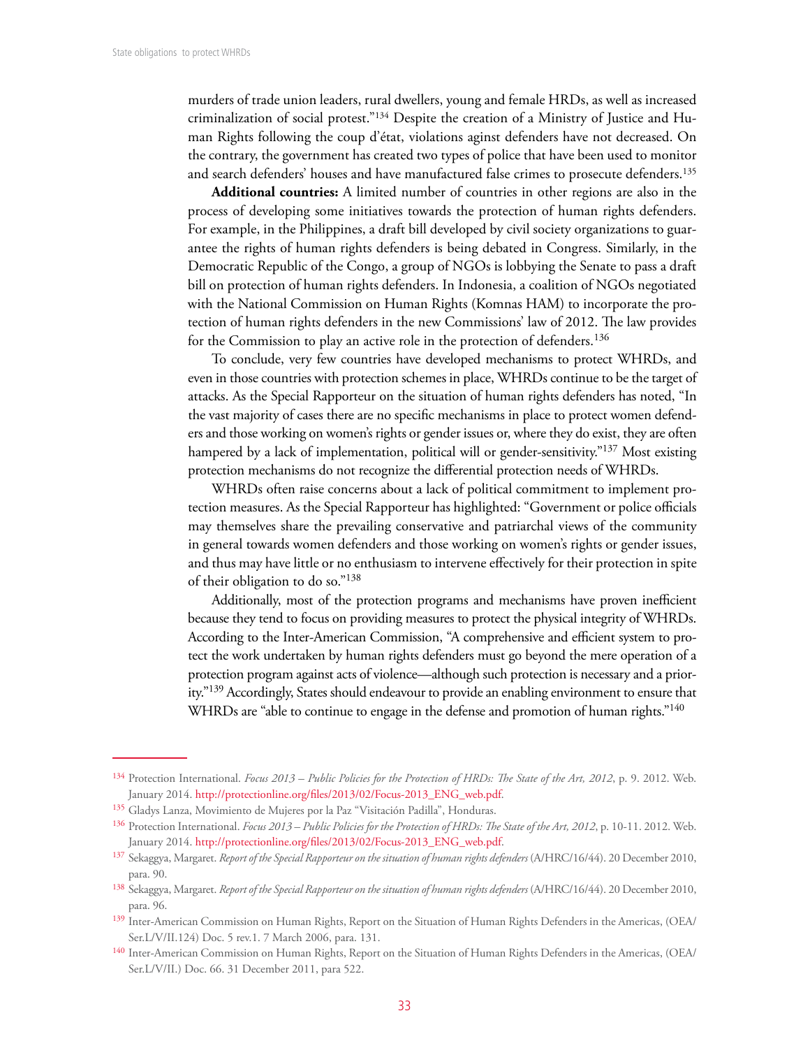murders of trade union leaders, rural dwellers, young and female HRDs, as well as increased criminalization of social protest."[134] Despite the creation of a Ministry of Justice and Human Rights following the coup d'état, violations aginst defenders have not decreased. On the contrary, the government has created two types of police that have been used to monitor and search defenders' houses and have manufactured false crimes to prosecute defenders.[135]

**Additional countries:** A limited number of countries in other regions are also in the process of developing some initiatives towards the protection of human rights defenders. For example, in the Philippines, a draft bill developed by civil society organizations to guarantee the rights of human rights defenders is being debated in Congress. Similarly, in the Democratic Republic of the Congo, a group of NGOs is lobbying the Senate to pass a draft bill on protection of human rights defenders. In Indonesia, a coalition of NGOs negotiated with the National Commission on Human Rights (Komnas HAM) to incorporate the protection of human rights defenders in the new Commissions' law of 2012. The law provides for the Commission to play an active role in the protection of defenders.[136]

To conclude, very few countries have developed mechanisms to protect WHRDs, and even in those countries with protection schemes in place, WHRDs continue to be the target of attacks. As the Special Rapporteur on the situation of human rights defenders has noted, "In the vast majority of cases there are no specific mechanisms in place to protect women defenders and those working on women's rights or gender issues or, where they do exist, they are often hampered by a lack of implementation, political will or gender-sensitivity."[137] Most existing protection mechanisms do not recognize the differential protection needs of WHRDs.

WHRDs often raise concerns about a lack of political commitment to implement protection measures. As the Special Rapporteur has highlighted: "Government or police officials may themselves share the prevailing conservative and patriarchal views of the community in general towards women defenders and those working on women's rights or gender issues, and thus may have little or no enthusiasm to intervene effectively for their protection in spite of their obligation to do so."[138]

Additionally, most of the protection programs and mechanisms have proven inefficient because they tend to focus on providing measures to protect the physical integrity of WHRDs. According to the Inter-American Commission, "A comprehensive and efficient system to protect the work undertaken by human rights defenders must go beyond the mere operation of a protection program against acts of violence—although such protection is necessary and a priority."[139] Accordingly, States should endeavour to provide an enabling environment to ensure that WHRDs are "able to continue to engage in the defense and promotion of human rights."[140]

---

[134] Protection International. *Focus 2013 – Public Policies for the Protection of HRDs: The State of the Art, 2012*, p. 9. 2012. Web. January 2014. http://protectionline.org/files/2013/02/Focus-2013_ENG_web.pdf.

[135] Gladys Lanza, Movimiento de Mujeres por la Paz "Visitación Padilla", Honduras.

[136] Protection International. *Focus 2013 – Public Policies for the Protection of HRDs: The State of the Art, 2012*, p. 10-11. 2012. Web. January 2014. http://protectionline.org/files/2013/02/Focus-2013_ENG_web.pdf.

[137] Sekaggya, Margaret. *Report of the Special Rapporteur on the situation of human rights defenders* (A/HRC/16/44). 20 December 2010, para. 90.

[138] Sekaggya, Margaret. *Report of the Special Rapporteur on the situation of human rights defenders* (A/HRC/16/44). 20 December 2010, para. 96.

[139] Inter-American Commission on Human Rights, Report on the Situation of Human Rights Defenders in the Americas, (OEA/Ser.L/V/II.124) Doc. 5 rev.1. 7 March 2006, para. 131.

[140] Inter-American Commission on Human Rights, Report on the Situation of Human Rights Defenders in the Americas, (OEA/Ser.L/V/II.) Doc. 66. 31 December 2011, para 522.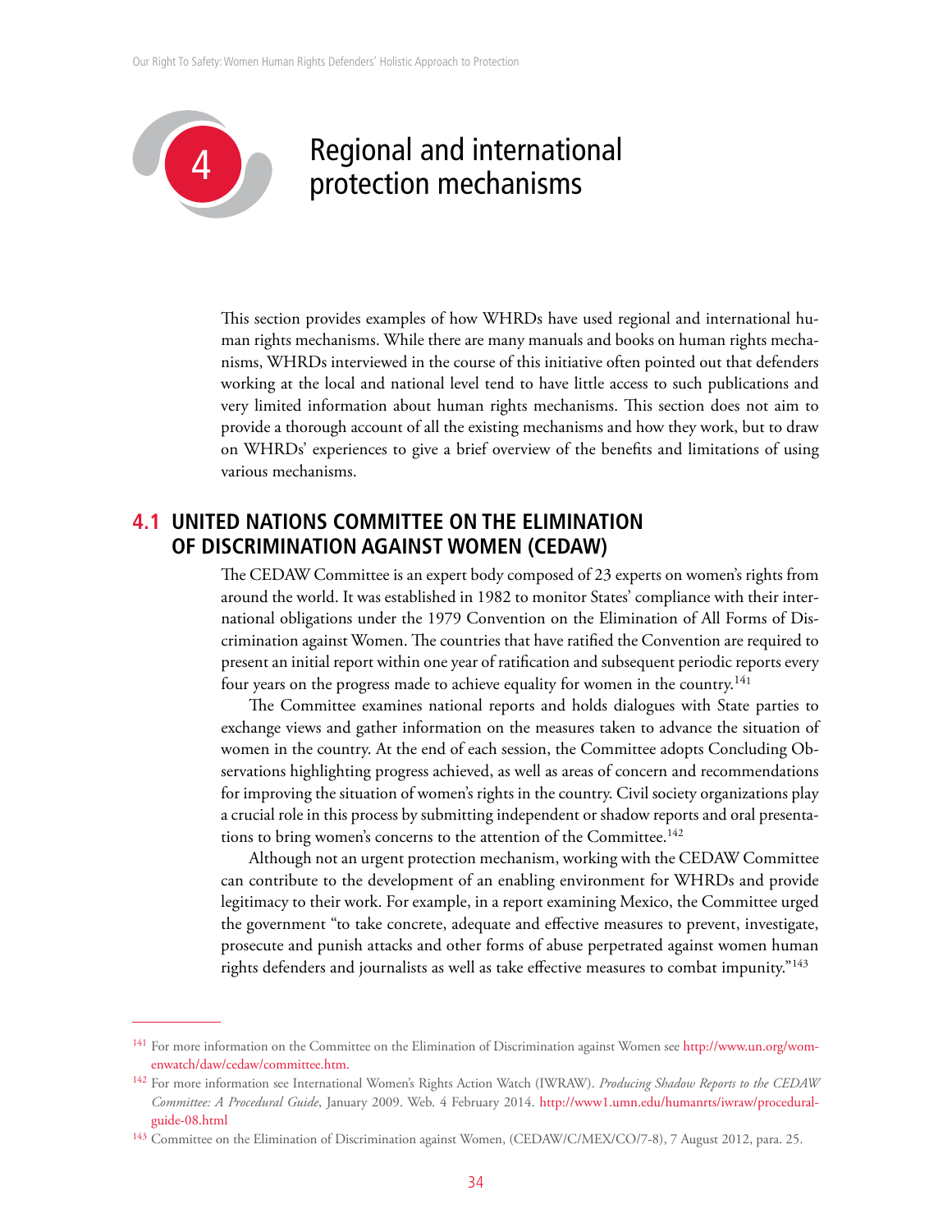# 4 Regional and international protection mechanisms

This section provides examples of how WHRDs have used regional and international human rights mechanisms. While there are many manuals and books on human rights mechanisms, WHRDs interviewed in the course of this initiative often pointed out that defenders working at the local and national level tend to have little access to such publications and very limited information about human rights mechanisms. This section does not aim to provide a thorough account of all the existing mechanisms and how they work, but to draw on WHRDs' experiences to give a brief overview of the benefits and limitations of using various mechanisms.

## 4.1 UNITED NATIONS COMMITTEE ON THE ELIMINATION OF DISCRIMINATION AGAINST WOMEN (CEDAW)

The CEDAW Committee is an expert body composed of 23 experts on women's rights from around the world. It was established in 1982 to monitor States' compliance with their international obligations under the 1979 Convention on the Elimination of All Forms of Discrimination against Women. The countries that have ratified the Convention are required to present an initial report within one year of ratification and subsequent periodic reports every four years on the progress made to achieve equality for women in the country.[141]

The Committee examines national reports and holds dialogues with State parties to exchange views and gather information on the measures taken to advance the situation of women in the country. At the end of each session, the Committee adopts Concluding Observations highlighting progress achieved, as well as areas of concern and recommendations for improving the situation of women's rights in the country. Civil society organizations play a crucial role in this process by submitting independent or shadow reports and oral presentations to bring women's concerns to the attention of the Committee.[142]

Although not an urgent protection mechanism, working with the CEDAW Committee can contribute to the development of an enabling environment for WHRDs and provide legitimacy to their work. For example, in a report examining Mexico, the Committee urged the government "to take concrete, adequate and effective measures to prevent, investigate, prosecute and punish attacks and other forms of abuse perpetrated against women human rights defenders and journalists as well as take effective measures to combat impunity."[143]

---

[141] For more information on the Committee on the Elimination of Discrimination against Women see http://www.un.org/womenwatch/daw/cedaw/committee.htm.

[142] For more information see International Women's Rights Action Watch (IWRAW). *Producing Shadow Reports to the CEDAW Committee: A Procedural Guide*, January 2009. Web. 4 February 2014. http://www1.umn.edu/humanrts/iwraw/procedural-guide-08.html

[143] Committee on the Elimination of Discrimination against Women, (CEDAW/C/MEX/CO/7-8), 7 August 2012, para. 25.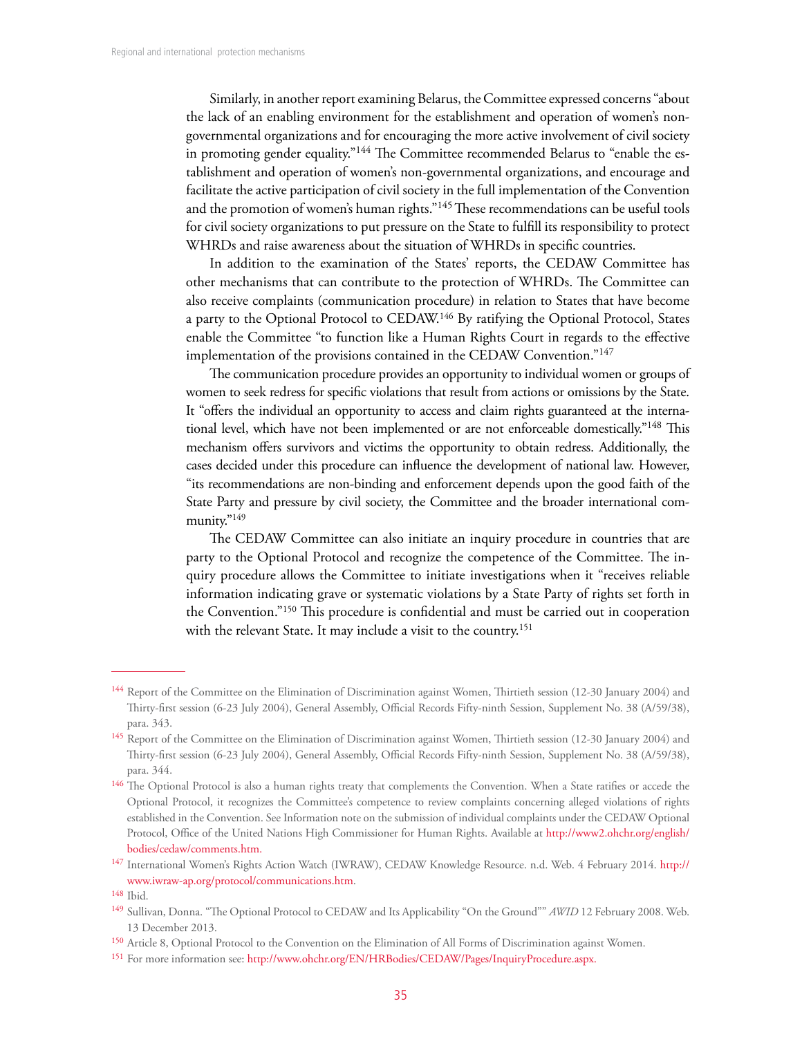Similarly, in another report examining Belarus, the Committee expressed concerns "about the lack of an enabling environment for the establishment and operation of women's non-governmental organizations and for encouraging the more active involvement of civil society in promoting gender equality."[144] The Committee recommended Belarus to "enable the establishment and operation of women's non-governmental organizations, and encourage and facilitate the active participation of civil society in the full implementation of the Convention and the promotion of women's human rights."[145] These recommendations can be useful tools for civil society organizations to put pressure on the State to fulfill its responsibility to protect WHRDs and raise awareness about the situation of WHRDs in specific countries.

In addition to the examination of the States' reports, the CEDAW Committee has other mechanisms that can contribute to the protection of WHRDs. The Committee can also receive complaints (communication procedure) in relation to States that have become a party to the Optional Protocol to CEDAW.[146] By ratifying the Optional Protocol, States enable the Committee "to function like a Human Rights Court in regards to the effective implementation of the provisions contained in the CEDAW Convention."[147]

The communication procedure provides an opportunity to individual women or groups of women to seek redress for specific violations that result from actions or omissions by the State. It "offers the individual an opportunity to access and claim rights guaranteed at the international level, which have not been implemented or are not enforceable domestically."[148] This mechanism offers survivors and victims the opportunity to obtain redress. Additionally, the cases decided under this procedure can influence the development of national law. However, "its recommendations are non-binding and enforcement depends upon the good faith of the State Party and pressure by civil society, the Committee and the broader international community."[149]

The CEDAW Committee can also initiate an inquiry procedure in countries that are party to the Optional Protocol and recognize the competence of the Committee. The inquiry procedure allows the Committee to initiate investigations when it "receives reliable information indicating grave or systematic violations by a State Party of rights set forth in the Convention."[150] This procedure is confidential and must be carried out in cooperation with the relevant State. It may include a visit to the country.[151]

---

[144] Report of the Committee on the Elimination of Discrimination against Women, Thirtieth session (12-30 January 2004) and Thirty-first session (6-23 July 2004), General Assembly, Official Records Fifty-ninth Session, Supplement No. 38 (A/59/38), para. 343.

[145] Report of the Committee on the Elimination of Discrimination against Women, Thirtieth session (12-30 January 2004) and Thirty-first session (6-23 July 2004), General Assembly, Official Records Fifty-ninth Session, Supplement No. 38 (A/59/38), para. 344.

[146] The Optional Protocol is also a human rights treaty that complements the Convention. When a State ratifies or accede the Optional Protocol, it recognizes the Committee's competence to review complaints concerning alleged violations of rights established in the Convention. See Information note on the submission of individual complaints under the CEDAW Optional Protocol, Office of the United Nations High Commissioner for Human Rights. Available at http://www2.ohchr.org/english/bodies/cedaw/comments.htm.

[147] International Women's Rights Action Watch (IWRAW), CEDAW Knowledge Resource. n.d. Web. 4 February 2014. http://www.iwraw-ap.org/protocol/communications.htm.

[148] Ibid.

[149] Sullivan, Donna. "The Optional Protocol to CEDAW and Its Applicability "On the Ground"" *AWID* 12 February 2008. Web. 13 December 2013.

[150] Article 8, Optional Protocol to the Convention on the Elimination of All Forms of Discrimination against Women.

[151] For more information see: http://www.ohchr.org/EN/HRBodies/CEDAW/Pages/InquiryProcedure.aspx.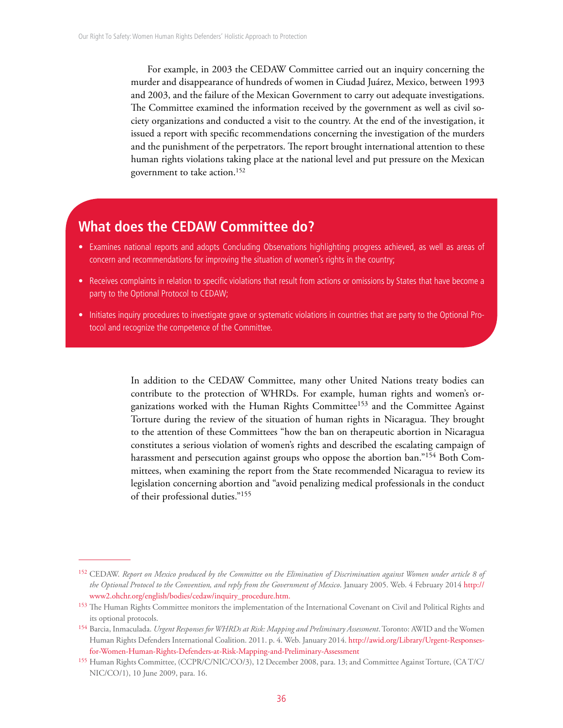For example, in 2003 the CEDAW Committee carried out an inquiry concerning the murder and disappearance of hundreds of women in Ciudad Juárez, Mexico, between 1993 and 2003, and the failure of the Mexican Government to carry out adequate investigations. The Committee examined the information received by the government as well as civil society organizations and conducted a visit to the country. At the end of the investigation, it issued a report with specific recommendations concerning the investigation of the murders and the punishment of the perpetrators. The report brought international attention to these human rights violations taking place at the national level and put pressure on the Mexican government to take action.[152]

## What does the CEDAW Committee do?

- Examines national reports and adopts Concluding Observations highlighting progress achieved, as well as areas of concern and recommendations for improving the situation of women's rights in the country;
- Receives complaints in relation to specific violations that result from actions or omissions by States that have become a party to the Optional Protocol to CEDAW;
- Initiates inquiry procedures to investigate grave or systematic violations in countries that are party to the Optional Protocol and recognize the competence of the Committee.

In addition to the CEDAW Committee, many other United Nations treaty bodies can contribute to the protection of WHRDs. For example, human rights and women's organizations worked with the Human Rights Committee[153] and the Committee Against Torture during the review of the situation of human rights in Nicaragua. They brought to the attention of these Committees "how the ban on therapeutic abortion in Nicaragua constitutes a serious violation of women's rights and described the escalating campaign of harassment and persecution against groups who oppose the abortion ban."[154] Both Committees, when examining the report from the State recommended Nicaragua to review its legislation concerning abortion and "avoid penalizing medical professionals in the conduct of their professional duties."[155]

---

[152] CEDAW. *Report on Mexico produced by the Committee on the Elimination of Discrimination against Women under article 8 of the Optional Protocol to the Convention, and reply from the Government of Mexico*. January 2005. Web. 4 February 2014 http://www2.ohchr.org/english/bodies/cedaw/inquiry_procedure.htm.

[153] The Human Rights Committee monitors the implementation of the International Covenant on Civil and Political Rights and its optional protocols.

[154] Barcia, Inmaculada. *Urgent Responses for WHRDs at Risk: Mapping and Preliminary Assessment*. Toronto: AWID and the Women Human Rights Defenders International Coalition. 2011. p. 4. Web. January 2014. http://awid.org/Library/Urgent-Responses-for-Women-Human-Rights-Defenders-at-Risk-Mapping-and-Preliminary-Assessment

[155] Human Rights Committee, (CCPR/C/NIC/CO/3), 12 December 2008, para. 13; and Committee Against Torture, (CAT/C/NIC/CO/1), 10 June 2009, para. 16.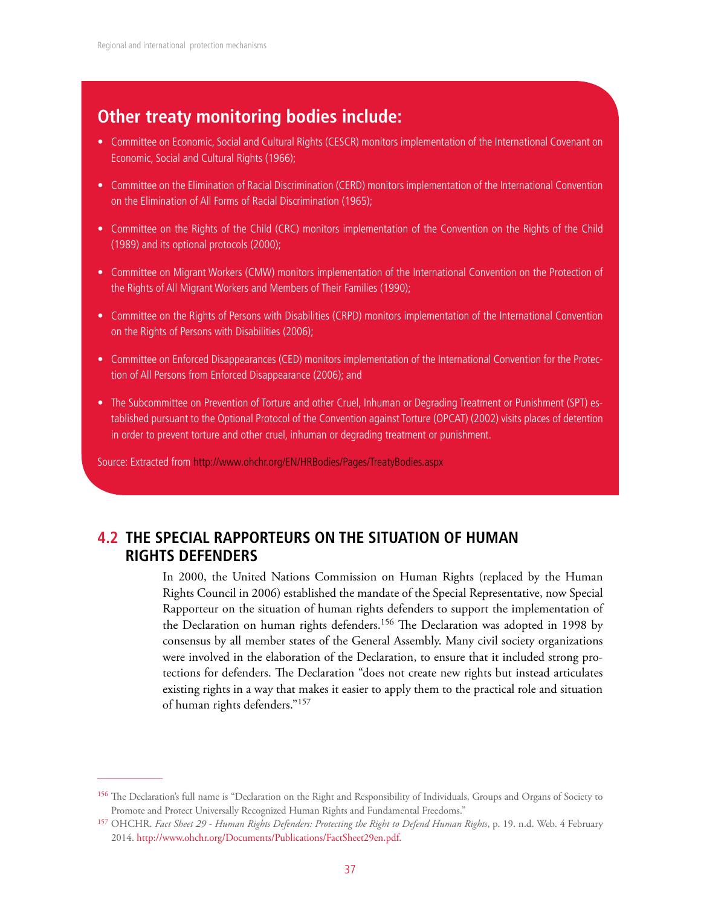## Other treaty monitoring bodies include:

- Committee on Economic, Social and Cultural Rights (CESCR) monitors implementation of the International Covenant on Economic, Social and Cultural Rights (1966);
- Committee on the Elimination of Racial Discrimination (CERD) monitors implementation of the International Convention on the Elimination of All Forms of Racial Discrimination (1965);
- Committee on the Rights of the Child (CRC) monitors implementation of the Convention on the Rights of the Child (1989) and its optional protocols (2000);
- Committee on Migrant Workers (CMW) monitors implementation of the International Convention on the Protection of the Rights of All Migrant Workers and Members of Their Families (1990);
- Committee on the Rights of Persons with Disabilities (CRPD) monitors implementation of the International Convention on the Rights of Persons with Disabilities (2006);
- Committee on Enforced Disappearances (CED) monitors implementation of the International Convention for the Protection of All Persons from Enforced Disappearance (2006); and
- The Subcommittee on Prevention of Torture and other Cruel, Inhuman or Degrading Treatment or Punishment (SPT) established pursuant to the Optional Protocol of the Convention against Torture (OPCAT) (2002) visits places of detention in order to prevent torture and other cruel, inhuman or degrading treatment or punishment.

Source: Extracted from http://www.ohchr.org/EN/HRBodies/Pages/TreatyBodies.aspx

## 4.2 THE SPECIAL RAPPORTEURS ON THE SITUATION OF HUMAN RIGHTS DEFENDERS

In 2000, the United Nations Commission on Human Rights (replaced by the Human Rights Council in 2006) established the mandate of the Special Representative, now Special Rapporteur on the situation of human rights defenders to support the implementation of the Declaration on human rights defenders.[156] The Declaration was adopted in 1998 by consensus by all member states of the General Assembly. Many civil society organizations were involved in the elaboration of the Declaration, to ensure that it included strong protections for defenders. The Declaration "does not create new rights but instead articulates existing rights in a way that makes it easier to apply them to the practical role and situation of human rights defenders."[157]

---

[156] The Declaration's full name is "Declaration on the Right and Responsibility of Individuals, Groups and Organs of Society to Promote and Protect Universally Recognized Human Rights and Fundamental Freedoms."

[157] OHCHR. *Fact Sheet 29 - Human Rights Defenders: Protecting the Right to Defend Human Rights*, p. 19. n.d. Web. 4 February 2014. http://www.ohchr.org/Documents/Publications/FactSheet29en.pdf.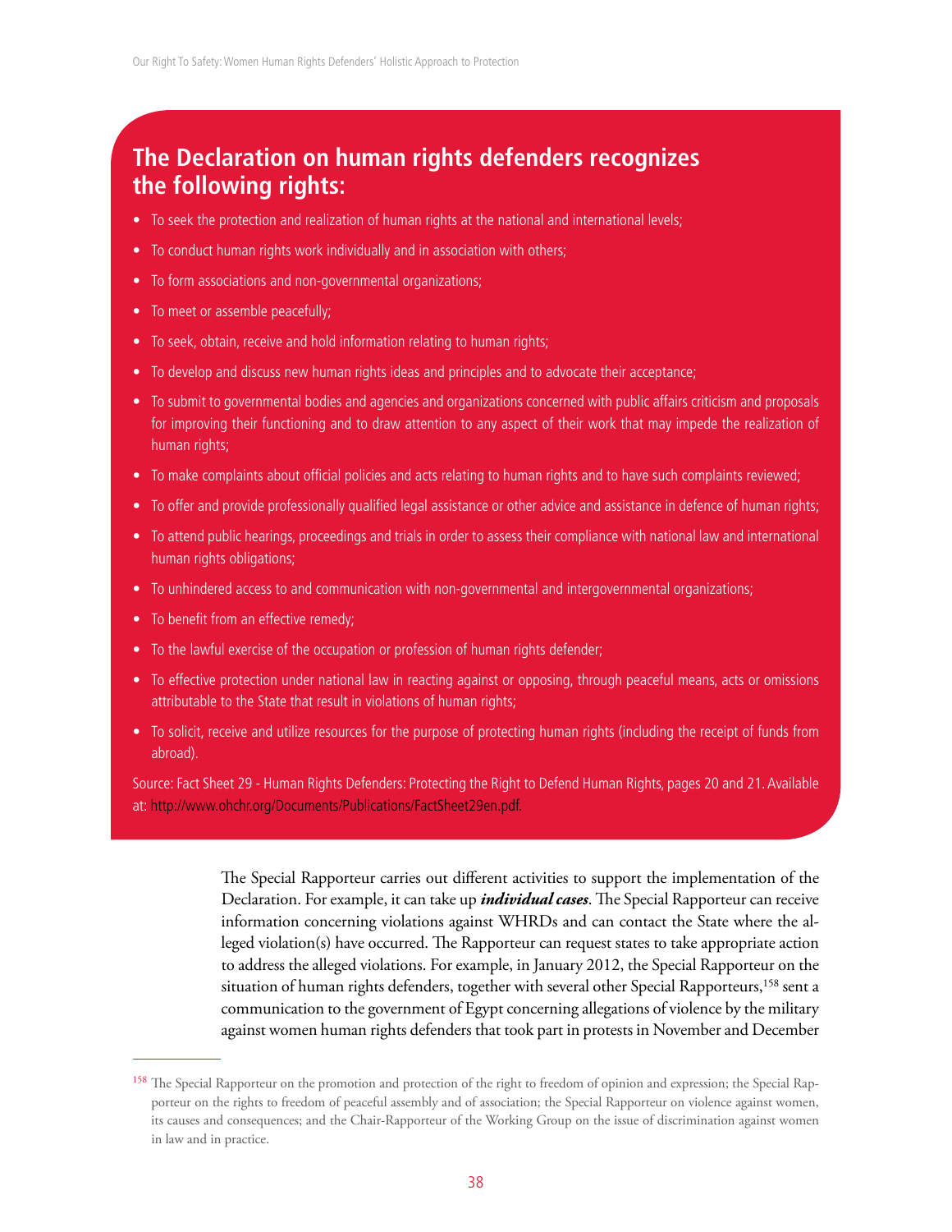## The Declaration on human rights defenders recognizes the following rights:

- To seek the protection and realization of human rights at the national and international levels;
- To conduct human rights work individually and in association with others;
- To form associations and non-governmental organizations;
- To meet or assemble peacefully;
- To seek, obtain, receive and hold information relating to human rights;
- To develop and discuss new human rights ideas and principles and to advocate their acceptance;
- To submit to governmental bodies and agencies and organizations concerned with public affairs criticism and proposals for improving their functioning and to draw attention to any aspect of their work that may impede the realization of human rights;
- To make complaints about official policies and acts relating to human rights and to have such complaints reviewed;
- To offer and provide professionally qualified legal assistance or other advice and assistance in defence of human rights;
- To attend public hearings, proceedings and trials in order to assess their compliance with national law and international human rights obligations;
- To unhindered access to and communication with non-governmental and intergovernmental organizations;
- To benefit from an effective remedy;
- To the lawful exercise of the occupation or profession of human rights defender;
- To effective protection under national law in reacting against or opposing, through peaceful means, acts or omissions attributable to the State that result in violations of human rights;
- To solicit, receive and utilize resources for the purpose of protecting human rights (including the receipt of funds from abroad).

Source: Fact Sheet 29 - Human Rights Defenders: Protecting the Right to Defend Human Rights, pages 20 and 21. Available at: http://www.ohchr.org/Documents/Publications/FactSheet29en.pdf.

The Special Rapporteur carries out different activities to support the implementation of the Declaration. For example, it can take up ***individual cases***. The Special Rapporteur can receive information concerning violations against WHRDs and can contact the State where the alleged violation(s) have occurred. The Rapporteur can request states to take appropriate action to address the alleged violations. For example, in January 2012, the Special Rapporteur on the situation of human rights defenders, together with several other Special Rapporteurs,[158] sent a communication to the government of Egypt concerning allegations of violence by the military against women human rights defenders that took part in protests in November and December

[158] The Special Rapporteur on the promotion and protection of the right to freedom of opinion and expression; the Special Rapporteur on the rights to freedom of peaceful assembly and of association; the Special Rapporteur on violence against women, its causes and consequences; and the Chair-Rapporteur of the Working Group on the issue of discrimination against women in law and in practice.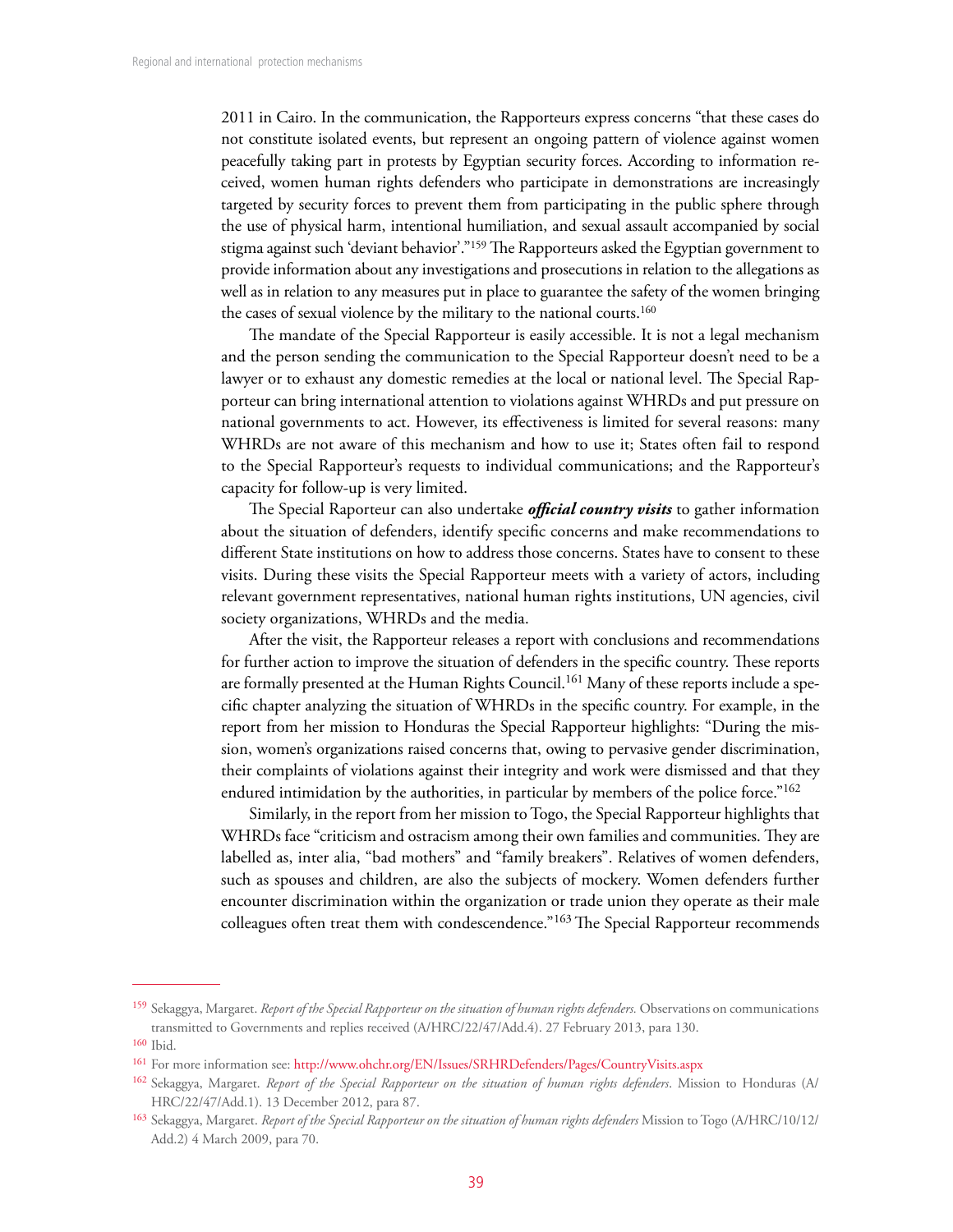2011 in Cairo. In the communication, the Rapporteurs express concerns "that these cases do not constitute isolated events, but represent an ongoing pattern of violence against women peacefully taking part in protests by Egyptian security forces. According to information received, women human rights defenders who participate in demonstrations are increasingly targeted by security forces to prevent them from participating in the public sphere through the use of physical harm, intentional humiliation, and sexual assault accompanied by social stigma against such 'deviant behavior'."[159] The Rapporteurs asked the Egyptian government to provide information about any investigations and prosecutions in relation to the allegations as well as in relation to any measures put in place to guarantee the safety of the women bringing the cases of sexual violence by the military to the national courts.[160]

The mandate of the Special Rapporteur is easily accessible. It is not a legal mechanism and the person sending the communication to the Special Rapporteur doesn't need to be a lawyer or to exhaust any domestic remedies at the local or national level. The Special Rapporteur can bring international attention to violations against WHRDs and put pressure on national governments to act. However, its effectiveness is limited for several reasons: many WHRDs are not aware of this mechanism and how to use it; States often fail to respond to the Special Rapporteur's requests to individual communications; and the Rapporteur's capacity for follow-up is very limited.

The Special Rapporteur can also undertake ***official country visits*** to gather information about the situation of defenders, identify specific concerns and make recommendations to different State institutions on how to address those concerns. States have to consent to these visits. During these visits the Special Rapporteur meets with a variety of actors, including relevant government representatives, national human rights institutions, UN agencies, civil society organizations, WHRDs and the media.

After the visit, the Rapporteur releases a report with conclusions and recommendations for further action to improve the situation of defenders in the specific country. These reports are formally presented at the Human Rights Council.[161] Many of these reports include a specific chapter analyzing the situation of WHRDs in the specific country. For example, in the report from her mission to Honduras the Special Rapporteur highlights: "During the mission, women's organizations raised concerns that, owing to pervasive gender discrimination, their complaints of violations against their integrity and work were dismissed and that they endured intimidation by the authorities, in particular by members of the police force."[162]

Similarly, in the report from her mission to Togo, the Special Rapporteur highlights that WHRDs face "criticism and ostracism among their own families and communities. They are labelled as, inter alia, "bad mothers" and "family breakers". Relatives of women defenders, such as spouses and children, are also the subjects of mockery. Women defenders further encounter discrimination within the organization or trade union they operate as their male colleagues often treat them with condescendence."[163] The Special Rapporteur recommends

---

[159] Sekaggya, Margaret. *Report of the Special Rapporteur on the situation of human rights defenders.* Observations on communications transmitted to Governments and replies received (A/HRC/22/47/Add.4). 27 February 2013, para 130.

[160] Ibid.

[161] For more information see: http://www.ohchr.org/EN/Issues/SRHRDefenders/Pages/CountryVisits.aspx

[162] Sekaggya, Margaret. *Report of the Special Rapporteur on the situation of human rights defenders*. Mission to Honduras (A/HRC/22/47/Add.1). 13 December 2012, para 87.

[163] Sekaggya, Margaret. *Report of the Special Rapporteur on the situation of human rights defenders* Mission to Togo (A/HRC/10/12/Add.2) 4 March 2009, para 70.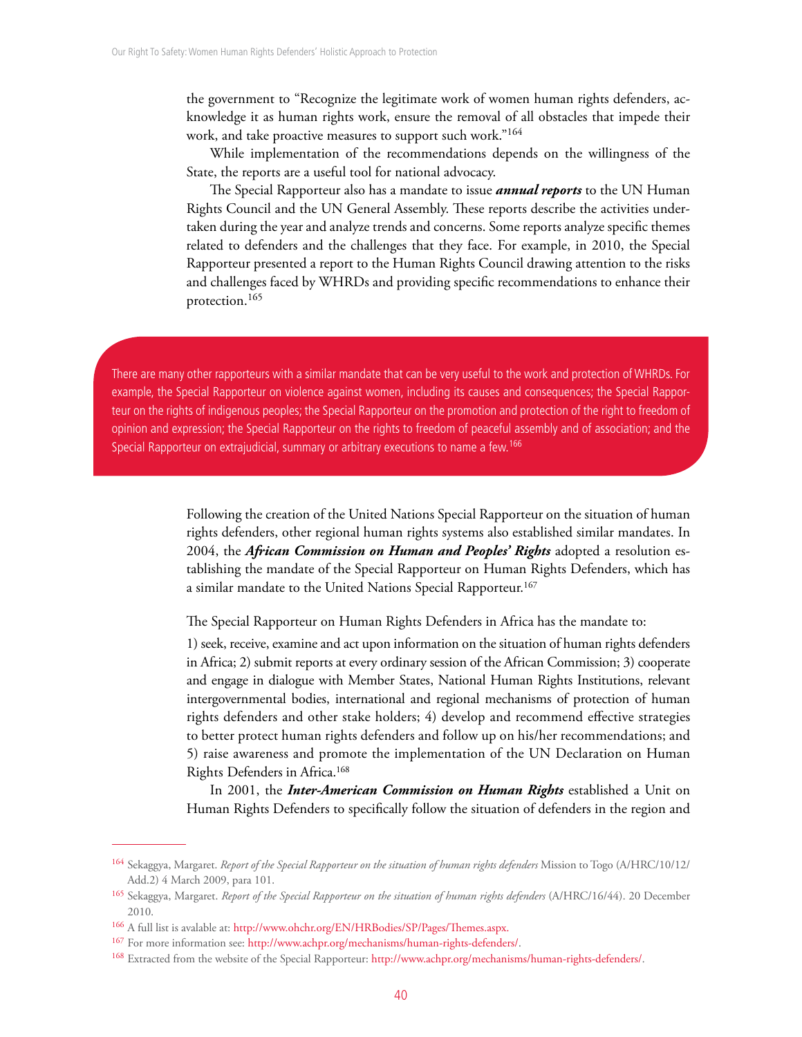the government to "Recognize the legitimate work of women human rights defenders, acknowledge it as human rights work, ensure the removal of all obstacles that impede their work, and take proactive measures to support such work."[164]

While implementation of the recommendations depends on the willingness of the State, the reports are a useful tool for national advocacy.

The Special Rapporteur also has a mandate to issue ***annual reports*** to the UN Human Rights Council and the UN General Assembly. These reports describe the activities undertaken during the year and analyze trends and concerns. Some reports analyze specific themes related to defenders and the challenges that they face. For example, in 2010, the Special Rapporteur presented a report to the Human Rights Council drawing attention to the risks and challenges faced by WHRDs and providing specific recommendations to enhance their protection.[165]

> There are many other rapporteurs with a similar mandate that can be very useful to the work and protection of WHRDs. For example, the Special Rapporteur on violence against women, including its causes and consequences; the Special Rapporteur on the rights of indigenous peoples; the Special Rapporteur on the promotion and protection of the right to freedom of opinion and expression; the Special Rapporteur on the rights to freedom of peaceful assembly and of association; and the Special Rapporteur on extrajudicial, summary or arbitrary executions to name a few.[166]

Following the creation of the United Nations Special Rapporteur on the situation of human rights defenders, other regional human rights systems also established similar mandates. In 2004, the ***African Commission on Human and Peoples' Rights*** adopted a resolution establishing the mandate of the Special Rapporteur on Human Rights Defenders, which has a similar mandate to the United Nations Special Rapporteur.[167]

The Special Rapporteur on Human Rights Defenders in Africa has the mandate to:

1) seek, receive, examine and act upon information on the situation of human rights defenders in Africa; 2) submit reports at every ordinary session of the African Commission; 3) cooperate and engage in dialogue with Member States, National Human Rights Institutions, relevant intergovernmental bodies, international and regional mechanisms of protection of human rights defenders and other stake holders; 4) develop and recommend effective strategies to better protect human rights defenders and follow up on his/her recommendations; and 5) raise awareness and promote the implementation of the UN Declaration on Human Rights Defenders in Africa.[168]

In 2001, the ***Inter-American Commission on Human Rights*** established a Unit on Human Rights Defenders to specifically follow the situation of defenders in the region and

---

[164] Sekaggya, Margaret. *Report of the Special Rapporteur on the situation of human rights defenders* Mission to Togo (A/HRC/10/12/Add.2) 4 March 2009, para 101.

[165] Sekaggya, Margaret. *Report of the Special Rapporteur on the situation of human rights defenders* (A/HRC/16/44). 20 December 2010.

[166] A full list is avalable at: http://www.ohchr.org/EN/HRBodies/SP/Pages/Themes.aspx.

[167] For more information see: http://www.achpr.org/mechanisms/human-rights-defenders/.

[168] Extracted from the website of the Special Rapporteur: http://www.achpr.org/mechanisms/human-rights-defenders/.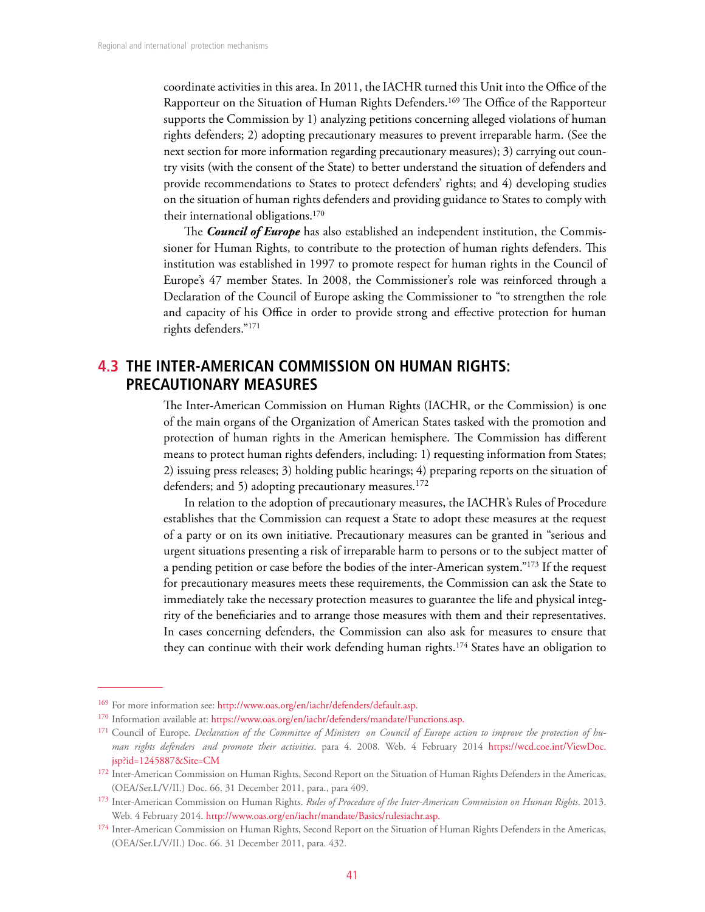coordinate activities in this area. In 2011, the IACHR turned this Unit into the Office of the Rapporteur on the Situation of Human Rights Defenders.[169] The Office of the Rapporteur supports the Commission by 1) analyzing petitions concerning alleged violations of human rights defenders; 2) adopting precautionary measures to prevent irreparable harm. (See the next section for more information regarding precautionary measures); 3) carrying out country visits (with the consent of the State) to better understand the situation of defenders and provide recommendations to States to protect defenders' rights; and 4) developing studies on the situation of human rights defenders and providing guidance to States to comply with their international obligations.[170]

The ***Council of Europe*** has also established an independent institution, the Commissioner for Human Rights, to contribute to the protection of human rights defenders. This institution was established in 1997 to promote respect for human rights in the Council of Europe's 47 member States. In 2008, the Commissioner's role was reinforced through a Declaration of the Council of Europe asking the Commissioner to "to strengthen the role and capacity of his Office in order to provide strong and effective protection for human rights defenders."[171]

## 4.3 THE INTER-AMERICAN COMMISSION ON HUMAN RIGHTS: PRECAUTIONARY MEASURES

The Inter-American Commission on Human Rights (IACHR, or the Commission) is one of the main organs of the Organization of American States tasked with the promotion and protection of human rights in the American hemisphere. The Commission has different means to protect human rights defenders, including: 1) requesting information from States; 2) issuing press releases; 3) holding public hearings; 4) preparing reports on the situation of defenders; and 5) adopting precautionary measures.[172]

In relation to the adoption of precautionary measures, the IACHR's Rules of Procedure establishes that the Commission can request a State to adopt these measures at the request of a party or on its own initiative. Precautionary measures can be granted in "serious and urgent situations presenting a risk of irreparable harm to persons or to the subject matter of a pending petition or case before the bodies of the inter-American system."[173] If the request for precautionary measures meets these requirements, the Commission can ask the State to immediately take the necessary protection measures to guarantee the life and physical integrity of the beneficiaries and to arrange those measures with them and their representatives. In cases concerning defenders, the Commission can also ask for measures to ensure that they can continue with their work defending human rights.[174] States have an obligation to

---

[169] For more information see: http://www.oas.org/en/iachr/defenders/default.asp.

[170] Information available at: https://www.oas.org/en/iachr/defenders/mandate/Functions.asp.

[171] Council of Europe. *Declaration of the Committee of Ministers on Council of Europe action to improve the protection of human rights defenders and promote their activities*. para 4. 2008. Web. 4 February 2014 https://wcd.coe.int/ViewDoc.jsp?id=1245887&Site=CM

[172] Inter-American Commission on Human Rights, Second Report on the Situation of Human Rights Defenders in the Americas, (OEA/Ser.L/V/II.) Doc. 66. 31 December 2011, para., para 409.

[173] Inter-American Commission on Human Rights. *Rules of Procedure of the Inter-American Commission on Human Rights*. 2013. Web. 4 February 2014. http://www.oas.org/en/iachr/mandate/Basics/rulesiachr.asp.

[174] Inter-American Commission on Human Rights, Second Report on the Situation of Human Rights Defenders in the Americas, (OEA/Ser.L/V/II.) Doc. 66. 31 December 2011, para. 432.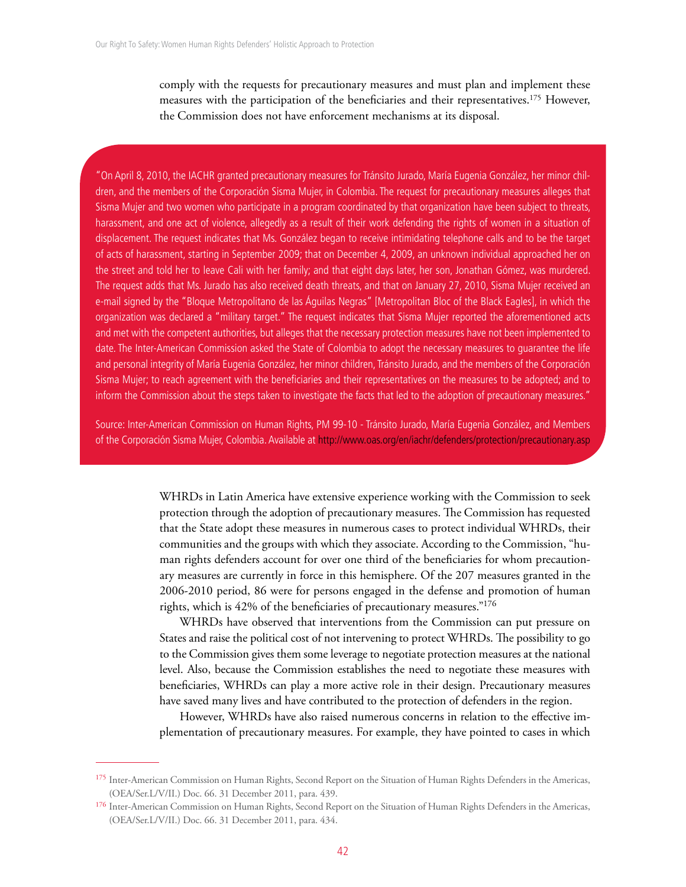comply with the requests for precautionary measures and must plan and implement these measures with the participation of the beneficiaries and their representatives.[175] However, the Commission does not have enforcement mechanisms at its disposal.

> "On April 8, 2010, the IACHR granted precautionary measures for Tránsito Jurado, María Eugenia González, her minor children, and the members of the Corporación Sisma Mujer, in Colombia. The request for precautionary measures alleges that Sisma Mujer and two women who participate in a program coordinated by that organization have been subject to threats, harassment, and one act of violence, allegedly as a result of their work defending the rights of women in a situation of displacement. The request indicates that Ms. González began to receive intimidating telephone calls and to be the target of acts of harassment, starting in September 2009; that on December 4, 2009, an unknown individual approached her on the street and told her to leave Cali with her family; and that eight days later, her son, Jonathan Gómez, was murdered. The request adds that Ms. Jurado has also received death threats, and that on January 27, 2010, Sisma Mujer received an e-mail signed by the "Bloque Metropolitano de las Águilas Negras" [Metropolitan Bloc of the Black Eagles], in which the organization was declared a "military target." The request indicates that Sisma Mujer reported the aforementioned acts and met with the competent authorities, but alleges that the necessary protection measures have not been implemented to date. The Inter-American Commission asked the State of Colombia to adopt the necessary measures to guarantee the life and personal integrity of María Eugenia González, her minor children, Tránsito Jurado, and the members of the Corporación Sisma Mujer; to reach agreement with the beneficiaries and their representatives on the measures to be adopted; and to inform the Commission about the steps taken to investigate the facts that led to the adoption of precautionary measures."
>
> Source: Inter-American Commission on Human Rights, PM 99-10 - Tránsito Jurado, María Eugenia González, and Members of the Corporación Sisma Mujer, Colombia. Available at http://www.oas.org/en/iachr/defenders/protection/precautionary.asp

WHRDs in Latin America have extensive experience working with the Commission to seek protection through the adoption of precautionary measures. The Commission has requested that the State adopt these measures in numerous cases to protect individual WHRDs, their communities and the groups with which they associate. According to the Commission, "human rights defenders account for over one third of the beneficiaries for whom precautionary measures are currently in force in this hemisphere. Of the 207 measures granted in the 2006-2010 period, 86 were for persons engaged in the defense and promotion of human rights, which is 42% of the beneficiaries of precautionary measures."[176]

WHRDs have observed that interventions from the Commission can put pressure on States and raise the political cost of not intervening to protect WHRDs. The possibility to go to the Commission gives them some leverage to negotiate protection measures at the national level. Also, because the Commission establishes the need to negotiate these measures with beneficiaries, WHRDs can play a more active role in their design. Precautionary measures have saved many lives and have contributed to the protection of defenders in the region.

However, WHRDs have also raised numerous concerns in relation to the effective implementation of precautionary measures. For example, they have pointed to cases in which

---

[175] Inter-American Commission on Human Rights, Second Report on the Situation of Human Rights Defenders in the Americas, (OEA/Ser.L/V/II.) Doc. 66. 31 December 2011, para. 439.

[176] Inter-American Commission on Human Rights, Second Report on the Situation of Human Rights Defenders in the Americas, (OEA/Ser.L/V/II.) Doc. 66. 31 December 2011, para. 434.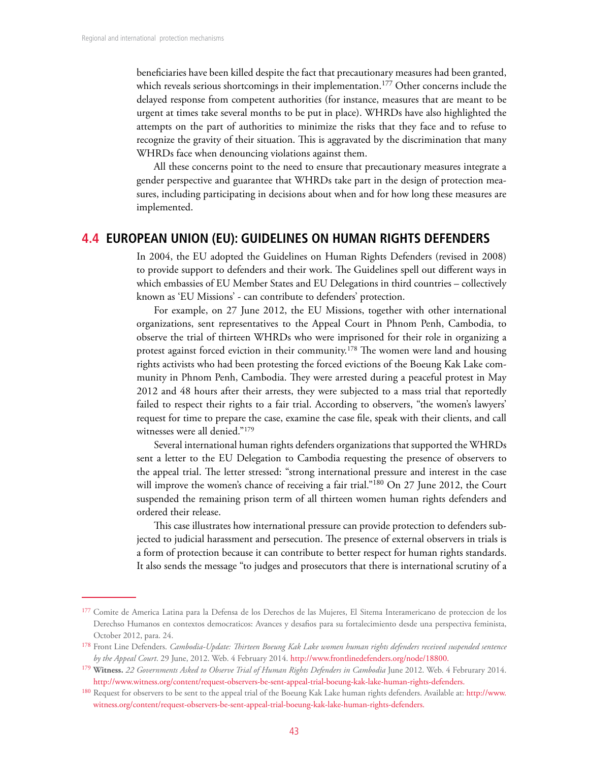beneficiaries have been killed despite the fact that precautionary measures had been granted, which reveals serious shortcomings in their implementation.[177] Other concerns include the delayed response from competent authorities (for instance, measures that are meant to be urgent at times take several months to be put in place). WHRDs have also highlighted the attempts on the part of authorities to minimize the risks that they face and to refuse to recognize the gravity of their situation. This is aggravated by the discrimination that many WHRDs face when denouncing violations against them.

All these concerns point to the need to ensure that precautionary measures integrate a gender perspective and guarantee that WHRDs take part in the design of protection measures, including participating in decisions about when and for how long these measures are implemented.

## 4.4 EUROPEAN UNION (EU): GUIDELINES ON HUMAN RIGHTS DEFENDERS

In 2004, the EU adopted the Guidelines on Human Rights Defenders (revised in 2008) to provide support to defenders and their work. The Guidelines spell out different ways in which embassies of EU Member States and EU Delegations in third countries – collectively known as 'EU Missions' - can contribute to defenders' protection.

For example, on 27 June 2012, the EU Missions, together with other international organizations, sent representatives to the Appeal Court in Phnom Penh, Cambodia, to observe the trial of thirteen WHRDs who were imprisoned for their role in organizing a protest against forced eviction in their community.[178] The women were land and housing rights activists who had been protesting the forced evictions of the Boeung Kak Lake community in Phnom Penh, Cambodia. They were arrested during a peaceful protest in May 2012 and 48 hours after their arrests, they were subjected to a mass trial that reportedly failed to respect their rights to a fair trial. According to observers, "the women's lawyers' request for time to prepare the case, examine the case file, speak with their clients, and call witnesses were all denied."[179]

Several international human rights defenders organizations that supported the WHRDs sent a letter to the EU Delegation to Cambodia requesting the presence of observers to the appeal trial. The letter stressed: "strong international pressure and interest in the case will improve the women's chance of receiving a fair trial."[180] On 27 June 2012, the Court suspended the remaining prison term of all thirteen women human rights defenders and ordered their release.

This case illustrates how international pressure can provide protection to defenders subjected to judicial harassment and persecution. The presence of external observers in trials is a form of protection because it can contribute to better respect for human rights standards. It also sends the message "to judges and prosecutors that there is international scrutiny of a

---

[177] Comite de America Latina para la Defensa de los Derechos de las Mujeres, El Sitema Interamericano de proteccion de los Derechso Humanos en contextos democraticos: Avances y desafios para su fortalecimiento desde una perspectiva feminista, October 2012, para. 24.

[178] Front Line Defenders. *Cambodia-Update: Thirteen Boeung Kak Lake women human rights defenders received suspended sentence by the Appeal Court*. 29 June, 2012. Web. 4 February 2014. http://www.frontlinedefenders.org/node/18800.

[179] **Witness.** *22 Governments Asked to Observe Trial of Human Rights Defenders in Cambodia* June 2012. Web. 4 Februrary 2014. http://www.witness.org/content/request-observers-be-sent-appeal-trial-boeung-kak-lake-human-rights-defenders.

[180] Request for observers to be sent to the appeal trial of the Boeung Kak Lake human rights defenders. Available at: http://www.witness.org/content/request-observers-be-sent-appeal-trial-boeung-kak-lake-human-rights-defenders.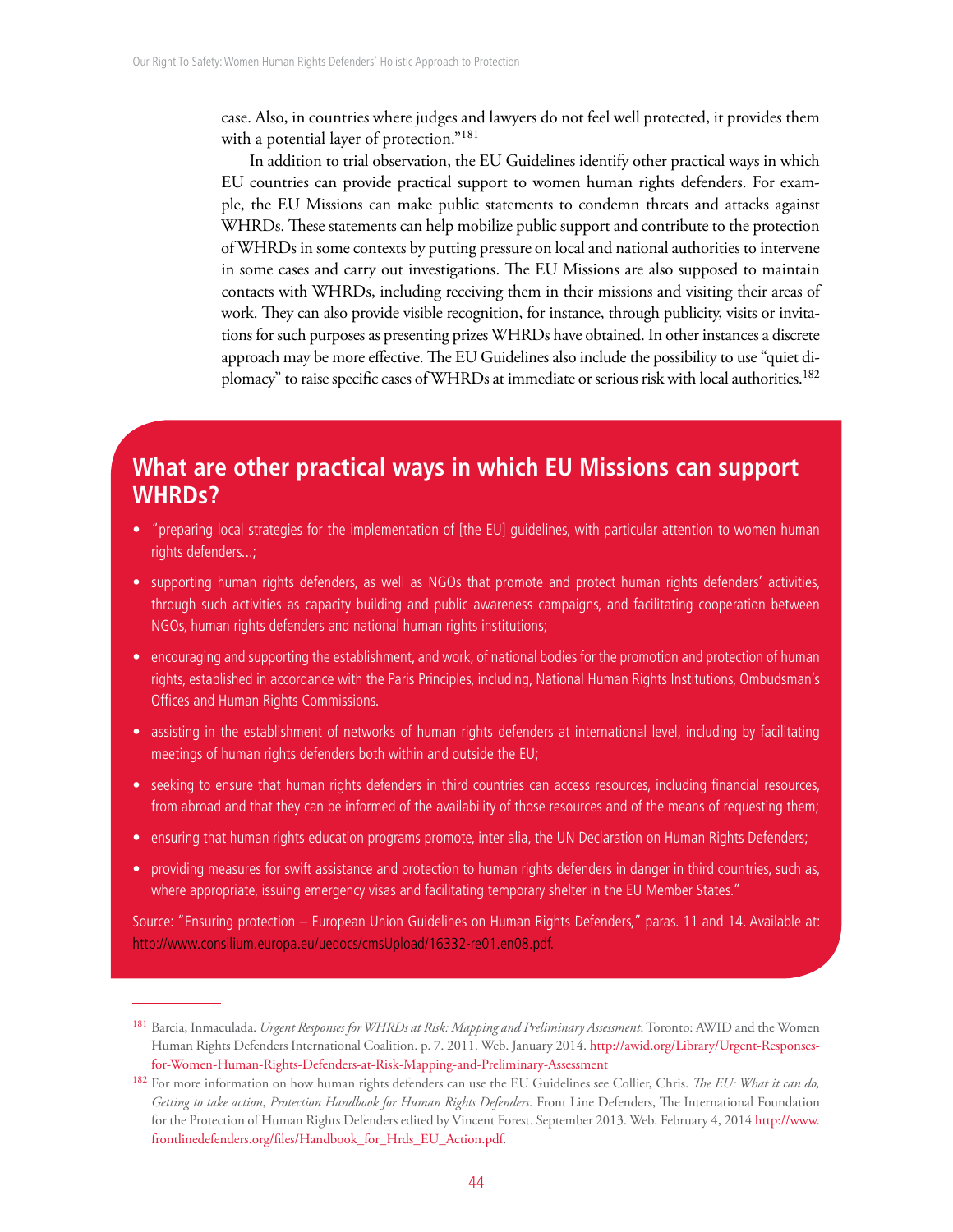case. Also, in countries where judges and lawyers do not feel well protected, it provides them with a potential layer of protection."[181]

In addition to trial observation, the EU Guidelines identify other practical ways in which EU countries can provide practical support to women human rights defenders. For example, the EU Missions can make public statements to condemn threats and attacks against WHRDs. These statements can help mobilize public support and contribute to the protection of WHRDs in some contexts by putting pressure on local and national authorities to intervene in some cases and carry out investigations. The EU Missions are also supposed to maintain contacts with WHRDs, including receiving them in their missions and visiting their areas of work. They can also provide visible recognition, for instance, through publicity, visits or invitations for such purposes as presenting prizes WHRDs have obtained. In other instances a discrete approach may be more effective. The EU Guidelines also include the possibility to use "quiet diplomacy" to raise specific cases of WHRDs at immediate or serious risk with local authorities.[182]

## What are other practical ways in which EU Missions can support WHRDs?

- "preparing local strategies for the implementation of [the EU] guidelines, with particular attention to women human rights defenders...;
- supporting human rights defenders, as well as NGOs that promote and protect human rights defenders' activities, through such activities as capacity building and public awareness campaigns, and facilitating cooperation between NGOs, human rights defenders and national human rights institutions;
- encouraging and supporting the establishment, and work, of national bodies for the promotion and protection of human rights, established in accordance with the Paris Principles, including, National Human Rights Institutions, Ombudsman's Offices and Human Rights Commissions.
- assisting in the establishment of networks of human rights defenders at international level, including by facilitating meetings of human rights defenders both within and outside the EU;
- seeking to ensure that human rights defenders in third countries can access resources, including financial resources, from abroad and that they can be informed of the availability of those resources and of the means of requesting them;
- ensuring that human rights education programs promote, inter alia, the UN Declaration on Human Rights Defenders;
- providing measures for swift assistance and protection to human rights defenders in danger in third countries, such as, where appropriate, issuing emergency visas and facilitating temporary shelter in the EU Member States."

Source: "Ensuring protection – European Union Guidelines on Human Rights Defenders," paras. 11 and 14. Available at: http://www.consilium.europa.eu/uedocs/cmsUpload/16332-re01.en08.pdf.

---

[181] Barcia, Inmaculada. *Urgent Responses for WHRDs at Risk: Mapping and Preliminary Assessment*. Toronto: AWID and the Women Human Rights Defenders International Coalition. p. 7. 2011. Web. January 2014. http://awid.org/Library/Urgent-Responses-for-Women-Human-Rights-Defenders-at-Risk-Mapping-and-Preliminary-Assessment

[182] For more information on how human rights defenders can use the EU Guidelines see Collier, Chris. *The EU: What it can do, Getting to take action*, *Protection Handbook for Human Rights Defenders*. Front Line Defenders, The International Foundation for the Protection of Human Rights Defenders edited by Vincent Forest. September 2013. Web. February 4, 2014 http://www.frontlinedefenders.org/files/Handbook_for_Hrds_EU_Action.pdf.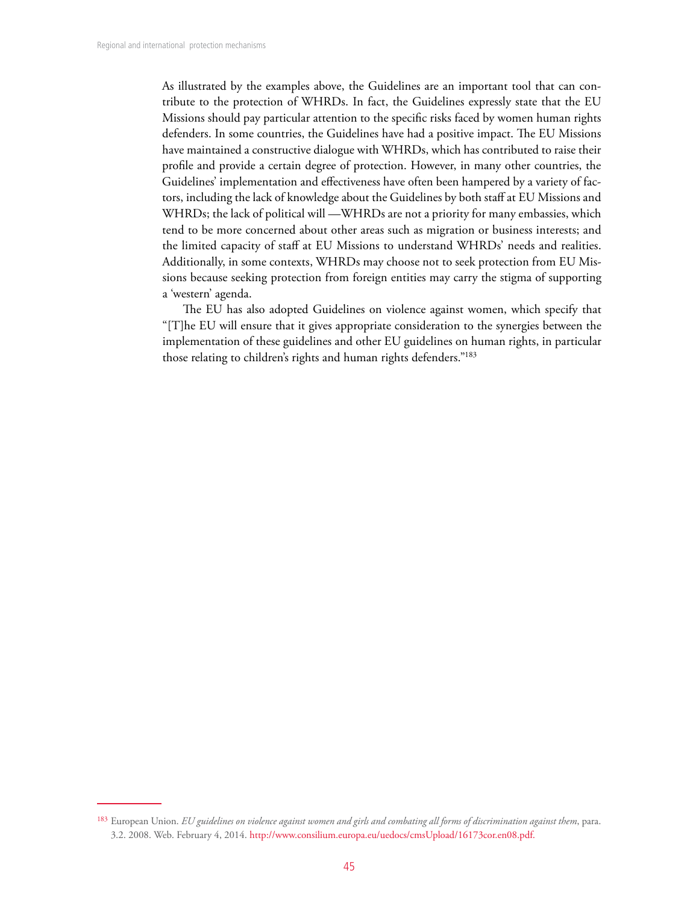As illustrated by the examples above, the Guidelines are an important tool that can contribute to the protection of WHRDs. In fact, the Guidelines expressly state that the EU Missions should pay particular attention to the specific risks faced by women human rights defenders. In some countries, the Guidelines have had a positive impact. The EU Missions have maintained a constructive dialogue with WHRDs, which has contributed to raise their profile and provide a certain degree of protection. However, in many other countries, the Guidelines' implementation and effectiveness have often been hampered by a variety of factors, including the lack of knowledge about the Guidelines by both staff at EU Missions and WHRDs; the lack of political will —WHRDs are not a priority for many embassies, which tend to be more concerned about other areas such as migration or business interests; and the limited capacity of staff at EU Missions to understand WHRDs' needs and realities. Additionally, in some contexts, WHRDs may choose not to seek protection from EU Missions because seeking protection from foreign entities may carry the stigma of supporting a 'western' agenda.

The EU has also adopted Guidelines on violence against women, which specify that "[T]he EU will ensure that it gives appropriate consideration to the synergies between the implementation of these guidelines and other EU guidelines on human rights, in particular those relating to children's rights and human rights defenders."[183]

---

[183] European Union. *EU guidelines on violence against women and girls and combating all forms of discrimination against them*, para. 3.2. 2008. Web. February 4, 2014. http://www.consilium.europa.eu/uedocs/cmsUpload/16173cor.en08.pdf.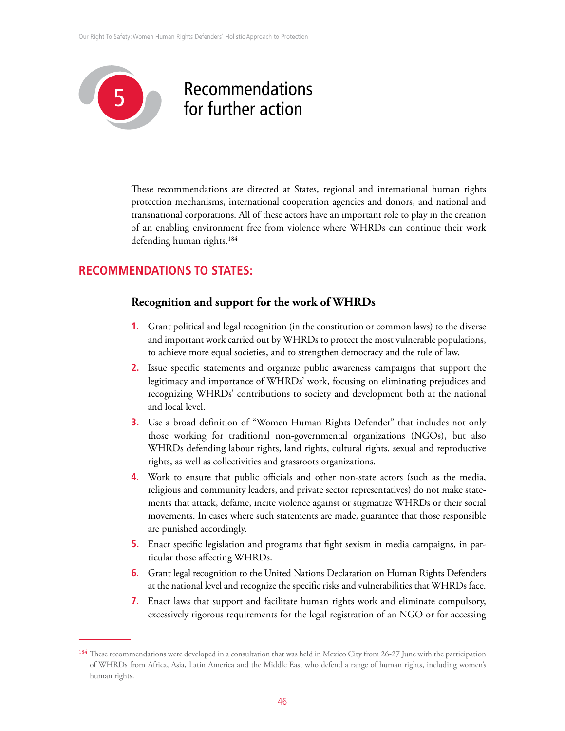# 5 Recommendations for further action

These recommendations are directed at States, regional and international human rights protection mechanisms, international cooperation agencies and donors, and national and transnational corporations. All of these actors have an important role to play in the creation of an enabling environment free from violence where WHRDs can continue their work defending human rights.[184]

## RECOMMENDATIONS TO STATES:

### Recognition and support for the work of WHRDs

1. Grant political and legal recognition (in the constitution or common laws) to the diverse and important work carried out by WHRDs to protect the most vulnerable populations, to achieve more equal societies, and to strengthen democracy and the rule of law.
2. Issue specific statements and organize public awareness campaigns that support the legitimacy and importance of WHRDs' work, focusing on eliminating prejudices and recognizing WHRDs' contributions to society and development both at the national and local level.
3. Use a broad definition of "Women Human Rights Defender" that includes not only those working for traditional non-governmental organizations (NGOs), but also WHRDs defending labour rights, land rights, cultural rights, sexual and reproductive rights, as well as collectivities and grassroots organizations.
4. Work to ensure that public officials and other non-state actors (such as the media, religious and community leaders, and private sector representatives) do not make statements that attack, defame, incite violence against or stigmatize WHRDs or their social movements. In cases where such statements are made, guarantee that those responsible are punished accordingly.
5. Enact specific legislation and programs that fight sexism in media campaigns, in particular those affecting WHRDs.
6. Grant legal recognition to the United Nations Declaration on Human Rights Defenders at the national level and recognize the specific risks and vulnerabilities that WHRDs face.
7. Enact laws that support and facilitate human rights work and eliminate compulsory, excessively rigorous requirements for the legal registration of an NGO or for accessing

---

[184] These recommendations were developed in a consultation that was held in Mexico City from 26-27 June with the participation of WHRDs from Africa, Asia, Latin America and the Middle East who defend a range of human rights, including women's human rights.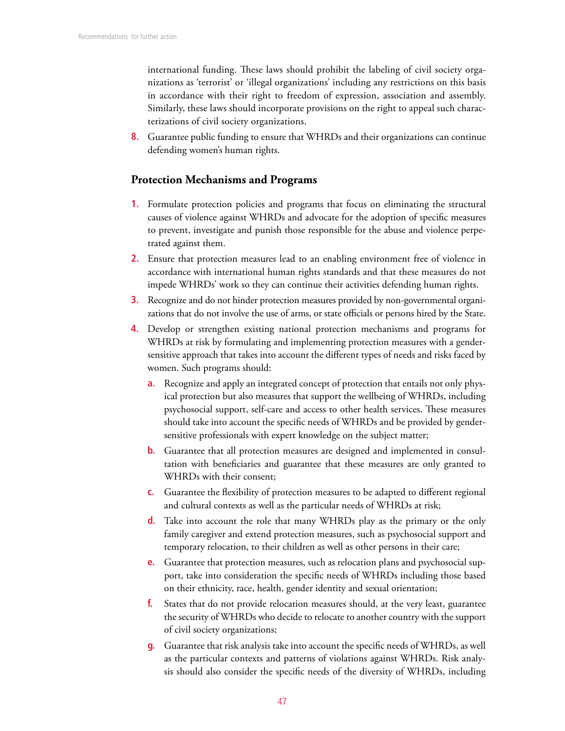international funding. These laws should prohibit the labeling of civil society organizations as 'terrorist' or 'illegal organizations' including any restrictions on this basis in accordance with their right to freedom of expression, association and assembly. Similarly, these laws should incorporate provisions on the right to appeal such characterizations of civil society organizations.

8. Guarantee public funding to ensure that WHRDs and their organizations can continue defending women's human rights.

## Protection Mechanisms and Programs

1. Formulate protection policies and programs that focus on eliminating the structural causes of violence against WHRDs and advocate for the adoption of specific measures to prevent, investigate and punish those responsible for the abuse and violence perpetrated against them.
2. Ensure that protection measures lead to an enabling environment free of violence in accordance with international human rights standards and that these measures do not impede WHRDs' work so they can continue their activities defending human rights.
3. Recognize and do not hinder protection measures provided by non-governmental organizations that do not involve the use of arms, or state officials or persons hired by the State.
4. Develop or strengthen existing national protection mechanisms and programs for WHRDs at risk by formulating and implementing protection measures with a gender-sensitive approach that takes into account the different types of needs and risks faced by women. Such programs should:
   a. Recognize and apply an integrated concept of protection that entails not only physical protection but also measures that support the wellbeing of WHRDs, including psychosocial support, self-care and access to other health services. These measures should take into account the specific needs of WHRDs and be provided by gender-sensitive professionals with expert knowledge on the subject matter;
   b. Guarantee that all protection measures are designed and implemented in consultation with beneficiaries and guarantee that these measures are only granted to WHRDs with their consent;
   c. Guarantee the flexibility of protection measures to be adapted to different regional and cultural contexts as well as the particular needs of WHRDs at risk;
   d. Take into account the role that many WHRDs play as the primary or the only family caregiver and extend protection measures, such as psychosocial support and temporary relocation, to their children as well as other persons in their care;
   e. Guarantee that protection measures, such as relocation plans and psychosocial support, take into consideration the specific needs of WHRDs including those based on their ethnicity, race, health, gender identity and sexual orientation;
   f. States that do not provide relocation measures should, at the very least, guarantee the security of WHRDs who decide to relocate to another country with the support of civil society organizations;
   g. Guarantee that risk analysis take into account the specific needs of WHRDs, as well as the particular contexts and patterns of violations against WHRDs. Risk analysis should also consider the specific needs of the diversity of WHRDs, including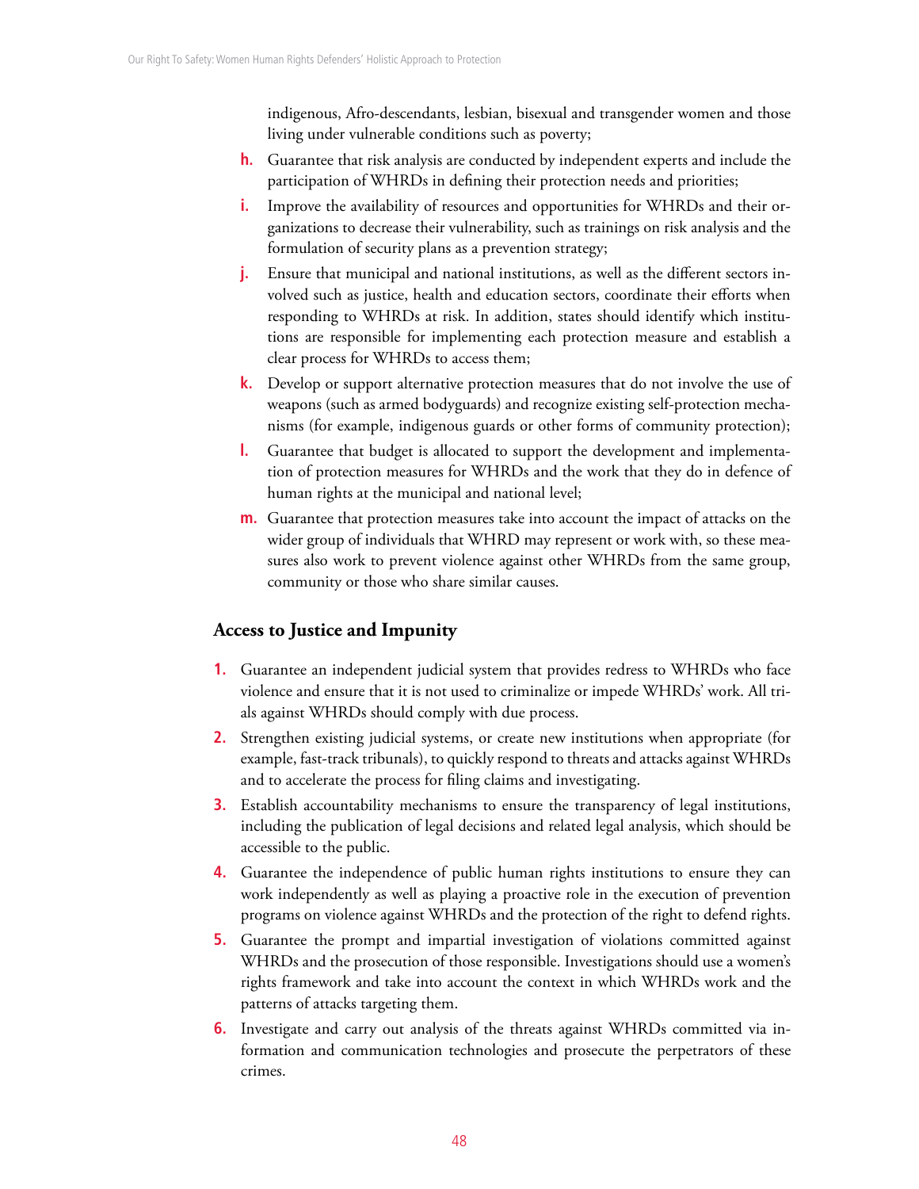indigenous, Afro-descendants, lesbian, bisexual and transgender women and those living under vulnerable conditions such as poverty;

h. Guarantee that risk analysis are conducted by independent experts and include the participation of WHRDs in defining their protection needs and priorities;

i. Improve the availability of resources and opportunities for WHRDs and their organizations to decrease their vulnerability, such as trainings on risk analysis and the formulation of security plans as a prevention strategy;

j. Ensure that municipal and national institutions, as well as the different sectors involved such as justice, health and education sectors, coordinate their efforts when responding to WHRDs at risk. In addition, states should identify which institutions are responsible for implementing each protection measure and establish a clear process for WHRDs to access them;

k. Develop or support alternative protection measures that do not involve the use of weapons (such as armed bodyguards) and recognize existing self-protection mechanisms (for example, indigenous guards or other forms of community protection);

l. Guarantee that budget is allocated to support the development and implementation of protection measures for WHRDs and the work that they do in defence of human rights at the municipal and national level;

m. Guarantee that protection measures take into account the impact of attacks on the wider group of individuals that WHRD may represent or work with, so these measures also work to prevent violence against other WHRDs from the same group, community or those who share similar causes.

## Access to Justice and Impunity

1. Guarantee an independent judicial system that provides redress to WHRDs who face violence and ensure that it is not used to criminalize or impede WHRDs' work. All trials against WHRDs should comply with due process.
2. Strengthen existing judicial systems, or create new institutions when appropriate (for example, fast-track tribunals), to quickly respond to threats and attacks against WHRDs and to accelerate the process for filing claims and investigating.
3. Establish accountability mechanisms to ensure the transparency of legal institutions, including the publication of legal decisions and related legal analysis, which should be accessible to the public.
4. Guarantee the independence of public human rights institutions to ensure they can work independently as well as playing a proactive role in the execution of prevention programs on violence against WHRDs and the protection of the right to defend rights.
5. Guarantee the prompt and impartial investigation of violations committed against WHRDs and the prosecution of those responsible. Investigations should use a women's rights framework and take into account the context in which WHRDs work and the patterns of attacks targeting them.
6. Investigate and carry out analysis of the threats against WHRDs committed via information and communication technologies and prosecute the perpetrators of these crimes.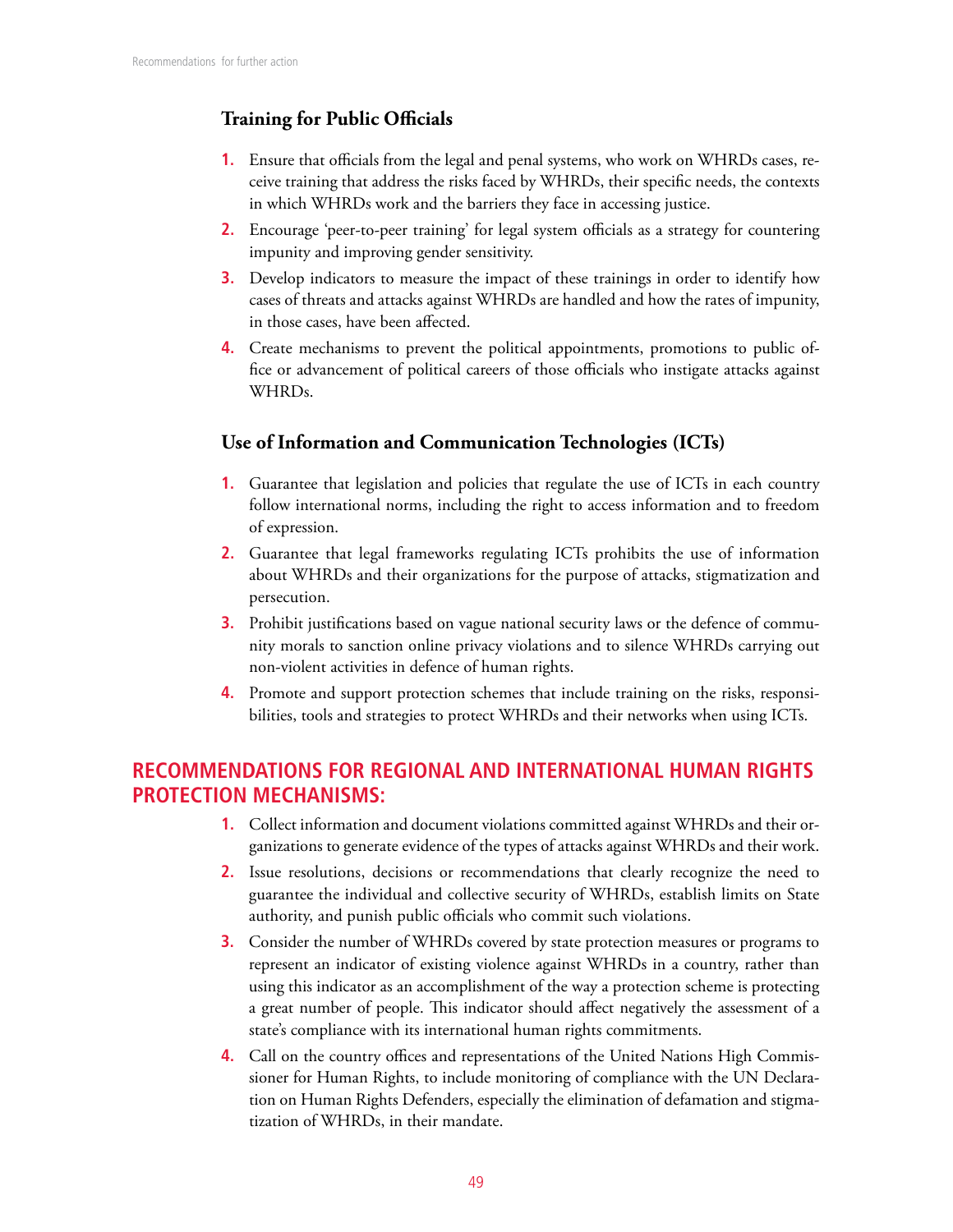### Training for Public Officials

1. Ensure that officials from the legal and penal systems, who work on WHRDs cases, receive training that address the risks faced by WHRDs, their specific needs, the contexts in which WHRDs work and the barriers they face in accessing justice.
2. Encourage 'peer-to-peer training' for legal system officials as a strategy for countering impunity and improving gender sensitivity.
3. Develop indicators to measure the impact of these trainings in order to identify how cases of threats and attacks against WHRDs are handled and how the rates of impunity, in those cases, have been affected.
4. Create mechanisms to prevent the political appointments, promotions to public office or advancement of political careers of those officials who instigate attacks against WHRDs.

### Use of Information and Communication Technologies (ICTs)

1. Guarantee that legislation and policies that regulate the use of ICTs in each country follow international norms, including the right to access information and to freedom of expression.
2. Guarantee that legal frameworks regulating ICTs prohibits the use of information about WHRDs and their organizations for the purpose of attacks, stigmatization and persecution.
3. Prohibit justifications based on vague national security laws or the defence of community morals to sanction online privacy violations and to silence WHRDs carrying out non-violent activities in defence of human rights.
4. Promote and support protection schemes that include training on the risks, responsibilities, tools and strategies to protect WHRDs and their networks when using ICTs.

## RECOMMENDATIONS FOR REGIONAL AND INTERNATIONAL HUMAN RIGHTS PROTECTION MECHANISMS:

1. Collect information and document violations committed against WHRDs and their organizations to generate evidence of the types of attacks against WHRDs and their work.
2. Issue resolutions, decisions or recommendations that clearly recognize the need to guarantee the individual and collective security of WHRDs, establish limits on State authority, and punish public officials who commit such violations.
3. Consider the number of WHRDs covered by state protection measures or programs to represent an indicator of existing violence against WHRDs in a country, rather than using this indicator as an accomplishment of the way a protection scheme is protecting a great number of people. This indicator should affect negatively the assessment of a state's compliance with its international human rights commitments.
4. Call on the country offices and representations of the United Nations High Commissioner for Human Rights, to include monitoring of compliance with the UN Declaration on Human Rights Defenders, especially the elimination of defamation and stigmatization of WHRDs, in their mandate.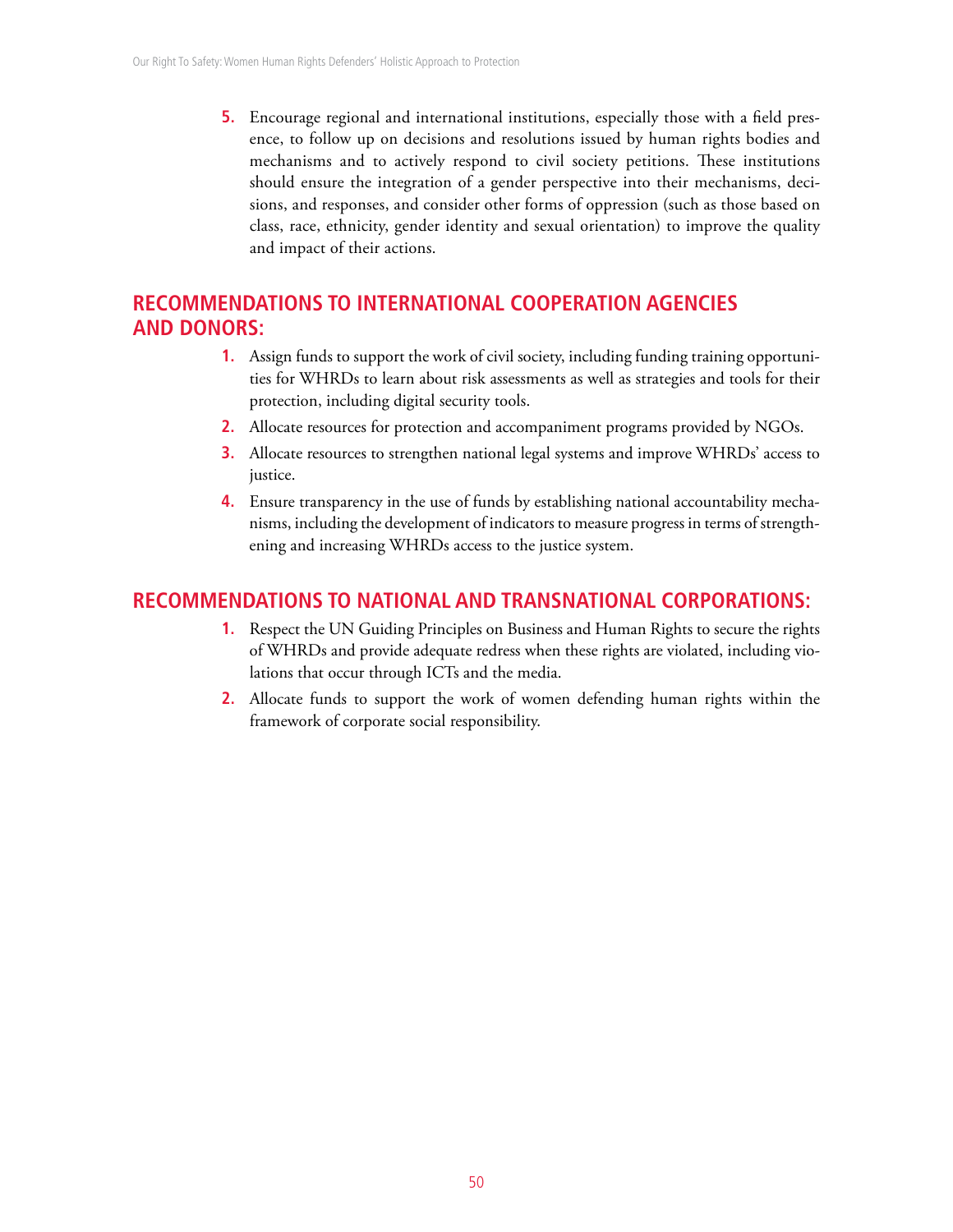5. Encourage regional and international institutions, especially those with a field presence, to follow up on decisions and resolutions issued by human rights bodies and mechanisms and to actively respond to civil society petitions. These institutions should ensure the integration of a gender perspective into their mechanisms, decisions, and responses, and consider other forms of oppression (such as those based on class, race, ethnicity, gender identity and sexual orientation) to improve the quality and impact of their actions.

## RECOMMENDATIONS TO INTERNATIONAL COOPERATION AGENCIES AND DONORS:

1. Assign funds to support the work of civil society, including funding training opportunities for WHRDs to learn about risk assessments as well as strategies and tools for their protection, including digital security tools.
2. Allocate resources for protection and accompaniment programs provided by NGOs.
3. Allocate resources to strengthen national legal systems and improve WHRDs' access to justice.
4. Ensure transparency in the use of funds by establishing national accountability mechanisms, including the development of indicators to measure progress in terms of strengthening and increasing WHRDs access to the justice system.

## RECOMMENDATIONS TO NATIONAL AND TRANSNATIONAL CORPORATIONS:

1. Respect the UN Guiding Principles on Business and Human Rights to secure the rights of WHRDs and provide adequate redress when these rights are violated, including violations that occur through ICTs and the media.
2. Allocate funds to support the work of women defending human rights within the framework of corporate social responsibility.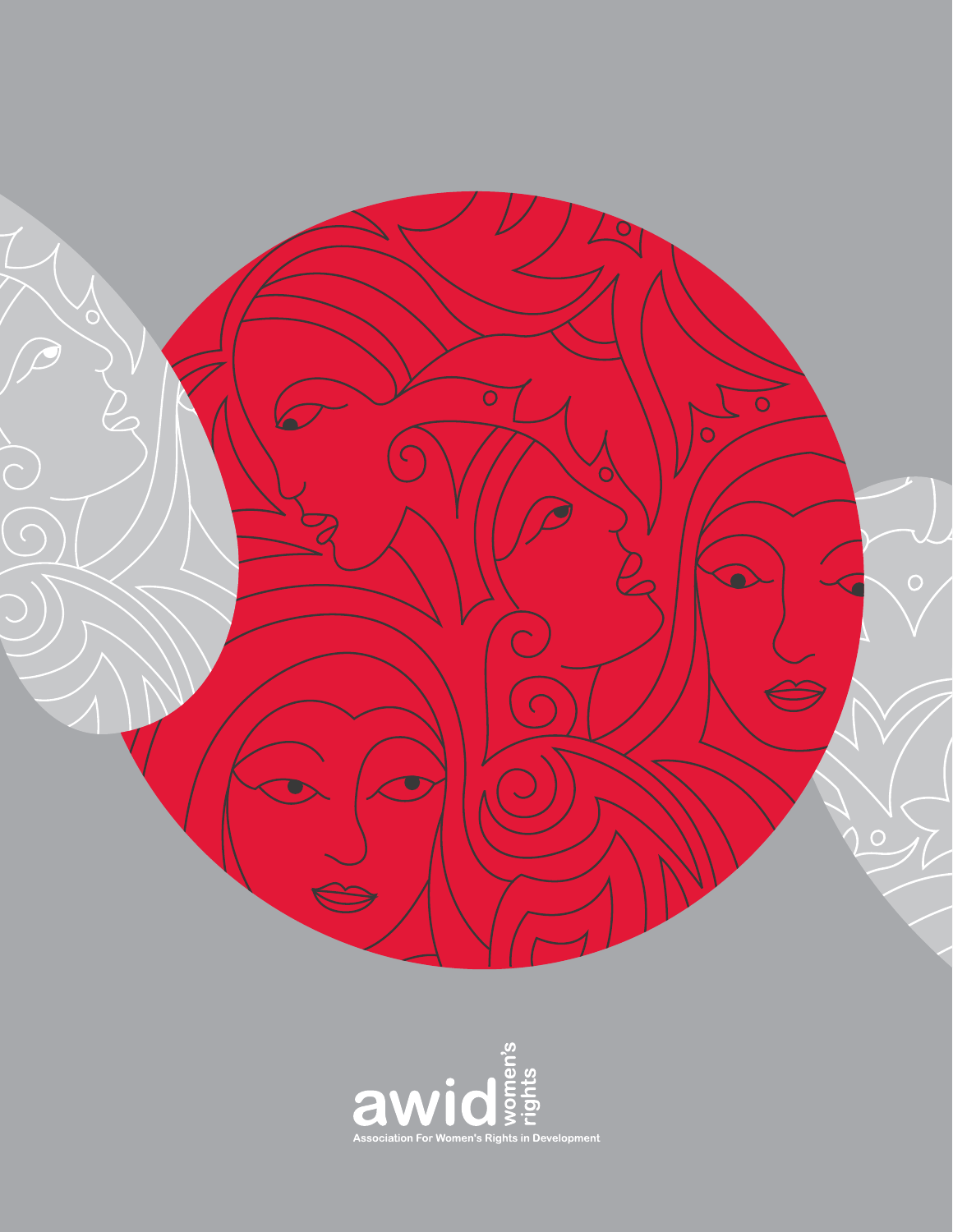awid women's rights

Association For Women's Rights in Development